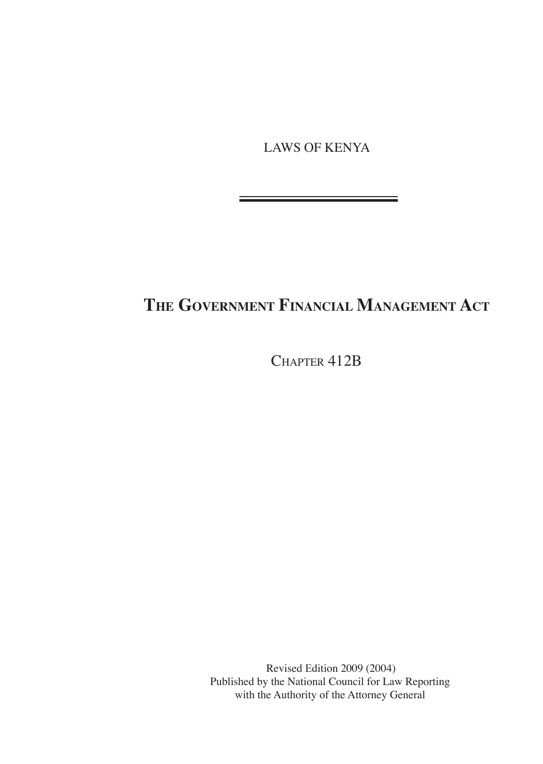LAWS OF KENYA

# THE GOVERNMENT FINANCIAL MANAGEMENT ACT

CHAPTER 412B

Revised Edition 2009 (2004)
Published by the National Council for Law Reporting
with the Authority of the Attorney General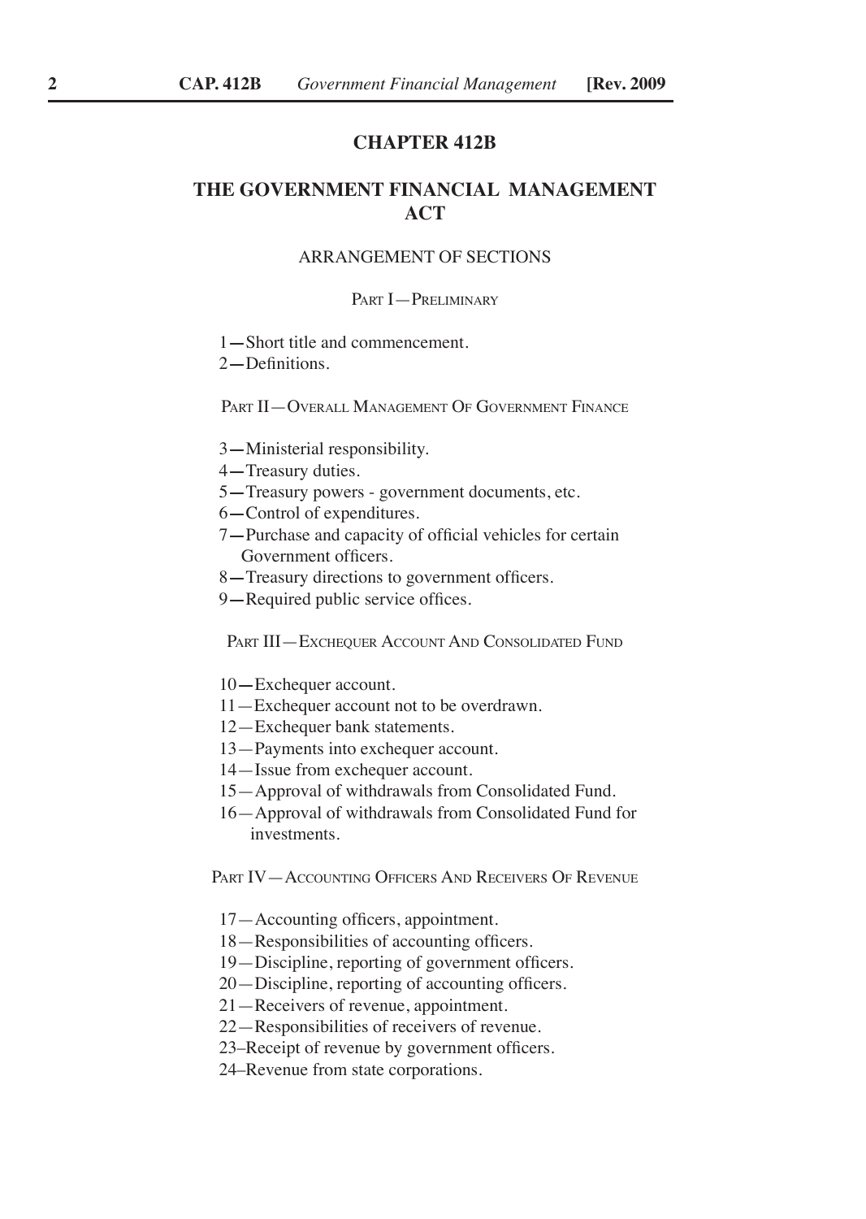# CHAPTER 412B

# THE GOVERNMENT FINANCIAL MANAGEMENT ACT

## ARRANGEMENT OF SECTIONS

### Part I—Preliminary

1—Short title and commencement.
2—Definitions.

### Part II—Overall Management Of Government Finance

3—Ministerial responsibility.
4—Treasury duties.
5—Treasury powers - government documents, etc.
6—Control of expenditures.
7—Purchase and capacity of official vehicles for certain Government officers.
8—Treasury directions to government officers.
9—Required public service offices.

### Part III—Exchequer Account And Consolidated Fund

10—Exchequer account.
11—Exchequer account not to be overdrawn.
12—Exchequer bank statements.
13—Payments into exchequer account.
14—Issue from exchequer account.
15—Approval of withdrawals from Consolidated Fund.
16—Approval of withdrawals from Consolidated Fund for investments.

### Part IV—Accounting Officers And Receivers Of Revenue

17—Accounting officers, appointment.
18—Responsibilities of accounting officers.
19—Discipline, reporting of government officers.
20—Discipline, reporting of accounting officers.
21—Receivers of revenue, appointment.
22—Responsibilities of receivers of revenue.
23–Receipt of revenue by government officers.
24–Revenue from state corporations.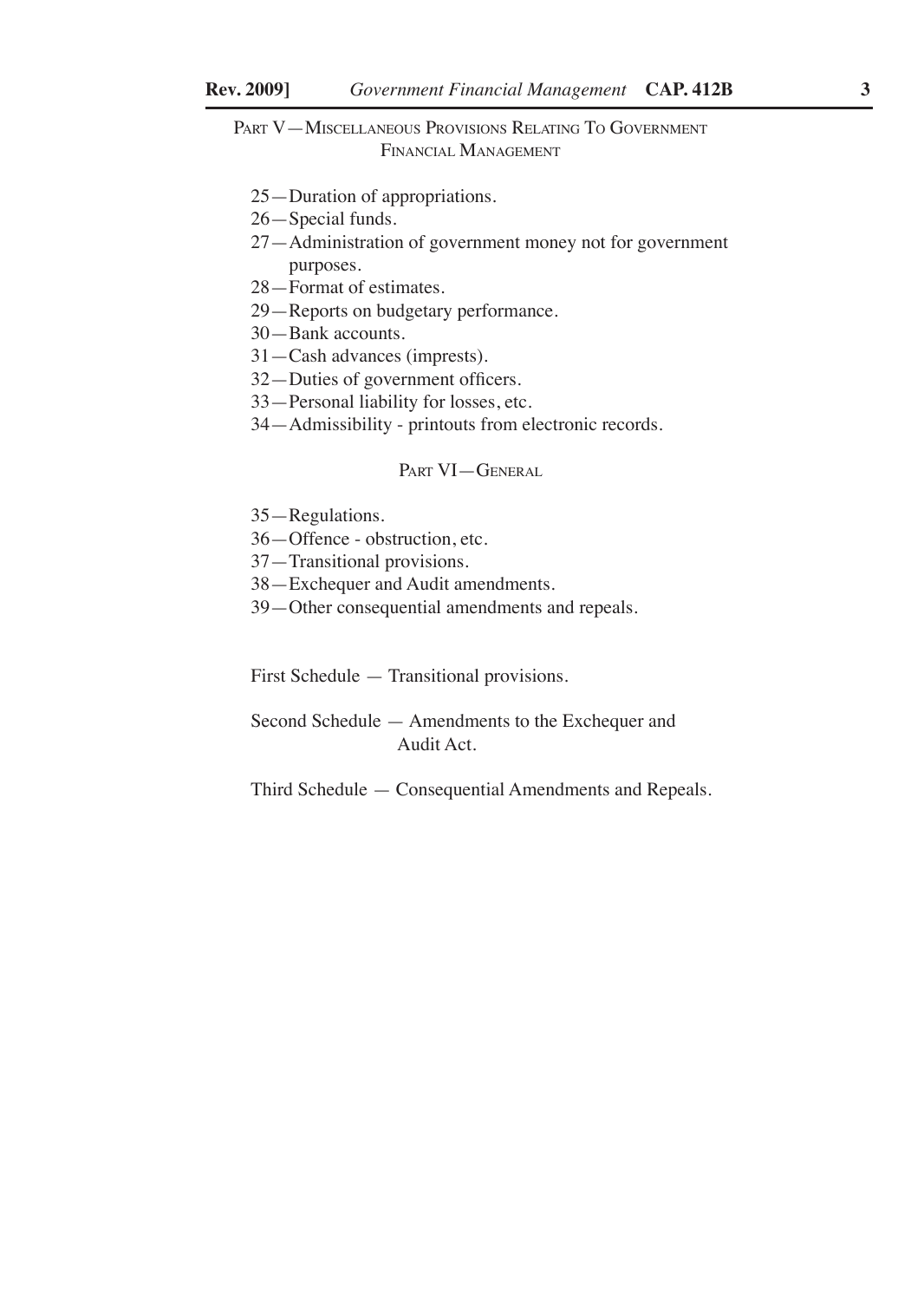PART V—MISCELLANEOUS PROVISIONS RELATING TO GOVERNMENT FINANCIAL MANAGEMENT

25—Duration of appropriations.
26—Special funds.
27—Administration of government money not for government purposes.
28—Format of estimates.
29—Reports on budgetary performance.
30—Bank accounts.
31—Cash advances (imprests).
32—Duties of government officers.
33—Personal liability for losses, etc.
34—Admissibility - printouts from electronic records.

PART VI—GENERAL

35—Regulations.
36—Offence - obstruction, etc.
37—Transitional provisions.
38—Exchequer and Audit amendments.
39—Other consequential amendments and repeals.

First Schedule — Transitional provisions.

Second Schedule — Amendments to the Exchequer and Audit Act.

Third Schedule — Consequential Amendments and Repeals.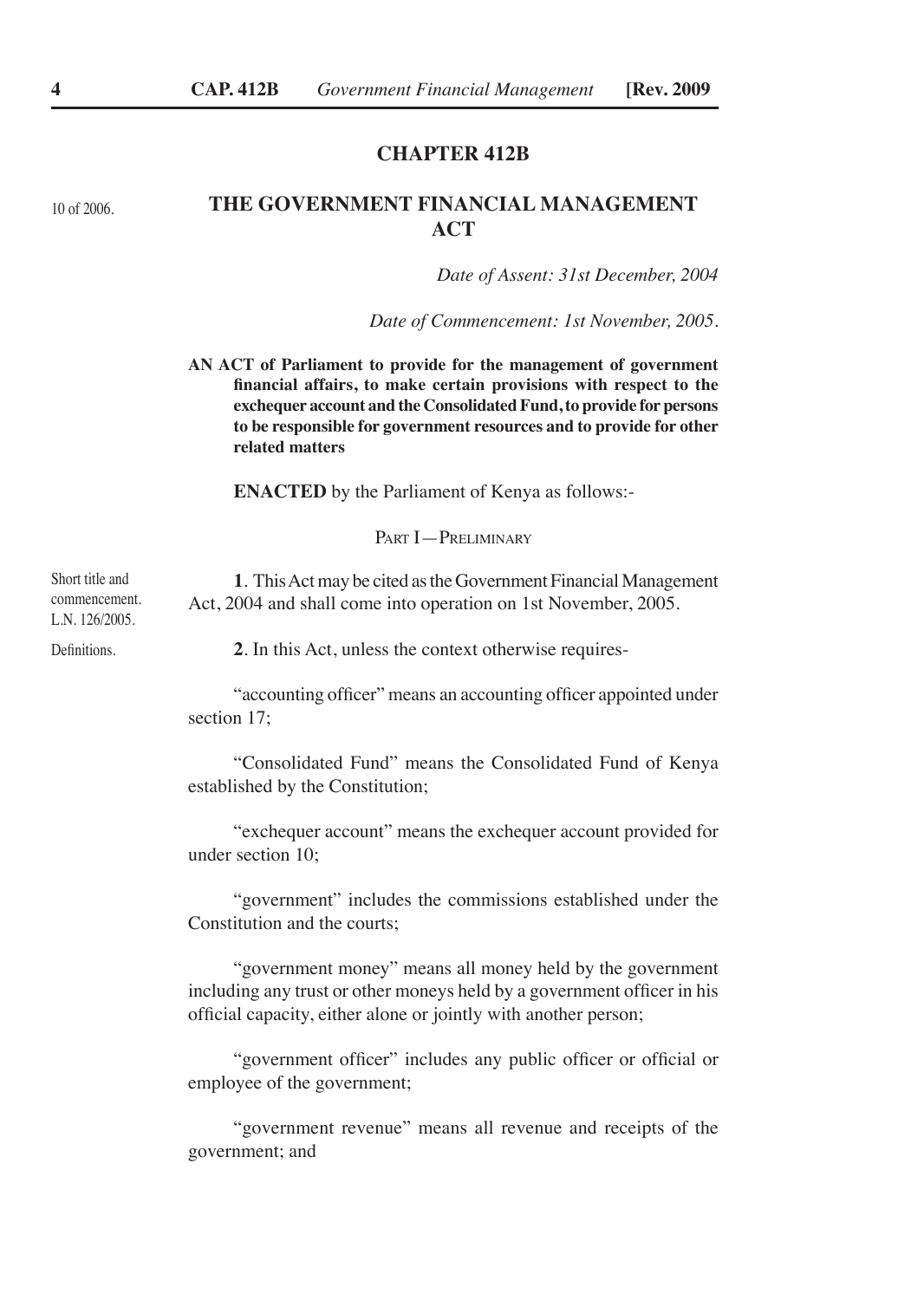# CHAPTER 412B

10 of 2006.

## THE GOVERNMENT FINANCIAL MANAGEMENT ACT

*Date of Assent: 31st December, 2004*

*Date of Commencement: 1st November, 2005.*

**AN ACT of Parliament to provide for the management of government financial affairs, to make certain provisions with respect to the exchequer account and the Consolidated Fund, to provide for persons to be responsible for government resources and to provide for other related matters**

**ENACTED** by the Parliament of Kenya as follows:-

### PART I—PRELIMINARY

Short title and commencement. L.N. 126/2005.

**1**. This Act may be cited as the Government Financial Management Act, 2004 and shall come into operation on 1st November, 2005.

Definitions.

**2**. In this Act, unless the context otherwise requires-

"accounting officer" means an accounting officer appointed under section 17;

"Consolidated Fund" means the Consolidated Fund of Kenya established by the Constitution;

"exchequer account" means the exchequer account provided for under section 10;

"government" includes the commissions established under the Constitution and the courts;

"government money" means all money held by the government including any trust or other moneys held by a government officer in his official capacity, either alone or jointly with another person;

"government officer" includes any public officer or official or employee of the government;

"government revenue" means all revenue and receipts of the government; and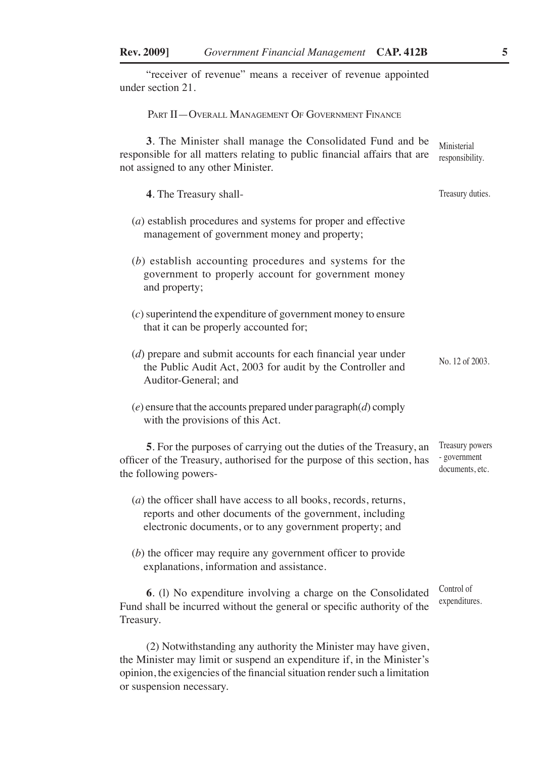"receiver of revenue" means a receiver of revenue appointed under section 21.

## Part II—Overall Management Of Government Finance

*Ministerial responsibility.*

**3**. The Minister shall manage the Consolidated Fund and be responsible for all matters relating to public financial affairs that are not assigned to any other Minister.

*Treasury duties.*

**4**. The Treasury shall-

(*a*) establish procedures and systems for proper and effective management of government money and property;

(*b*) establish accounting procedures and systems for the government to properly account for government money and property;

(*c*) superintend the expenditure of government money to ensure that it can be properly accounted for;

(*d*) prepare and submit accounts for each financial year under the Public Audit Act, 2003 for audit by the Controller and Auditor-General; and

*No. 12 of 2003.*

(*e*) ensure that the accounts prepared under paragraph(*d*) comply with the provisions of this Act.

*Treasury powers - government documents, etc.*

**5**. For the purposes of carrying out the duties of the Treasury, an officer of the Treasury, authorised for the purpose of this section, has the following powers-

(*a*) the officer shall have access to all books, records, returns, reports and other documents of the government, including electronic documents, or to any government property; and

(*b*) the officer may require any government officer to provide explanations, information and assistance.

*Control of expenditures.*

**6**. (l) No expenditure involving a charge on the Consolidated Fund shall be incurred without the general or specific authority of the Treasury.

(2) Notwithstanding any authority the Minister may have given, the Minister may limit or suspend an expenditure if, in the Minister's opinion, the exigencies of the financial situation render such a limitation or suspension necessary.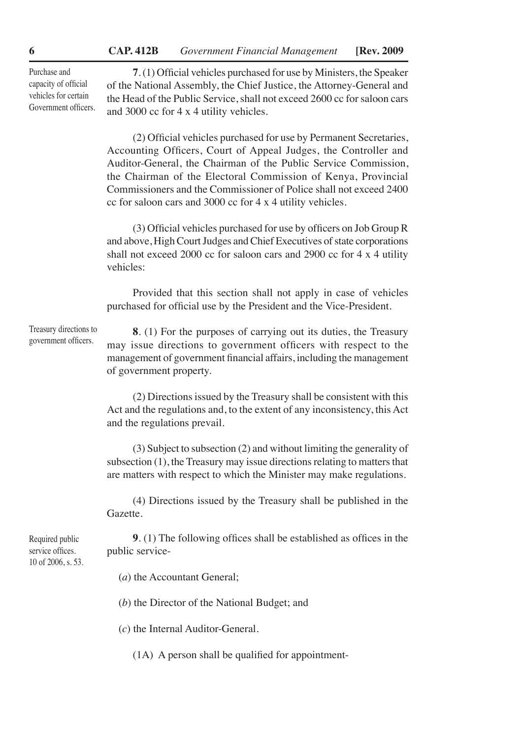Purchase and capacity of official vehicles for certain Government officers.

**7**. (1) Official vehicles purchased for use by Ministers, the Speaker of the National Assembly, the Chief Justice, the Attorney-General and the Head of the Public Service, shall not exceed 2600 cc for saloon cars and 3000 cc for 4 x 4 utility vehicles.

(2) Official vehicles purchased for use by Permanent Secretaries, Accounting Officers, Court of Appeal Judges, the Controller and Auditor-General, the Chairman of the Public Service Commission, the Chairman of the Electoral Commission of Kenya, Provincial Commissioners and the Commissioner of Police shall not exceed 2400 cc for saloon cars and 3000 cc for 4 x 4 utility vehicles.

(3) Official vehicles purchased for use by officers on Job Group R and above, High Court Judges and Chief Executives of state corporations shall not exceed 2000 cc for saloon cars and 2900 cc for 4 x 4 utility vehicles:

Provided that this section shall not apply in case of vehicles purchased for official use by the President and the Vice-President.

Treasury directions to government officers.

**8**. (1) For the purposes of carrying out its duties, the Treasury may issue directions to government officers with respect to the management of government financial affairs, including the management of government property.

(2) Directions issued by the Treasury shall be consistent with this Act and the regulations and, to the extent of any inconsistency, this Act and the regulations prevail.

(3) Subject to subsection (2) and without limiting the generality of subsection (1), the Treasury may issue directions relating to matters that are matters with respect to which the Minister may make regulations.

(4) Directions issued by the Treasury shall be published in the Gazette.

Required public service offices. 10 of 2006, s. 53.

**9**. (1) The following offices shall be established as offices in the public service-

(*a*) the Accountant General;

(*b*) the Director of the National Budget; and

(*c*) the Internal Auditor-General.

(1A) A person shall be qualified for appointment-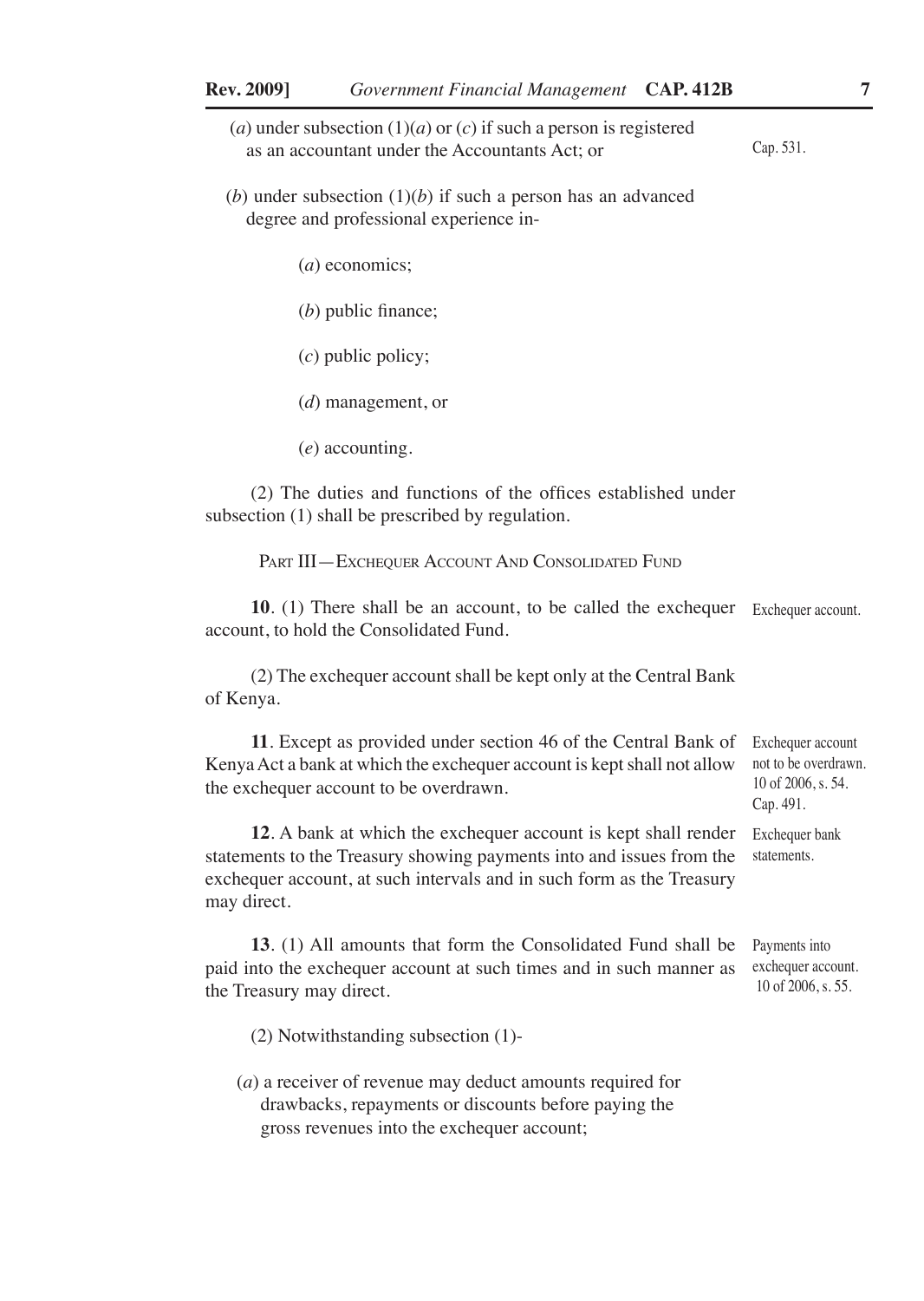(*a*) under subsection (1)(*a*) or (*c*) if such a person is registered as an accountant under the Accountants Act; or

Cap. 531.

(*b*) under subsection (1)(*b*) if such a person has an advanced degree and professional experience in-

(*a*) economics;

(*b*) public finance;

(*c*) public policy;

(*d*) management, or

(*e*) accounting.

(2) The duties and functions of the offices established under subsection (1) shall be prescribed by regulation.

## PART III—EXCHEQUER ACCOUNT AND CONSOLIDATED FUND

Exchequer account.

**10**. (1) There shall be an account, to be called the exchequer account, to hold the Consolidated Fund.

(2) The exchequer account shall be kept only at the Central Bank of Kenya.

Exchequer account not to be overdrawn. 10 of 2006, s. 54. Cap. 491.

**11**. Except as provided under section 46 of the Central Bank of Kenya Act a bank at which the exchequer account is kept shall not allow the exchequer account to be overdrawn.

Exchequer bank statements.

**12**. A bank at which the exchequer account is kept shall render statements to the Treasury showing payments into and issues from the exchequer account, at such intervals and in such form as the Treasury may direct.

Payments into exchequer account. 10 of 2006, s. 55.

**13**. (1) All amounts that form the Consolidated Fund shall be paid into the exchequer account at such times and in such manner as the Treasury may direct.

(2) Notwithstanding subsection (1)-

(*a*) a receiver of revenue may deduct amounts required for drawbacks, repayments or discounts before paying the gross revenues into the exchequer account;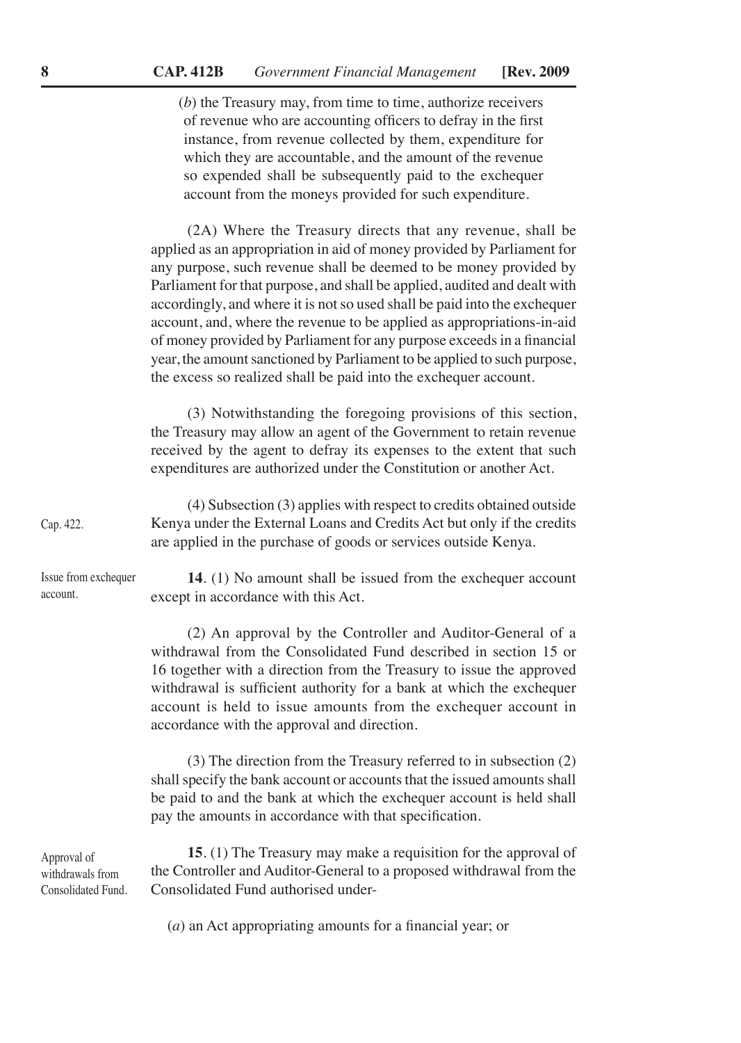(*b*) the Treasury may, from time to time, authorize receivers of revenue who are accounting officers to defray in the first instance, from revenue collected by them, expenditure for which they are accountable, and the amount of the revenue so expended shall be subsequently paid to the exchequer account from the moneys provided for such expenditure.

(2A) Where the Treasury directs that any revenue, shall be applied as an appropriation in aid of money provided by Parliament for any purpose, such revenue shall be deemed to be money provided by Parliament for that purpose, and shall be applied, audited and dealt with accordingly, and where it is not so used shall be paid into the exchequer account, and, where the revenue to be applied as appropriations-in-aid of money provided by Parliament for any purpose exceeds in a financial year, the amount sanctioned by Parliament to be applied to such purpose, the excess so realized shall be paid into the exchequer account.

(3) Notwithstanding the foregoing provisions of this section, the Treasury may allow an agent of the Government to retain revenue received by the agent to defray its expenses to the extent that such expenditures are authorized under the Constitution or another Act.

(4) Subsection (3) applies with respect to credits obtained outside Kenya under the External Loans and Credits Act but only if the credits are applied in the purchase of goods or services outside Kenya.

Cap. 422.

Issue from exchequer account.

**14**. (1) No amount shall be issued from the exchequer account except in accordance with this Act.

(2) An approval by the Controller and Auditor-General of a withdrawal from the Consolidated Fund described in section 15 or 16 together with a direction from the Treasury to issue the approved withdrawal is sufficient authority for a bank at which the exchequer account is held to issue amounts from the exchequer account in accordance with the approval and direction.

(3) The direction from the Treasury referred to in subsection (2) shall specify the bank account or accounts that the issued amounts shall be paid to and the bank at which the exchequer account is held shall pay the amounts in accordance with that specification.

Approval of withdrawals from Consolidated Fund.

**15**. (1) The Treasury may make a requisition for the approval of the Controller and Auditor-General to a proposed withdrawal from the Consolidated Fund authorised under-

(*a*) an Act appropriating amounts for a financial year; or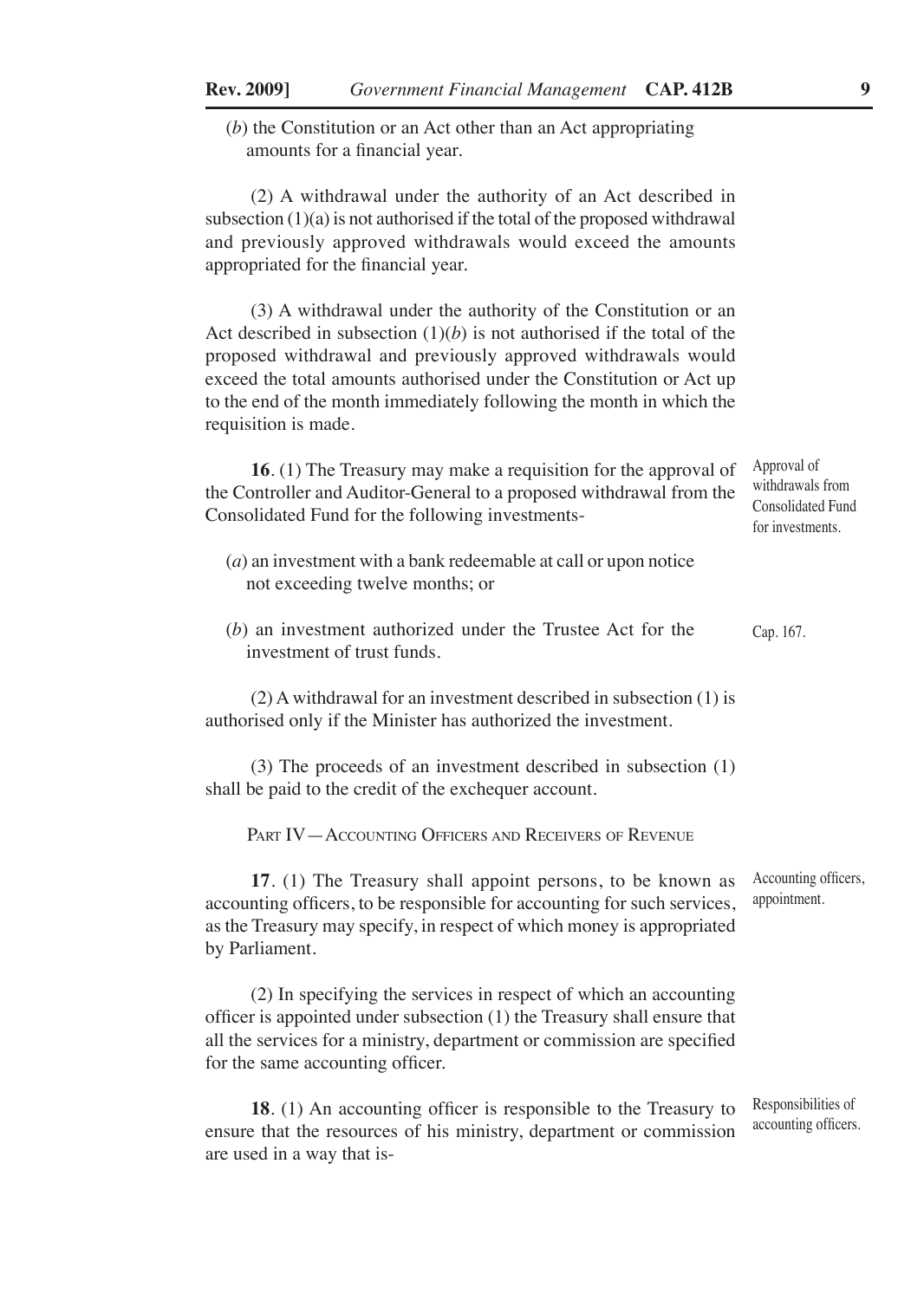(*b*) the Constitution or an Act other than an Act appropriating amounts for a financial year.

(2) A withdrawal under the authority of an Act described in subsection (1)(a) is not authorised if the total of the proposed withdrawal and previously approved withdrawals would exceed the amounts appropriated for the financial year.

(3) A withdrawal under the authority of the Constitution or an Act described in subsection (1)(*b*) is not authorised if the total of the proposed withdrawal and previously approved withdrawals would exceed the total amounts authorised under the Constitution or Act up to the end of the month immediately following the month in which the requisition is made.

Approval of withdrawals from Consolidated Fund for investments.

**16**. (1) The Treasury may make a requisition for the approval of the Controller and Auditor-General to a proposed withdrawal from the Consolidated Fund for the following investments-

(*a*) an investment with a bank redeemable at call or upon notice not exceeding twelve months; or

(*b*) an investment authorized under the Trustee Act for the investment of trust funds.

Cap. 167.

(2) A withdrawal for an investment described in subsection (1) is authorised only if the Minister has authorized the investment.

(3) The proceeds of an investment described in subsection (1) shall be paid to the credit of the exchequer account.

## Part IV—Accounting Officers and Receivers of Revenue

Accounting officers, appointment.

**17**. (1) The Treasury shall appoint persons, to be known as accounting officers, to be responsible for accounting for such services, as the Treasury may specify, in respect of which money is appropriated by Parliament.

(2) In specifying the services in respect of which an accounting officer is appointed under subsection (1) the Treasury shall ensure that all the services for a ministry, department or commission are specified for the same accounting officer.

Responsibilities of accounting officers.

**18**. (1) An accounting officer is responsible to the Treasury to ensure that the resources of his ministry, department or commission are used in a way that is-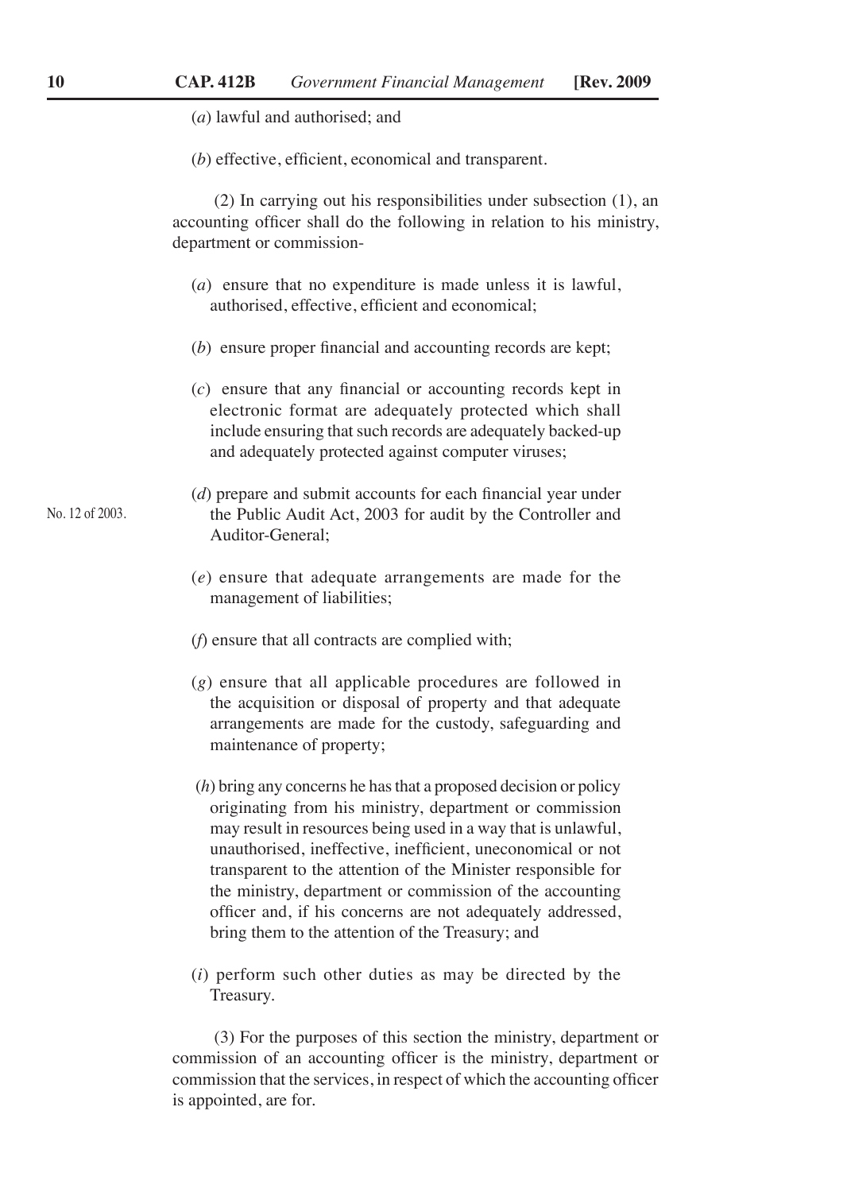(*a*) lawful and authorised; and

(*b*) effective, efficient, economical and transparent.

(2) In carrying out his responsibilities under subsection (1), an accounting officer shall do the following in relation to his ministry, department or commission-

(*a*) ensure that no expenditure is made unless it is lawful, authorised, effective, efficient and economical;

(*b*) ensure proper financial and accounting records are kept;

(*c*) ensure that any financial or accounting records kept in electronic format are adequately protected which shall include ensuring that such records are adequately backed-up and adequately protected against computer viruses;

(*d*) prepare and submit accounts for each financial year under the Public Audit Act, 2003 for audit by the Controller and Auditor-General;

No. 12 of 2003.

(*e*) ensure that adequate arrangements are made for the management of liabilities;

(*f*) ensure that all contracts are complied with;

(*g*) ensure that all applicable procedures are followed in the acquisition or disposal of property and that adequate arrangements are made for the custody, safeguarding and maintenance of property;

(*h*) bring any concerns he has that a proposed decision or policy originating from his ministry, department or commission may result in resources being used in a way that is unlawful, unauthorised, ineffective, inefficient, uneconomical or not transparent to the attention of the Minister responsible for the ministry, department or commission of the accounting officer and, if his concerns are not adequately addressed, bring them to the attention of the Treasury; and

(*i*) perform such other duties as may be directed by the Treasury.

(3) For the purposes of this section the ministry, department or commission of an accounting officer is the ministry, department or commission that the services, in respect of which the accounting officer is appointed, are for.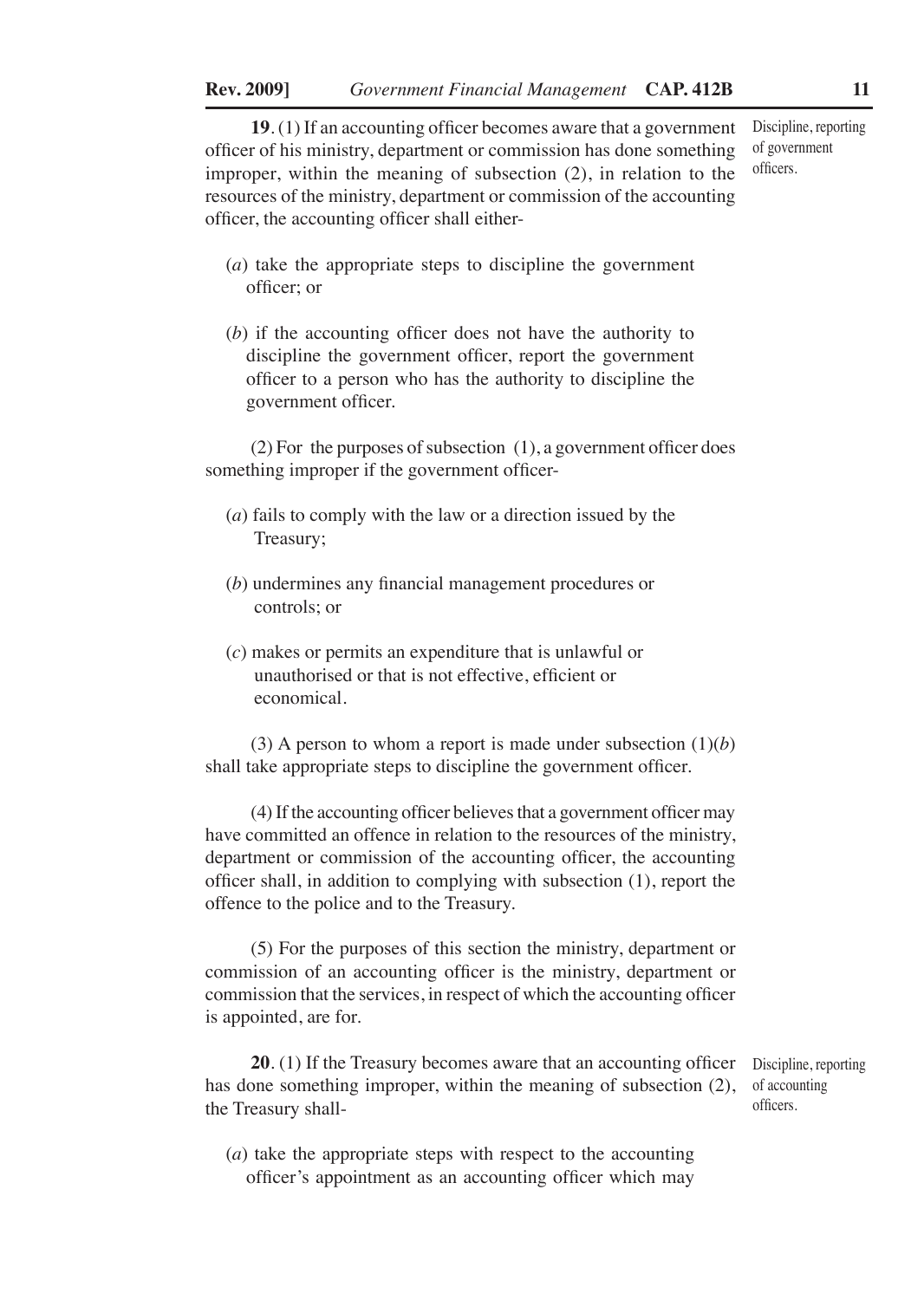**19**. (1) If an accounting officer becomes aware that a government officer of his ministry, department or commission has done something improper, within the meaning of subsection (2), in relation to the resources of the ministry, department or commission of the accounting officer, the accounting officer shall either-

Discipline, reporting of government officers.

(*a*) take the appropriate steps to discipline the government officer; or

(*b*) if the accounting officer does not have the authority to discipline the government officer, report the government officer to a person who has the authority to discipline the government officer.

(2) For the purposes of subsection (1), a government officer does something improper if the government officer-

(*a*) fails to comply with the law or a direction issued by the Treasury;

(*b*) undermines any financial management procedures or controls; or

(*c*) makes or permits an expenditure that is unlawful or unauthorised or that is not effective, efficient or economical.

(3) A person to whom a report is made under subsection (1)(*b*) shall take appropriate steps to discipline the government officer.

(4) If the accounting officer believes that a government officer may have committed an offence in relation to the resources of the ministry, department or commission of the accounting officer, the accounting officer shall, in addition to complying with subsection (1), report the offence to the police and to the Treasury.

(5) For the purposes of this section the ministry, department or commission of an accounting officer is the ministry, department or commission that the services, in respect of which the accounting officer is appointed, are for.

**20**. (1) If the Treasury becomes aware that an accounting officer has done something improper, within the meaning of subsection (2), the Treasury shall-

Discipline, reporting of accounting officers.

(*a*) take the appropriate steps with respect to the accounting officer's appointment as an accounting officer which may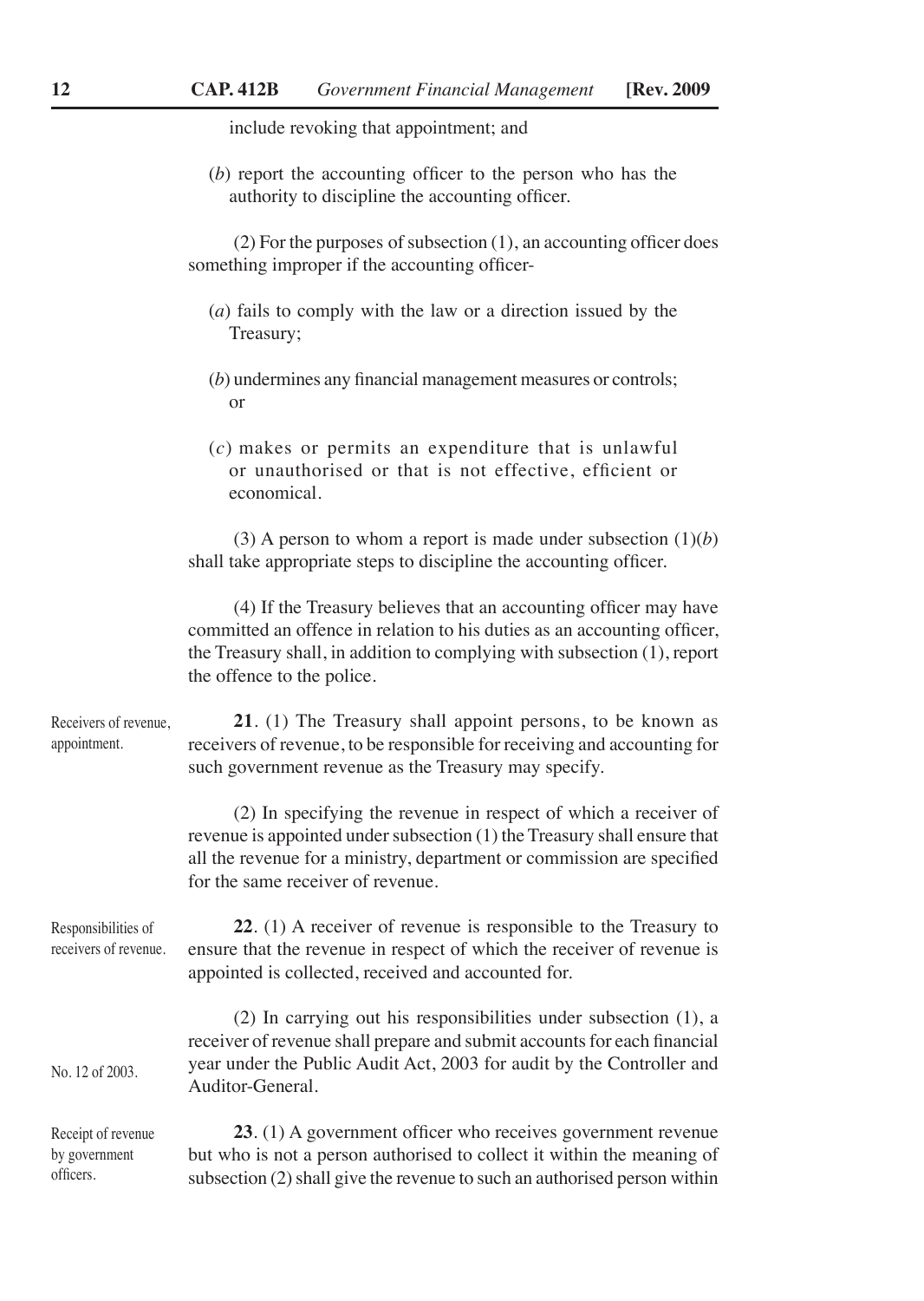include revoking that appointment; and

(*b*) report the accounting officer to the person who has the authority to discipline the accounting officer.

(2) For the purposes of subsection (1), an accounting officer does something improper if the accounting officer-

(*a*) fails to comply with the law or a direction issued by the Treasury;

(*b*) undermines any financial management measures or controls; or

(*c*) makes or permits an expenditure that is unlawful or unauthorised or that is not effective, efficient or economical.

(3) A person to whom a report is made under subsection (1)(*b*) shall take appropriate steps to discipline the accounting officer.

(4) If the Treasury believes that an accounting officer may have committed an offence in relation to his duties as an accounting officer, the Treasury shall, in addition to complying with subsection (1), report the offence to the police.

Receivers of revenue, appointment.

**21**. (1) The Treasury shall appoint persons, to be known as receivers of revenue, to be responsible for receiving and accounting for such government revenue as the Treasury may specify.

(2) In specifying the revenue in respect of which a receiver of revenue is appointed under subsection (1) the Treasury shall ensure that all the revenue for a ministry, department or commission are specified for the same receiver of revenue.

Responsibilities of receivers of revenue.

**22**. (1) A receiver of revenue is responsible to the Treasury to ensure that the revenue in respect of which the receiver of revenue is appointed is collected, received and accounted for.

(2) In carrying out his responsibilities under subsection (1), a receiver of revenue shall prepare and submit accounts for each financial year under the Public Audit Act, 2003 for audit by the Controller and Auditor-General.

No. 12 of 2003.

Receipt of revenue by government officers.

**23**. (1) A government officer who receives government revenue but who is not a person authorised to collect it within the meaning of subsection (2) shall give the revenue to such an authorised person within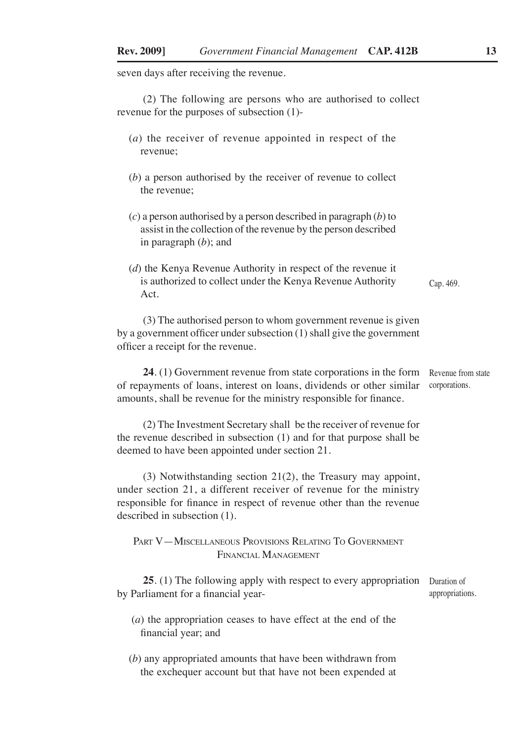seven days after receiving the revenue.

(2) The following are persons who are authorised to collect revenue for the purposes of subsection (1)-

(*a*) the receiver of revenue appointed in respect of the revenue;

(*b*) a person authorised by the receiver of revenue to collect the revenue;

(*c*) a person authorised by a person described in paragraph (*b*) to assist in the collection of the revenue by the person described in paragraph (*b*); and

(*d*) the Kenya Revenue Authority in respect of the revenue it is authorized to collect under the Kenya Revenue Authority Act.

Cap. 469.

(3) The authorised person to whom government revenue is given by a government officer under subsection (1) shall give the government officer a receipt for the revenue.

Revenue from state corporations.

**24**. (1) Government revenue from state corporations in the form of repayments of loans, interest on loans, dividends or other similar amounts, shall be revenue for the ministry responsible for finance.

(2) The Investment Secretary shall be the receiver of revenue for the revenue described in subsection (1) and for that purpose shall be deemed to have been appointed under section 21.

(3) Notwithstanding section 21(2), the Treasury may appoint, under section 21, a different receiver of revenue for the ministry responsible for finance in respect of revenue other than the revenue described in subsection (1).

## PART V—MISCELLANEOUS PROVISIONS RELATING TO GOVERNMENT FINANCIAL MANAGEMENT

Duration of appropriations.

**25**. (1) The following apply with respect to every appropriation by Parliament for a financial year-

(*a*) the appropriation ceases to have effect at the end of the financial year; and

(*b*) any appropriated amounts that have been withdrawn from the exchequer account but that have not been expended at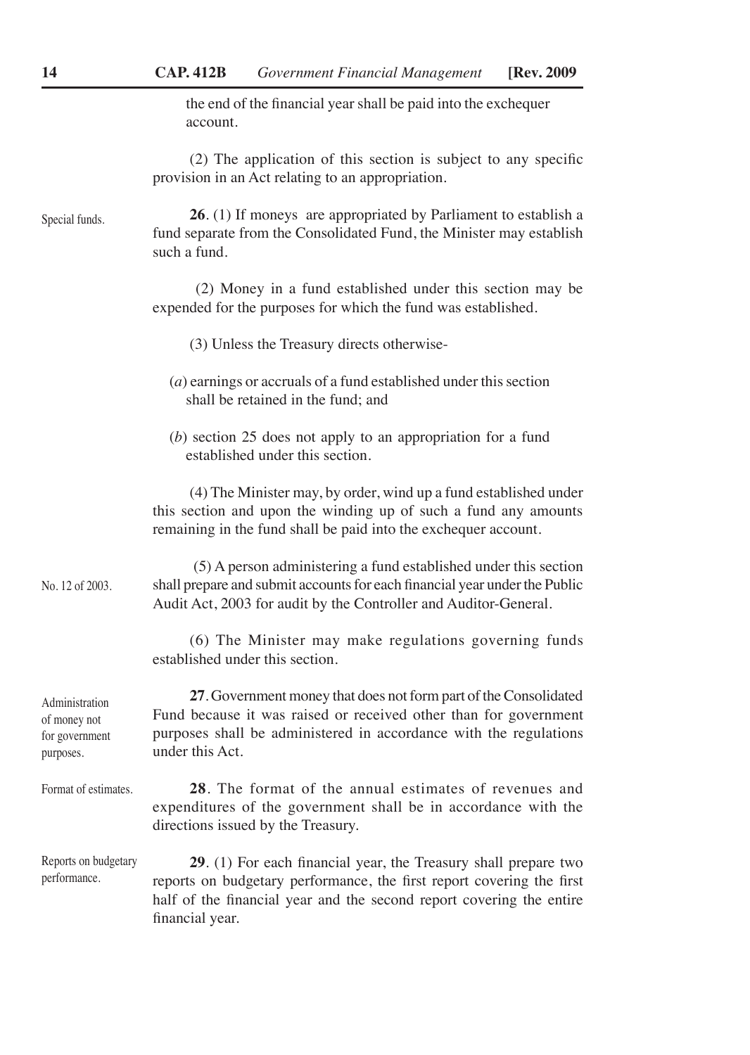the end of the financial year shall be paid into the exchequer account.

(2) The application of this section is subject to any specific provision in an Act relating to an appropriation.

Special funds.

**26**. (1) If moneys are appropriated by Parliament to establish a fund separate from the Consolidated Fund, the Minister may establish such a fund.

(2) Money in a fund established under this section may be expended for the purposes for which the fund was established.

(3) Unless the Treasury directs otherwise-

(*a*) earnings or accruals of a fund established under this section shall be retained in the fund; and

(*b*) section 25 does not apply to an appropriation for a fund established under this section.

(4) The Minister may, by order, wind up a fund established under this section and upon the winding up of such a fund any amounts remaining in the fund shall be paid into the exchequer account.

No. 12 of 2003.

(5) A person administering a fund established under this section shall prepare and submit accounts for each financial year under the Public Audit Act, 2003 for audit by the Controller and Auditor-General.

(6) The Minister may make regulations governing funds established under this section.

Administration of money not for government purposes.

**27**. Government money that does not form part of the Consolidated Fund because it was raised or received other than for government purposes shall be administered in accordance with the regulations under this Act.

Format of estimates.

**28**. The format of the annual estimates of revenues and expenditures of the government shall be in accordance with the directions issued by the Treasury.

Reports on budgetary performance.

**29**. (1) For each financial year, the Treasury shall prepare two reports on budgetary performance, the first report covering the first half of the financial year and the second report covering the entire financial year.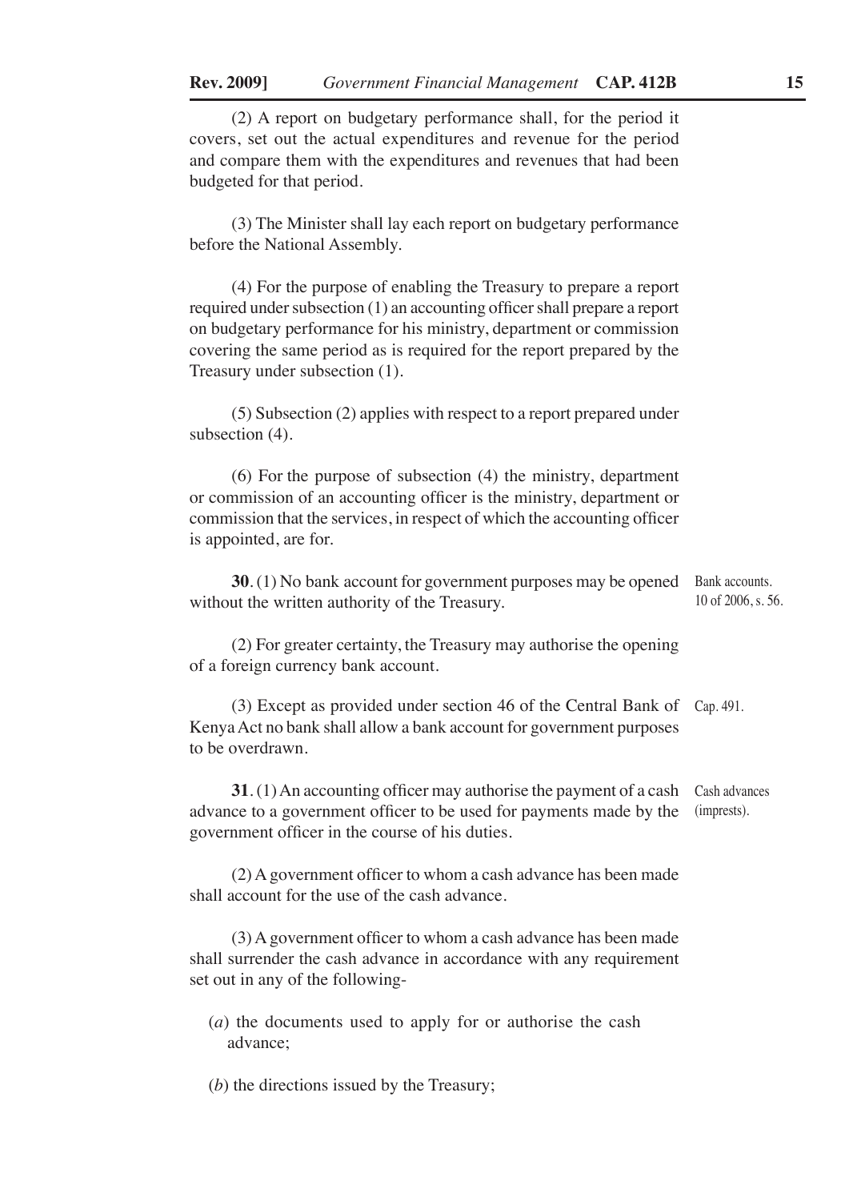(2) A report on budgetary performance shall, for the period it covers, set out the actual expenditures and revenue for the period and compare them with the expenditures and revenues that had been budgeted for that period.

(3) The Minister shall lay each report on budgetary performance before the National Assembly.

(4) For the purpose of enabling the Treasury to prepare a report required under subsection (1) an accounting officer shall prepare a report on budgetary performance for his ministry, department or commission covering the same period as is required for the report prepared by the Treasury under subsection (1).

(5) Subsection (2) applies with respect to a report prepared under subsection (4).

(6) For the purpose of subsection (4) the ministry, department or commission of an accounting officer is the ministry, department or commission that the services, in respect of which the accounting officer is appointed, are for.

Bank accounts.
10 of 2006, s. 56.

**30**. (1) No bank account for government purposes may be opened without the written authority of the Treasury.

(2) For greater certainty, the Treasury may authorise the opening of a foreign currency bank account.

Cap. 491.

(3) Except as provided under section 46 of the Central Bank of Kenya Act no bank shall allow a bank account for government purposes to be overdrawn.

Cash advances (imprests).

**31**. (1) An accounting officer may authorise the payment of a cash advance to a government officer to be used for payments made by the government officer in the course of his duties.

(2) A government officer to whom a cash advance has been made shall account for the use of the cash advance.

(3) A government officer to whom a cash advance has been made shall surrender the cash advance in accordance with any requirement set out in any of the following-

(*a*) the documents used to apply for or authorise the cash advance;

(*b*) the directions issued by the Treasury;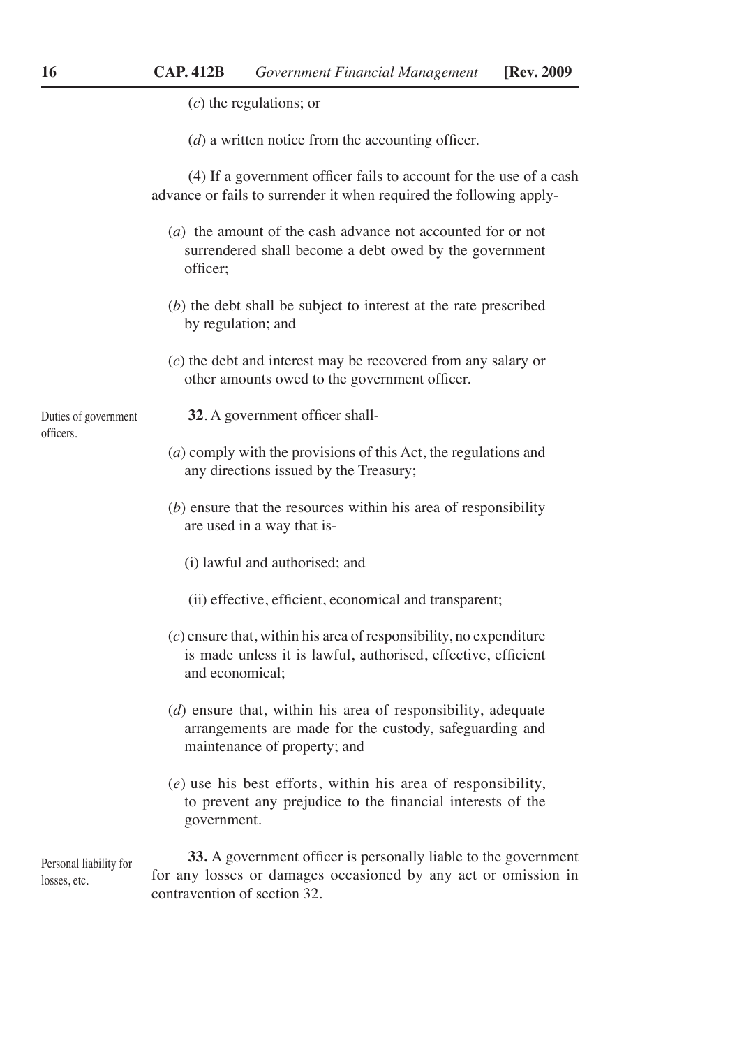(*c*) the regulations; or

(*d*) a written notice from the accounting officer.

(4) If a government officer fails to account for the use of a cash advance or fails to surrender it when required the following apply-

(*a*) the amount of the cash advance not accounted for or not surrendered shall become a debt owed by the government officer;

(*b*) the debt shall be subject to interest at the rate prescribed by regulation; and

(*c*) the debt and interest may be recovered from any salary or other amounts owed to the government officer.

Duties of government officers.

**32**. A government officer shall-

(*a*) comply with the provisions of this Act, the regulations and any directions issued by the Treasury;

(*b*) ensure that the resources within his area of responsibility are used in a way that is-

(i) lawful and authorised; and

(ii) effective, efficient, economical and transparent;

(*c*) ensure that, within his area of responsibility, no expenditure is made unless it is lawful, authorised, effective, efficient and economical;

(*d*) ensure that, within his area of responsibility, adequate arrangements are made for the custody, safeguarding and maintenance of property; and

(*e*) use his best efforts, within his area of responsibility, to prevent any prejudice to the financial interests of the government.

Personal liability for losses, etc.

**33.** A government officer is personally liable to the government for any losses or damages occasioned by any act or omission in contravention of section 32.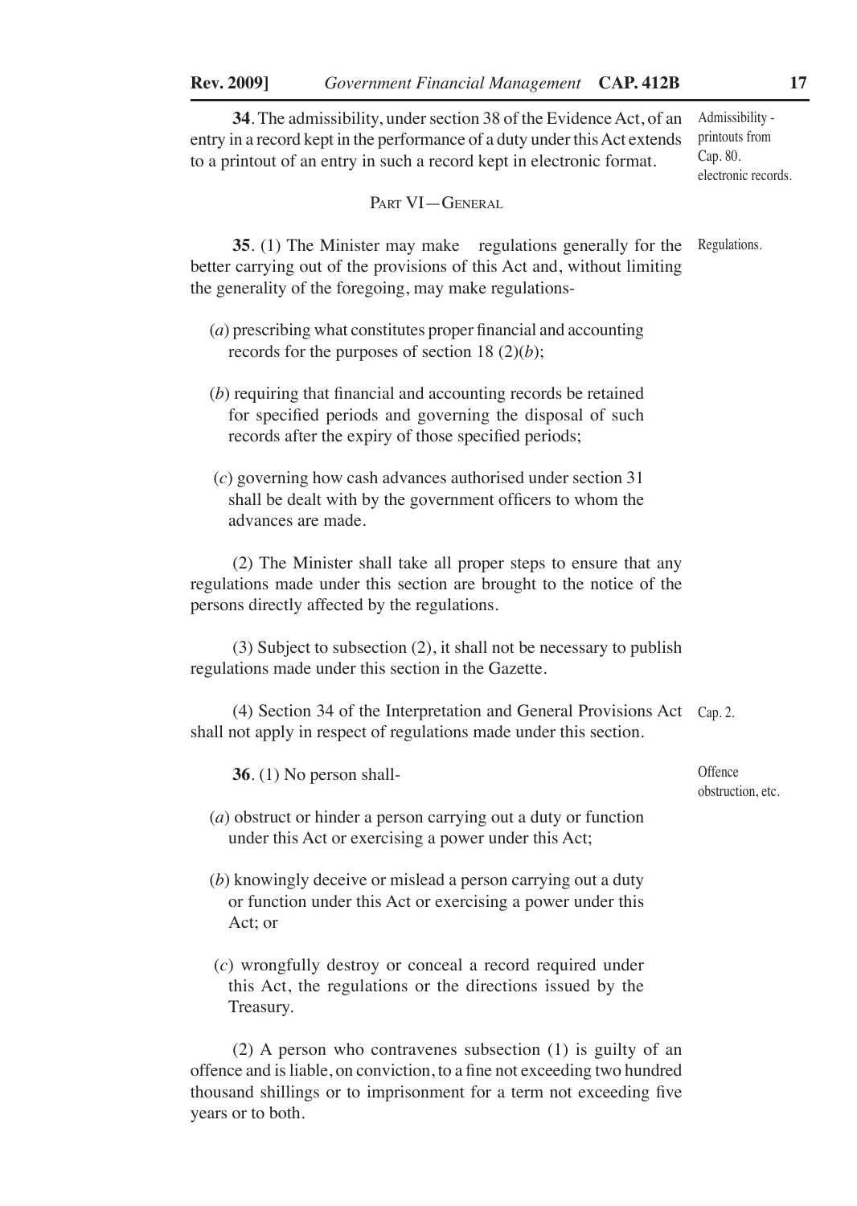**34**. The admissibility, under section 38 of the Evidence Act, of an entry in a record kept in the performance of a duty under this Act extends to a printout of an entry in such a record kept in electronic format.

Admissibility - printouts from electronic records.

Cap. 80.

PART VI—GENERAL

**35**. (1) The Minister may make regulations generally for the better carrying out of the provisions of this Act and, without limiting the generality of the foregoing, may make regulations-

Regulations.

(*a*) prescribing what constitutes proper financial and accounting records for the purposes of section 18 (2)(*b*);

(*b*) requiring that financial and accounting records be retained for specified periods and governing the disposal of such records after the expiry of those specified periods;

(*c*) governing how cash advances authorised under section 31 shall be dealt with by the government officers to whom the advances are made.

(2) The Minister shall take all proper steps to ensure that any regulations made under this section are brought to the notice of the persons directly affected by the regulations.

(3) Subject to subsection (2), it shall not be necessary to publish regulations made under this section in the Gazette.

(4) Section 34 of the Interpretation and General Provisions Act shall not apply in respect of regulations made under this section.

Cap. 2.

**36**. (1) No person shall-

Offence obstruction, etc.

(*a*) obstruct or hinder a person carrying out a duty or function under this Act or exercising a power under this Act;

(*b*) knowingly deceive or mislead a person carrying out a duty or function under this Act or exercising a power under this Act; or

(*c*) wrongfully destroy or conceal a record required under this Act, the regulations or the directions issued by the Treasury.

(2) A person who contravenes subsection (1) is guilty of an offence and is liable, on conviction, to a fine not exceeding two hundred thousand shillings or to imprisonment for a term not exceeding five years or to both.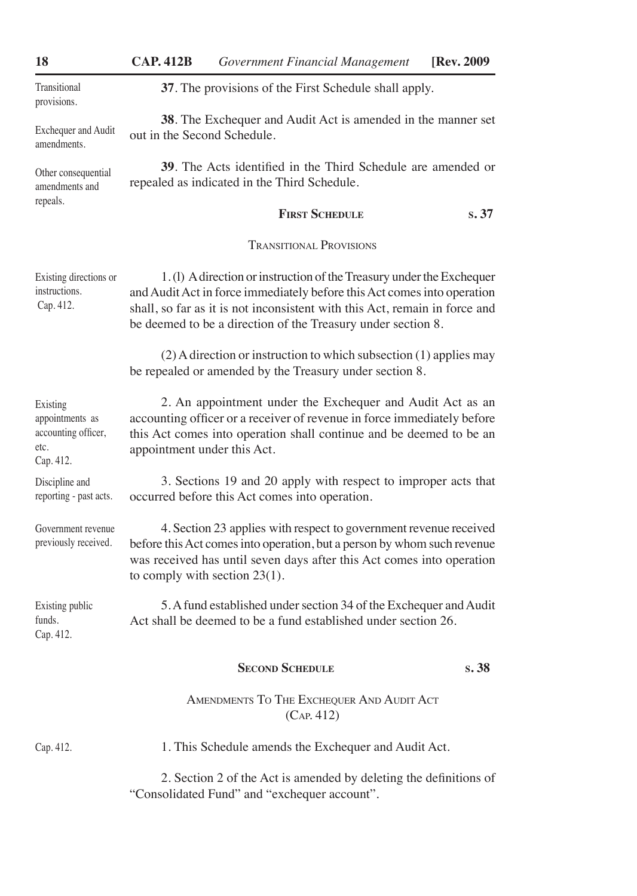Transitional provisions.

**37**. The provisions of the First Schedule shall apply.

Exchequer and Audit amendments.

**38**. The Exchequer and Audit Act is amended in the manner set out in the Second Schedule.

Other consequential amendments and repeals.

**39**. The Acts identified in the Third Schedule are amended or repealed as indicated in the Third Schedule.

## FIRST SCHEDULE (s. 37)

### TRANSITIONAL PROVISIONS

Existing directions or instructions. Cap. 412.

1. (l) A direction or instruction of the Treasury under the Exchequer and Audit Act in force immediately before this Act comes into operation shall, so far as it is not inconsistent with this Act, remain in force and be deemed to be a direction of the Treasury under section 8.

(2) A direction or instruction to which subsection (1) applies may be repealed or amended by the Treasury under section 8.

Existing appointments as accounting officer, etc. Cap. 412.

2. An appointment under the Exchequer and Audit Act as an accounting officer or a receiver of revenue in force immediately before this Act comes into operation shall continue and be deemed to be an appointment under this Act.

Discipline and reporting - past acts.

3. Sections 19 and 20 apply with respect to improper acts that occurred before this Act comes into operation.

Government revenue previously received.

4. Section 23 applies with respect to government revenue received before this Act comes into operation, but a person by whom such revenue was received has until seven days after this Act comes into operation to comply with section 23(1).

Existing public funds. Cap. 412.

5. A fund established under section 34 of the Exchequer and Audit Act shall be deemed to be a fund established under section 26.

## SECOND SCHEDULE (s. 38)

### AMENDMENTS TO THE EXCHEQUER AND AUDIT ACT (CAP. 412)

Cap. 412.

1. This Schedule amends the Exchequer and Audit Act.

2. Section 2 of the Act is amended by deleting the definitions of "Consolidated Fund" and "exchequer account".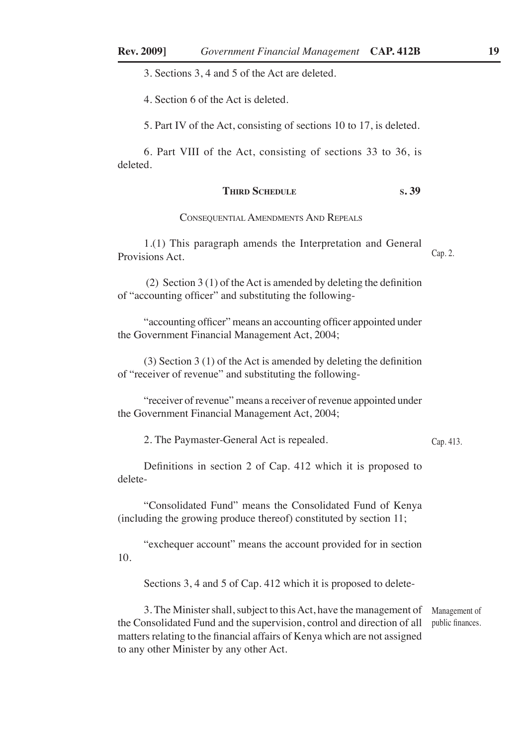3. Sections 3, 4 and 5 of the Act are deleted.

4. Section 6 of the Act is deleted.

5. Part IV of the Act, consisting of sections 10 to 17, is deleted.

6. Part VIII of the Act, consisting of sections 33 to 36, is deleted.

### THIRD SCHEDULE (s. 39)

CONSEQUENTIAL AMENDMENTS AND REPEALS

1.(1) This paragraph amends the Interpretation and General Provisions Act. *Cap. 2.*

(2) Section 3 (1) of the Act is amended by deleting the definition of "accounting officer" and substituting the following-

"accounting officer" means an accounting officer appointed under the Government Financial Management Act, 2004;

(3) Section 3 (1) of the Act is amended by deleting the definition of "receiver of revenue" and substituting the following-

"receiver of revenue" means a receiver of revenue appointed under the Government Financial Management Act, 2004;

2. The Paymaster-General Act is repealed. *Cap. 413.*

Definitions in section 2 of Cap. 412 which it is proposed to delete-

"Consolidated Fund" means the Consolidated Fund of Kenya (including the growing produce thereof) constituted by section 11;

"exchequer account" means the account provided for in section 10.

Sections 3, 4 and 5 of Cap. 412 which it is proposed to delete-

3. The Minister shall, subject to this Act, have the management of the Consolidated Fund and the supervision, control and direction of all matters relating to the financial affairs of Kenya which are not assigned to any other Minister by any other Act. *Management of public finances.*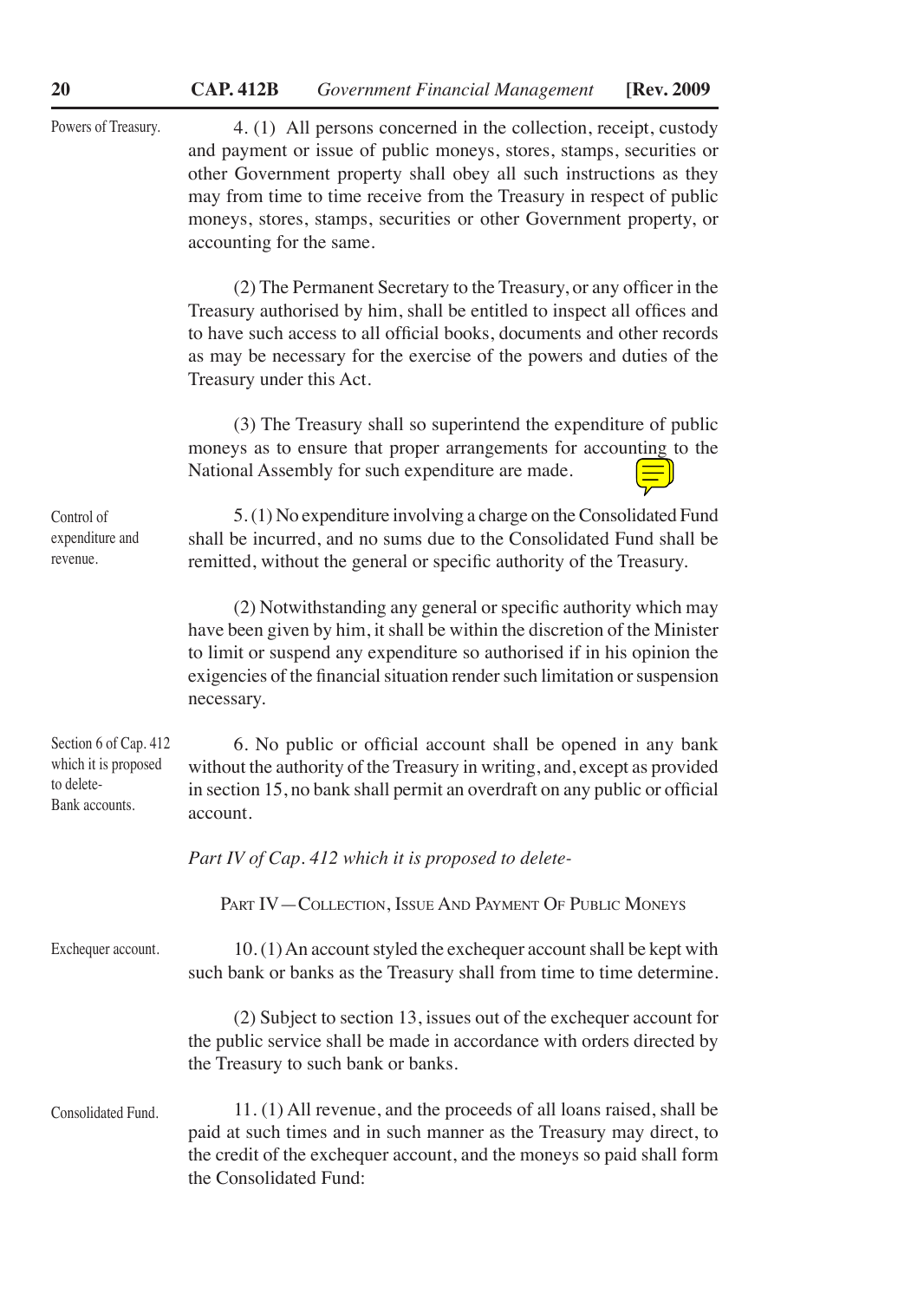Powers of Treasury.

4. (1) All persons concerned in the collection, receipt, custody and payment or issue of public moneys, stores, stamps, securities or other Government property shall obey all such instructions as they may from time to time receive from the Treasury in respect of public moneys, stores, stamps, securities or other Government property, or accounting for the same.

(2) The Permanent Secretary to the Treasury, or any officer in the Treasury authorised by him, shall be entitled to inspect all offices and to have such access to all official books, documents and other records as may be necessary for the exercise of the powers and duties of the Treasury under this Act.

(3) The Treasury shall so superintend the expenditure of public moneys as to ensure that proper arrangements for accounting to the National Assembly for such expenditure are made.

Control of expenditure and revenue.

5. (1) No expenditure involving a charge on the Consolidated Fund shall be incurred, and no sums due to the Consolidated Fund shall be remitted, without the general or specific authority of the Treasury.

(2) Notwithstanding any general or specific authority which may have been given by him, it shall be within the discretion of the Minister to limit or suspend any expenditure so authorised if in his opinion the exigencies of the financial situation render such limitation or suspension necessary.

Section 6 of Cap. 412 which it is proposed to delete- Bank accounts.

6. No public or official account shall be opened in any bank without the authority of the Treasury in writing, and, except as provided in section 15, no bank shall permit an overdraft on any public or official account.

*Part IV of Cap. 412 which it is proposed to delete-*

PART IV—COLLECTION, ISSUE AND PAYMENT OF PUBLIC MONEYS

Exchequer account.

10. (1) An account styled the exchequer account shall be kept with such bank or banks as the Treasury shall from time to time determine.

(2) Subject to section 13, issues out of the exchequer account for the public service shall be made in accordance with orders directed by the Treasury to such bank or banks.

Consolidated Fund.

11. (1) All revenue, and the proceeds of all loans raised, shall be paid at such times and in such manner as the Treasury may direct, to the credit of the exchequer account, and the moneys so paid shall form the Consolidated Fund: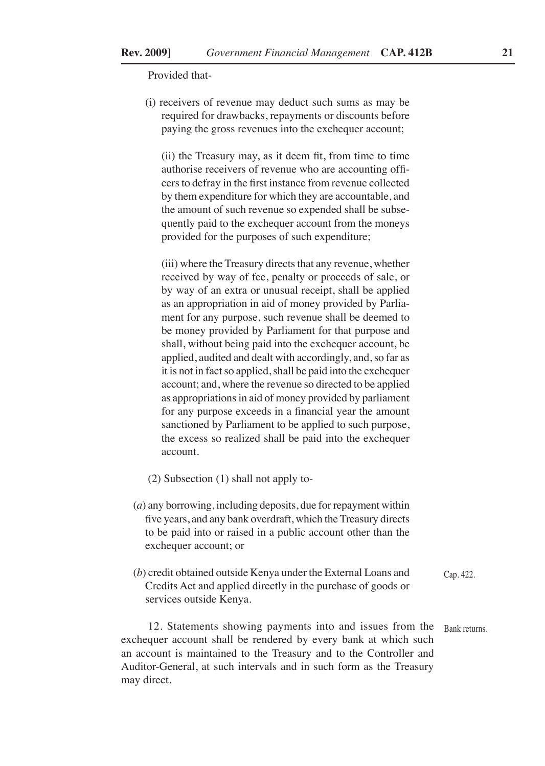Provided that-

(i) receivers of revenue may deduct such sums as may be required for drawbacks, repayments or discounts before paying the gross revenues into the exchequer account;

(ii) the Treasury may, as it deem fit, from time to time authorise receivers of revenue who are accounting officers to defray in the first instance from revenue collected by them expenditure for which they are accountable, and the amount of such revenue so expended shall be subsequently paid to the exchequer account from the moneys provided for the purposes of such expenditure;

(iii) where the Treasury directs that any revenue, whether received by way of fee, penalty or proceeds of sale, or by way of an extra or unusual receipt, shall be applied as an appropriation in aid of money provided by Parliament for any purpose, such revenue shall be deemed to be money provided by Parliament for that purpose and shall, without being paid into the exchequer account, be applied, audited and dealt with accordingly, and, so far as it is not in fact so applied, shall be paid into the exchequer account; and, where the revenue so directed to be applied as appropriations in aid of money provided by parliament for any purpose exceeds in a financial year the amount sanctioned by Parliament to be applied to such purpose, the excess so realized shall be paid into the exchequer account.

(2) Subsection (1) shall not apply to-

(*a*) any borrowing, including deposits, due for repayment within five years, and any bank overdraft, which the Treasury directs to be paid into or raised in a public account other than the exchequer account; or

(*b*) credit obtained outside Kenya under the External Loans and Credits Act and applied directly in the purchase of goods or services outside Kenya.

Cap. 422.

Bank returns.

12. Statements showing payments into and issues from the exchequer account shall be rendered by every bank at which such an account is maintained to the Treasury and to the Controller and Auditor-General, at such intervals and in such form as the Treasury may direct.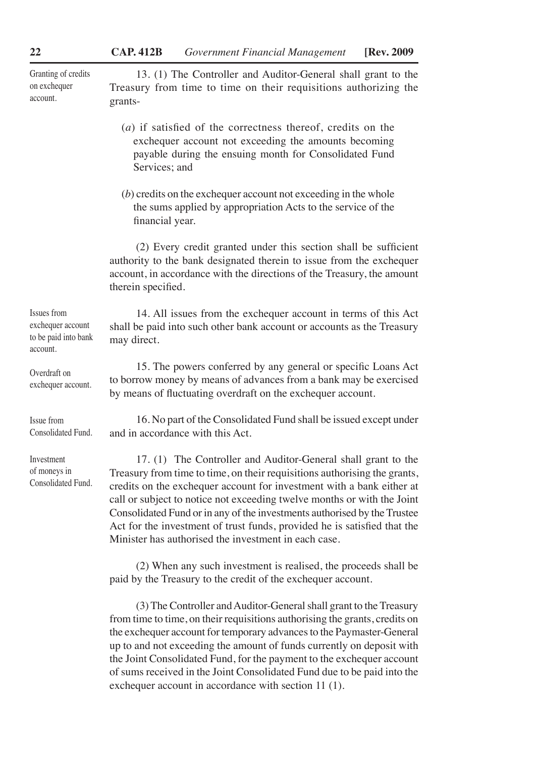Granting of credits on exchequer account.

13. (1) The Controller and Auditor-General shall grant to the Treasury from time to time on their requisitions authorizing the grants-

(*a*) if satisfied of the correctness thereof, credits on the exchequer account not exceeding the amounts becoming payable during the ensuing month for Consolidated Fund Services; and

(*b*) credits on the exchequer account not exceeding in the whole the sums applied by appropriation Acts to the service of the financial year.

(2) Every credit granted under this section shall be sufficient authority to the bank designated therein to issue from the exchequer account, in accordance with the directions of the Treasury, the amount therein specified.

Issues from exchequer account to be paid into bank account.

14. All issues from the exchequer account in terms of this Act shall be paid into such other bank account or accounts as the Treasury may direct.

Overdraft on exchequer account.

15. The powers conferred by any general or specific Loans Act to borrow money by means of advances from a bank may be exercised by means of fluctuating overdraft on the exchequer account.

Issue from Consolidated Fund.

16. No part of the Consolidated Fund shall be issued except under and in accordance with this Act.

Investment of moneys in Consolidated Fund.

17. (1) The Controller and Auditor-General shall grant to the Treasury from time to time, on their requisitions authorising the grants, credits on the exchequer account for investment with a bank either at call or subject to notice not exceeding twelve months or with the Joint Consolidated Fund or in any of the investments authorised by the Trustee Act for the investment of trust funds, provided he is satisfied that the Minister has authorised the investment in each case.

(2) When any such investment is realised, the proceeds shall be paid by the Treasury to the credit of the exchequer account.

(3) The Controller and Auditor-General shall grant to the Treasury from time to time, on their requisitions authorising the grants, credits on the exchequer account for temporary advances to the Paymaster-General up to and not exceeding the amount of funds currently on deposit with the Joint Consolidated Fund, for the payment to the exchequer account of sums received in the Joint Consolidated Fund due to be paid into the exchequer account in accordance with section 11 (1).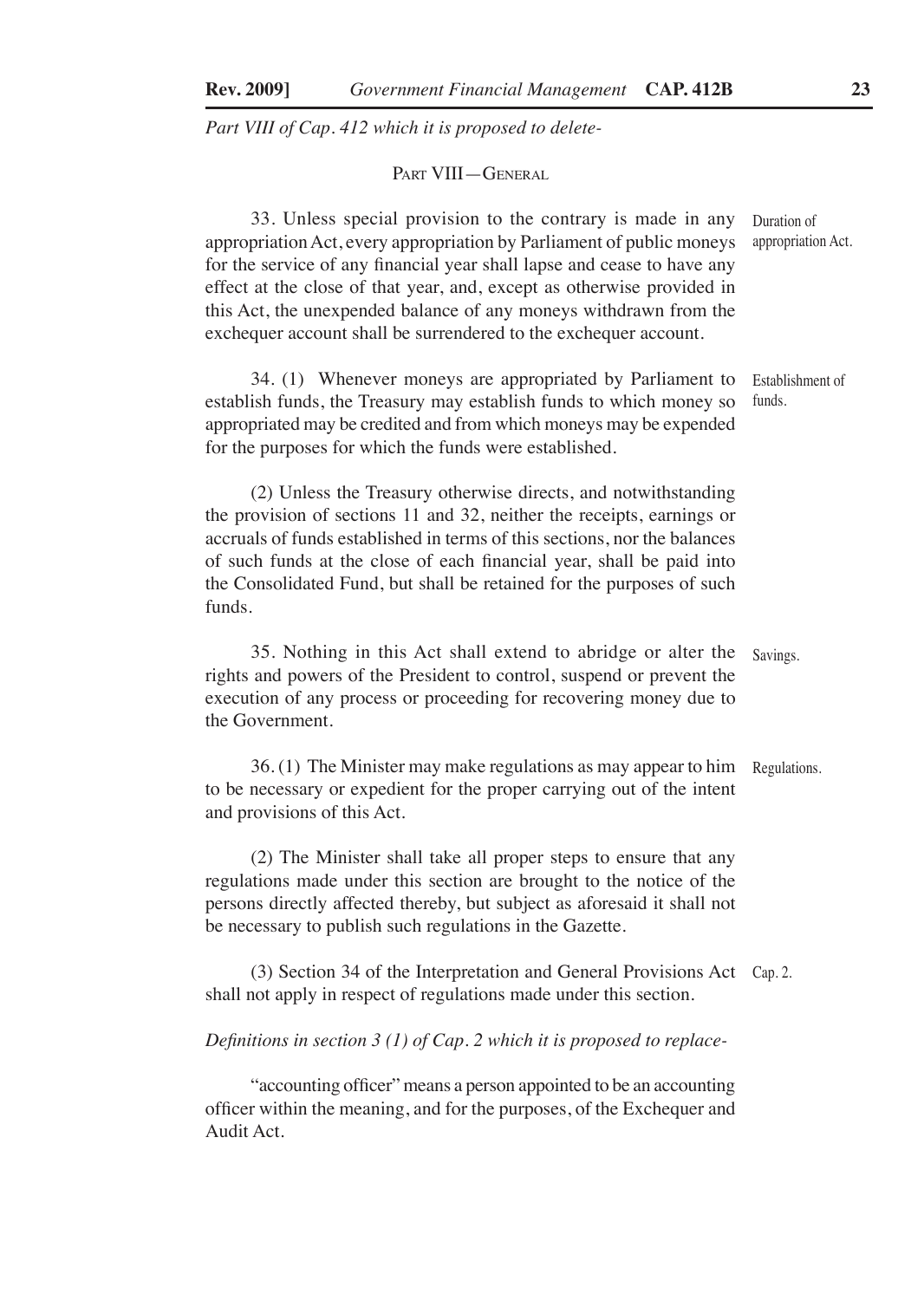*Part VIII of Cap. 412 which it is proposed to delete-*

## PART VIII—GENERAL

**Duration of appropriation Act.**

33. Unless special provision to the contrary is made in any appropriation Act, every appropriation by Parliament of public moneys for the service of any financial year shall lapse and cease to have any effect at the close of that year, and, except as otherwise provided in this Act, the unexpended balance of any moneys withdrawn from the exchequer account shall be surrendered to the exchequer account.

**Establishment of funds.**

34. (1) Whenever moneys are appropriated by Parliament to establish funds, the Treasury may establish funds to which money so appropriated may be credited and from which moneys may be expended for the purposes for which the funds were established.

(2) Unless the Treasury otherwise directs, and notwithstanding the provision of sections 11 and 32, neither the receipts, earnings or accruals of funds established in terms of this sections, nor the balances of such funds at the close of each financial year, shall be paid into the Consolidated Fund, but shall be retained for the purposes of such funds.

**Savings.**

35. Nothing in this Act shall extend to abridge or alter the rights and powers of the President to control, suspend or prevent the execution of any process or proceeding for recovering money due to the Government.

**Regulations.**

36. (1) The Minister may make regulations as may appear to him to be necessary or expedient for the proper carrying out of the intent and provisions of this Act.

(2) The Minister shall take all proper steps to ensure that any regulations made under this section are brought to the notice of the persons directly affected thereby, but subject as aforesaid it shall not be necessary to publish such regulations in the Gazette.

(3) Section 34 of the Interpretation and General Provisions Act shall not apply in respect of regulations made under this section. Cap. 2.

*Definitions in section 3 (1) of Cap. 2 which it is proposed to replace-*

"accounting officer" means a person appointed to be an accounting officer within the meaning, and for the purposes, of the Exchequer and Audit Act.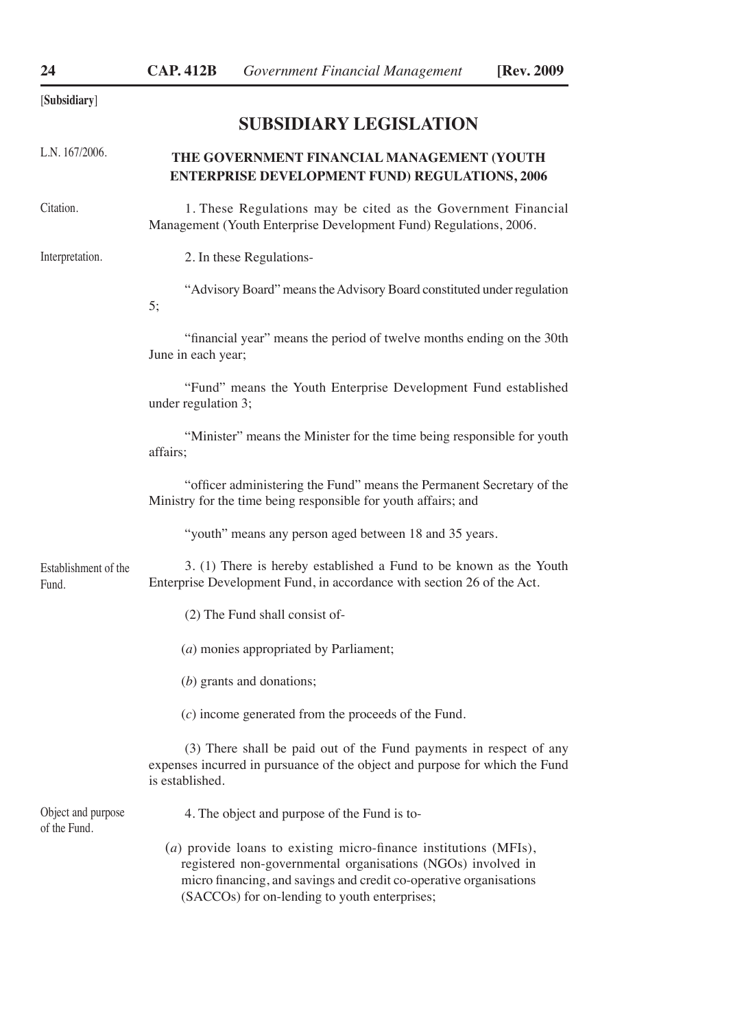[Subsidiary]

## SUBSIDIARY LEGISLATION

L.N. 167/2006.

### THE GOVERNMENT FINANCIAL MANAGEMENT (YOUTH ENTERPRISE DEVELOPMENT FUND) REGULATIONS, 2006

Citation.

1. These Regulations may be cited as the Government Financial Management (Youth Enterprise Development Fund) Regulations, 2006.

Interpretation.

2. In these Regulations-

"Advisory Board" means the Advisory Board constituted under regulation 5;

"financial year" means the period of twelve months ending on the 30th June in each year;

"Fund" means the Youth Enterprise Development Fund established under regulation 3;

"Minister" means the Minister for the time being responsible for youth affairs;

"officer administering the Fund" means the Permanent Secretary of the Ministry for the time being responsible for youth affairs; and

"youth" means any person aged between 18 and 35 years.

Establishment of the Fund.

3. (1) There is hereby established a Fund to be known as the Youth Enterprise Development Fund, in accordance with section 26 of the Act.

(2) The Fund shall consist of-

(*a*) monies appropriated by Parliament;

(*b*) grants and donations;

(*c*) income generated from the proceeds of the Fund.

(3) There shall be paid out of the Fund payments in respect of any expenses incurred in pursuance of the object and purpose for which the Fund is established.

Object and purpose of the Fund.

4. The object and purpose of the Fund is to-

(*a*) provide loans to existing micro-finance institutions (MFIs), registered non-governmental organisations (NGOs) involved in micro financing, and savings and credit co-operative organisations (SACCOs) for on-lending to youth enterprises;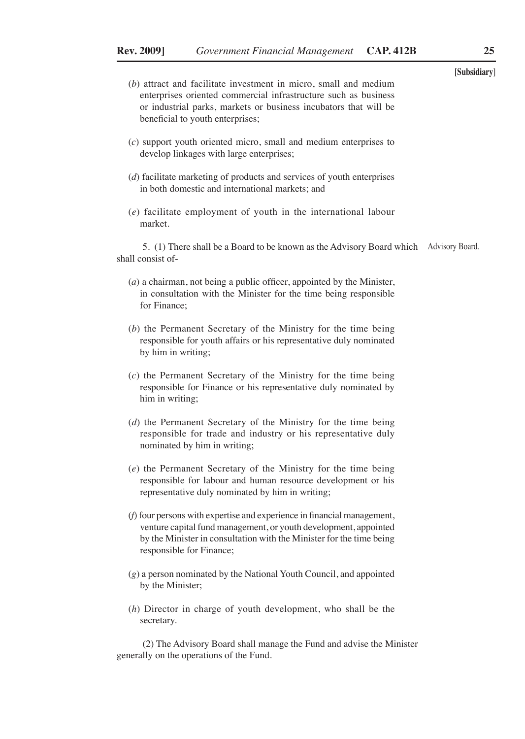(*b*) attract and facilitate investment in micro, small and medium enterprises oriented commercial infrastructure such as business or industrial parks, markets or business incubators that will be beneficial to youth enterprises;

(*c*) support youth oriented micro, small and medium enterprises to develop linkages with large enterprises;

(*d*) facilitate marketing of products and services of youth enterprises in both domestic and international markets; and

(*e*) facilitate employment of youth in the international labour market.

Advisory Board.

5. (1) There shall be a Board to be known as the Advisory Board which shall consist of-

(*a*) a chairman, not being a public officer, appointed by the Minister, in consultation with the Minister for the time being responsible for Finance;

(*b*) the Permanent Secretary of the Ministry for the time being responsible for youth affairs or his representative duly nominated by him in writing;

(*c*) the Permanent Secretary of the Ministry for the time being responsible for Finance or his representative duly nominated by him in writing;

(*d*) the Permanent Secretary of the Ministry for the time being responsible for trade and industry or his representative duly nominated by him in writing;

(*e*) the Permanent Secretary of the Ministry for the time being responsible for labour and human resource development or his representative duly nominated by him in writing;

(*f*) four persons with expertise and experience in financial management, venture capital fund management, or youth development, appointed by the Minister in consultation with the Minister for the time being responsible for Finance;

(*g*) a person nominated by the National Youth Council, and appointed by the Minister;

(*h*) Director in charge of youth development, who shall be the secretary.

(2) The Advisory Board shall manage the Fund and advise the Minister generally on the operations of the Fund.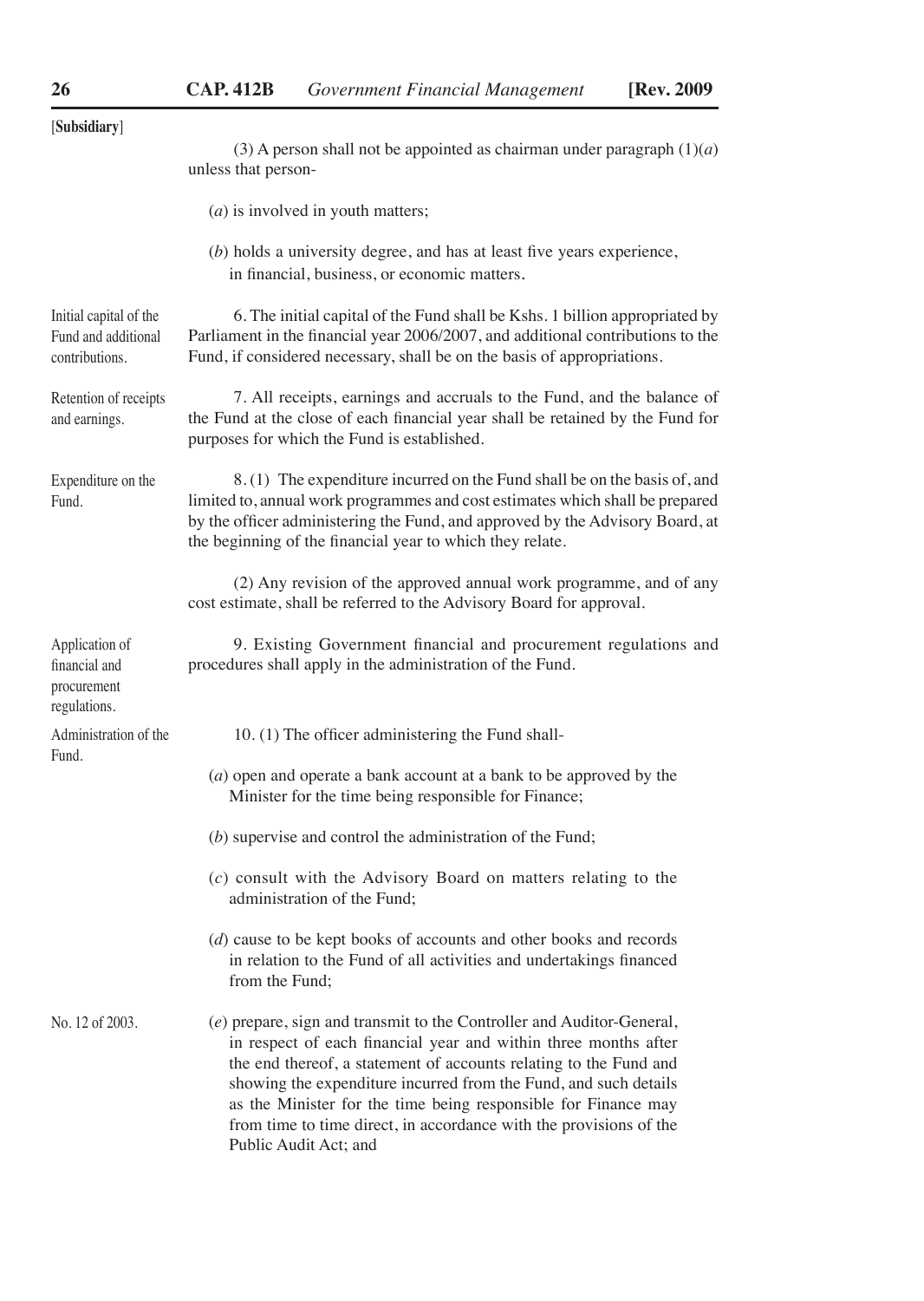[**Subsidiary**]

(3) A person shall not be appointed as chairman under paragraph (1)(*a*) unless that person-

(*a*) is involved in youth matters;

(*b*) holds a university degree, and has at least five years experience, in financial, business, or economic matters.

Initial capital of the Fund and additional contributions.

6. The initial capital of the Fund shall be Kshs. 1 billion appropriated by Parliament in the financial year 2006/2007, and additional contributions to the Fund, if considered necessary, shall be on the basis of appropriations.

Retention of receipts and earnings.

7. All receipts, earnings and accruals to the Fund, and the balance of the Fund at the close of each financial year shall be retained by the Fund for purposes for which the Fund is established.

Expenditure on the Fund.

8. (1) The expenditure incurred on the Fund shall be on the basis of, and limited to, annual work programmes and cost estimates which shall be prepared by the officer administering the Fund, and approved by the Advisory Board, at the beginning of the financial year to which they relate.

(2) Any revision of the approved annual work programme, and of any cost estimate, shall be referred to the Advisory Board for approval.

Application of financial and procurement regulations.

9. Existing Government financial and procurement regulations and procedures shall apply in the administration of the Fund.

Administration of the Fund.

10. (1) The officer administering the Fund shall-

(*a*) open and operate a bank account at a bank to be approved by the Minister for the time being responsible for Finance;

(*b*) supervise and control the administration of the Fund;

(*c*) consult with the Advisory Board on matters relating to the administration of the Fund;

(*d*) cause to be kept books of accounts and other books and records in relation to the Fund of all activities and undertakings financed from the Fund;

No. 12 of 2003.

(*e*) prepare, sign and transmit to the Controller and Auditor-General, in respect of each financial year and within three months after the end thereof, a statement of accounts relating to the Fund and showing the expenditure incurred from the Fund, and such details as the Minister for the time being responsible for Finance may from time to time direct, in accordance with the provisions of the Public Audit Act; and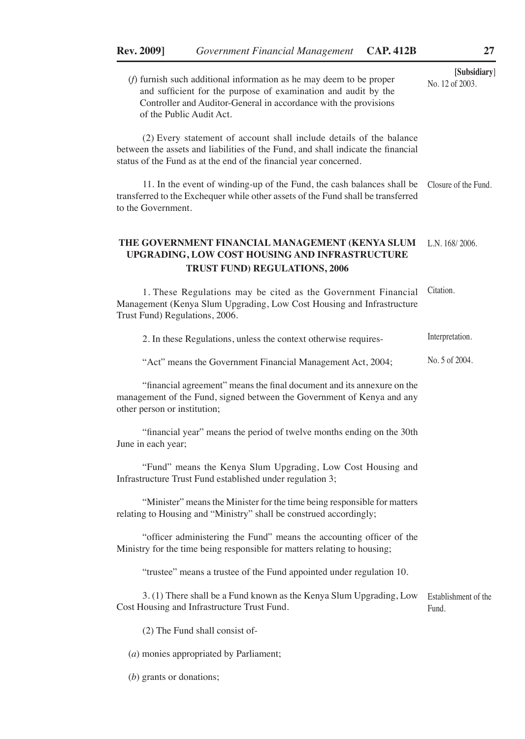(*f*) furnish such additional information as he may deem to be proper and sufficient for the purpose of examination and audit by the Controller and Auditor-General in accordance with the provisions of the Public Audit Act.

No. 12 of 2003.

(2) Every statement of account shall include details of the balance between the assets and liabilities of the Fund, and shall indicate the financial status of the Fund as at the end of the financial year concerned.

Closure of the Fund.

11. In the event of winding-up of the Fund, the cash balances shall be transferred to the Exchequer while other assets of the Fund shall be transferred to the Government.

## THE GOVERNMENT FINANCIAL MANAGEMENT (KENYA SLUM UPGRADING, LOW COST HOUSING AND INFRASTRUCTURE TRUST FUND) REGULATIONS, 2006

L.N. 168/ 2006.

Citation.

1. These Regulations may be cited as the Government Financial Management (Kenya Slum Upgrading, Low Cost Housing and Infrastructure Trust Fund) Regulations, 2006.

Interpretation.

2. In these Regulations, unless the context otherwise requires-

No. 5 of 2004.

"Act" means the Government Financial Management Act, 2004;

"financial agreement" means the final document and its annexure on the management of the Fund, signed between the Government of Kenya and any other person or institution;

"financial year" means the period of twelve months ending on the 30th June in each year;

"Fund" means the Kenya Slum Upgrading, Low Cost Housing and Infrastructure Trust Fund established under regulation 3;

"Minister" means the Minister for the time being responsible for matters relating to Housing and "Ministry" shall be construed accordingly;

"officer administering the Fund" means the accounting officer of the Ministry for the time being responsible for matters relating to housing;

"trustee" means a trustee of the Fund appointed under regulation 10.

Establishment of the Fund.

3. (1) There shall be a Fund known as the Kenya Slum Upgrading, Low Cost Housing and Infrastructure Trust Fund.

(2) The Fund shall consist of-

(*a*) monies appropriated by Parliament;

(*b*) grants or donations;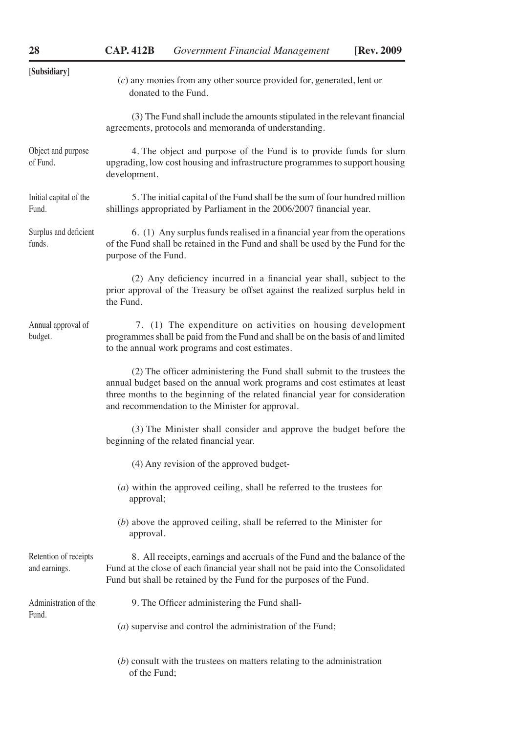[**Subsidiary**]

(*c*) any monies from any other source provided for, generated, lent or donated to the Fund.

(3) The Fund shall include the amounts stipulated in the relevant financial agreements, protocols and memoranda of understanding.

Object and purpose of Fund.

4. The object and purpose of the Fund is to provide funds for slum upgrading, low cost housing and infrastructure programmes to support housing development.

Initial capital of the Fund.

5. The initial capital of the Fund shall be the sum of four hundred million shillings appropriated by Parliament in the 2006/2007 financial year.

Surplus and deficient funds.

6. (1) Any surplus funds realised in a financial year from the operations of the Fund shall be retained in the Fund and shall be used by the Fund for the purpose of the Fund.

(2) Any deficiency incurred in a financial year shall, subject to the prior approval of the Treasury be offset against the realized surplus held in the Fund.

Annual approval of budget.

7. (1) The expenditure on activities on housing development programmes shall be paid from the Fund and shall be on the basis of and limited to the annual work programs and cost estimates.

(2) The officer administering the Fund shall submit to the trustees the annual budget based on the annual work programs and cost estimates at least three months to the beginning of the related financial year for consideration and recommendation to the Minister for approval.

(3) The Minister shall consider and approve the budget before the beginning of the related financial year.

(4) Any revision of the approved budget-

(*a*) within the approved ceiling, shall be referred to the trustees for approval;

(*b*) above the approved ceiling, shall be referred to the Minister for approval.

Retention of receipts and earnings.

8. All receipts, earnings and accruals of the Fund and the balance of the Fund at the close of each financial year shall not be paid into the Consolidated Fund but shall be retained by the Fund for the purposes of the Fund.

Administration of the Fund.

9. The Officer administering the Fund shall-

(*a*) supervise and control the administration of the Fund;

(*b*) consult with the trustees on matters relating to the administration of the Fund;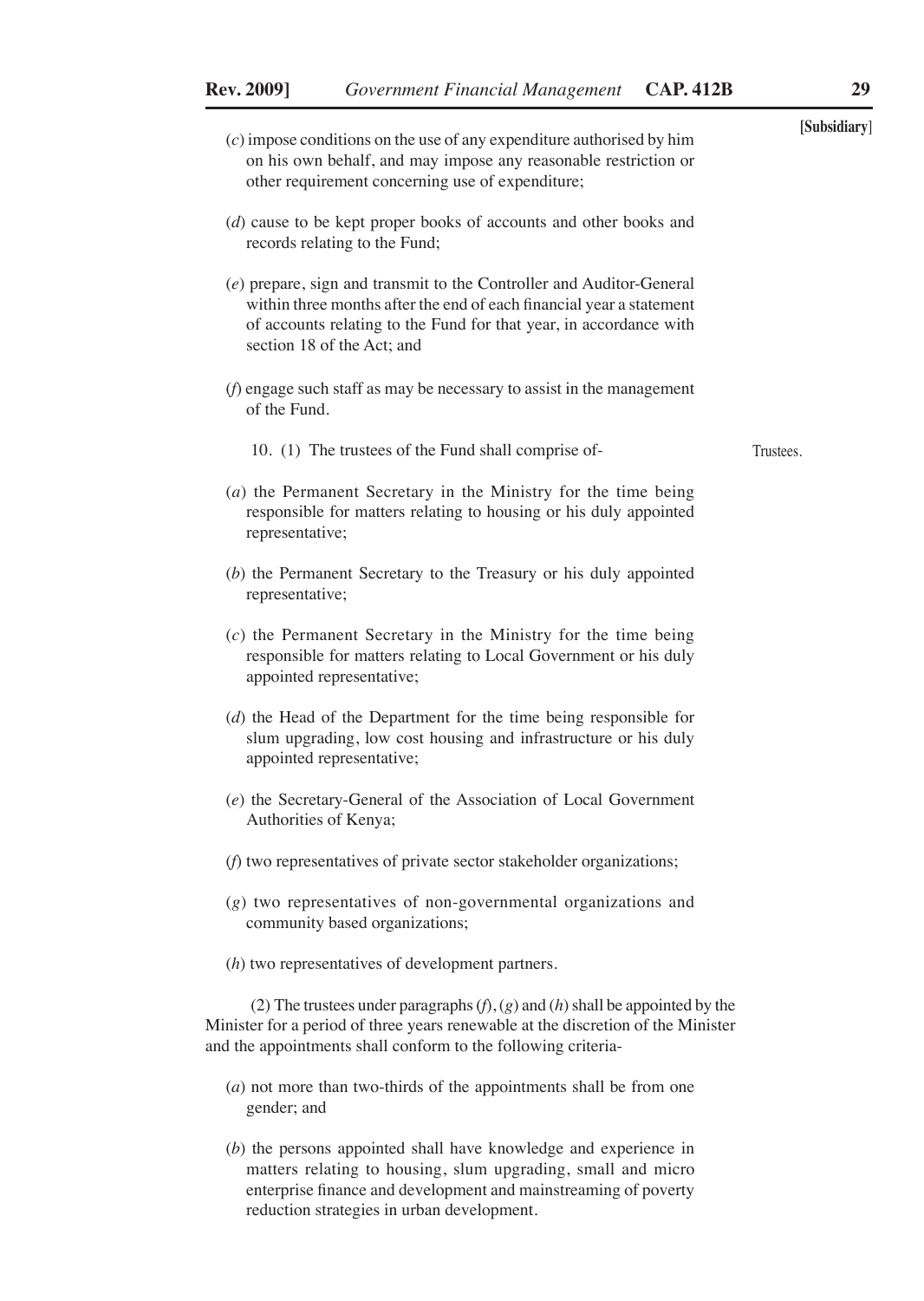(*c*) impose conditions on the use of any expenditure authorised by him on his own behalf, and may impose any reasonable restriction or other requirement concerning use of expenditure;

(*d*) cause to be kept proper books of accounts and other books and records relating to the Fund;

(*e*) prepare, sign and transmit to the Controller and Auditor-General within three months after the end of each financial year a statement of accounts relating to the Fund for that year, in accordance with section 18 of the Act; and

(*f*) engage such staff as may be necessary to assist in the management of the Fund.

Trustees.

10. (1) The trustees of the Fund shall comprise of-

(*a*) the Permanent Secretary in the Ministry for the time being responsible for matters relating to housing or his duly appointed representative;

(*b*) the Permanent Secretary to the Treasury or his duly appointed representative;

(*c*) the Permanent Secretary in the Ministry for the time being responsible for matters relating to Local Government or his duly appointed representative;

(*d*) the Head of the Department for the time being responsible for slum upgrading, low cost housing and infrastructure or his duly appointed representative;

(*e*) the Secretary-General of the Association of Local Government Authorities of Kenya;

(*f*) two representatives of private sector stakeholder organizations;

(*g*) two representatives of non-governmental organizations and community based organizations;

(*h*) two representatives of development partners.

(2) The trustees under paragraphs (*f*), (*g*) and (*h*) shall be appointed by the Minister for a period of three years renewable at the discretion of the Minister and the appointments shall conform to the following criteria-

(*a*) not more than two-thirds of the appointments shall be from one gender; and

(*b*) the persons appointed shall have knowledge and experience in matters relating to housing, slum upgrading, small and micro enterprise finance and development and mainstreaming of poverty reduction strategies in urban development.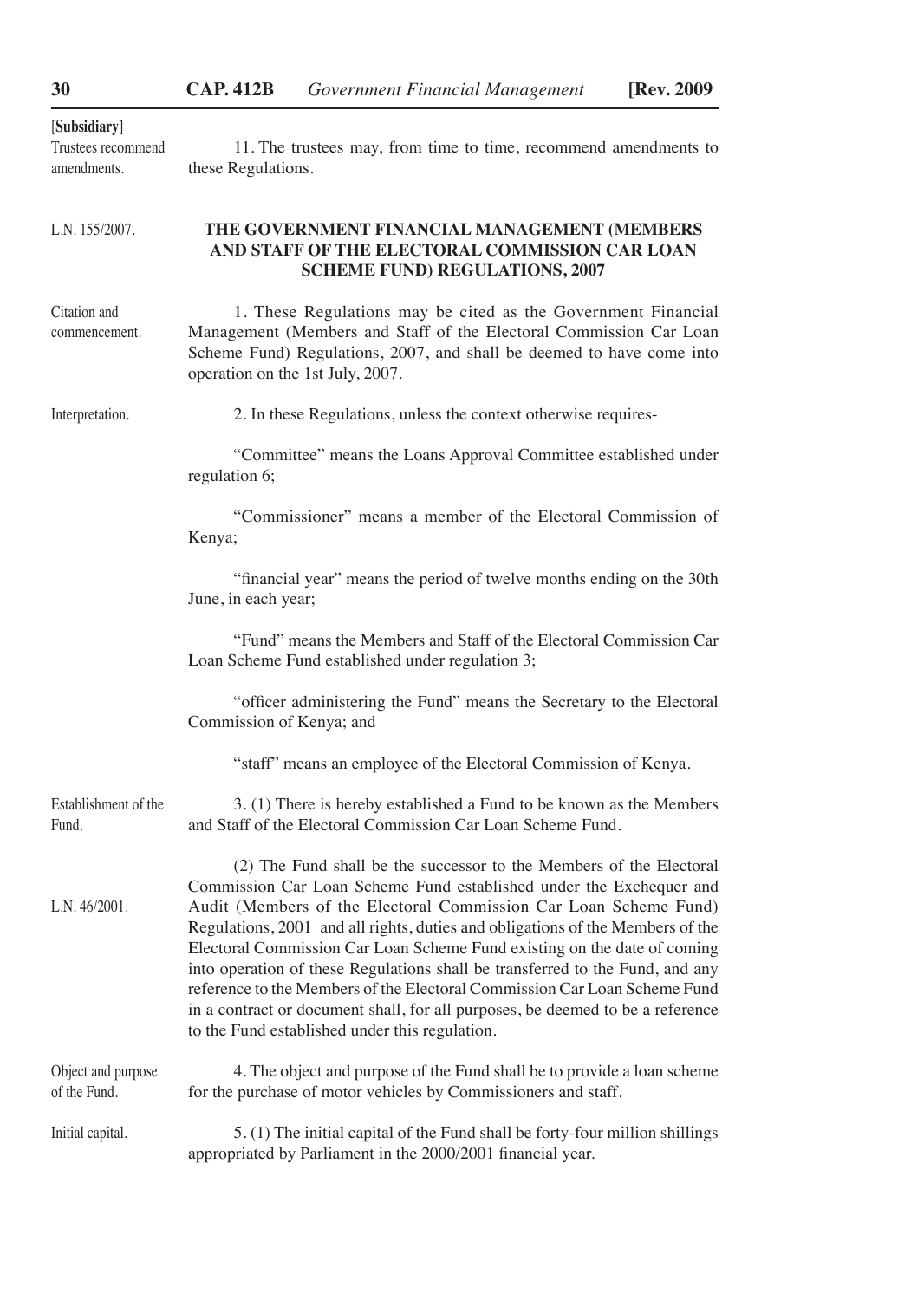[**Subsidiary**]

Trustees recommend amendments.

11. The trustees may, from time to time, recommend amendments to these Regulations.

L.N. 155/2007.

## THE GOVERNMENT FINANCIAL MANAGEMENT (MEMBERS AND STAFF OF THE ELECTORAL COMMISSION CAR LOAN SCHEME FUND) REGULATIONS, 2007

Citation and commencement.

1. These Regulations may be cited as the Government Financial Management (Members and Staff of the Electoral Commission Car Loan Scheme Fund) Regulations, 2007, and shall be deemed to have come into operation on the 1st July, 2007.

Interpretation.

2. In these Regulations, unless the context otherwise requires-

"Committee" means the Loans Approval Committee established under regulation 6;

"Commissioner" means a member of the Electoral Commission of Kenya;

"financial year" means the period of twelve months ending on the 30th June, in each year;

"Fund" means the Members and Staff of the Electoral Commission Car Loan Scheme Fund established under regulation 3;

"officer administering the Fund" means the Secretary to the Electoral Commission of Kenya; and

"staff" means an employee of the Electoral Commission of Kenya.

Establishment of the Fund.

3. (1) There is hereby established a Fund to be known as the Members and Staff of the Electoral Commission Car Loan Scheme Fund.

L.N. 46/2001.

(2) The Fund shall be the successor to the Members of the Electoral Commission Car Loan Scheme Fund established under the Exchequer and Audit (Members of the Electoral Commission Car Loan Scheme Fund) Regulations, 2001 and all rights, duties and obligations of the Members of the Electoral Commission Car Loan Scheme Fund existing on the date of coming into operation of these Regulations shall be transferred to the Fund, and any reference to the Members of the Electoral Commission Car Loan Scheme Fund in a contract or document shall, for all purposes, be deemed to be a reference to the Fund established under this regulation.

Object and purpose of the Fund.

4. The object and purpose of the Fund shall be to provide a loan scheme for the purchase of motor vehicles by Commissioners and staff.

Initial capital.

5. (1) The initial capital of the Fund shall be forty-four million shillings appropriated by Parliament in the 2000/2001 financial year.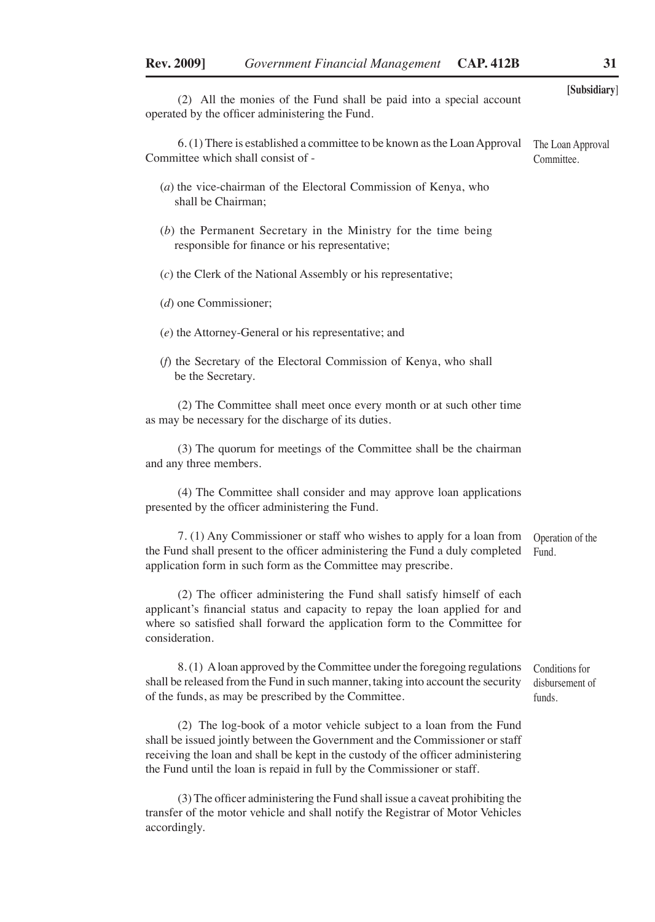(2) All the monies of the Fund shall be paid into a special account operated by the officer administering the Fund.

6. (1) There is established a committee to be known as the Loan Approval Committee which shall consist of -

The Loan Approval Committee.

(*a*) the vice-chairman of the Electoral Commission of Kenya, who shall be Chairman;

(*b*) the Permanent Secretary in the Ministry for the time being responsible for finance or his representative;

(*c*) the Clerk of the National Assembly or his representative;

(*d*) one Commissioner;

(*e*) the Attorney-General or his representative; and

(*f*) the Secretary of the Electoral Commission of Kenya, who shall be the Secretary.

(2) The Committee shall meet once every month or at such other time as may be necessary for the discharge of its duties.

(3) The quorum for meetings of the Committee shall be the chairman and any three members.

(4) The Committee shall consider and may approve loan applications presented by the officer administering the Fund.

7. (1) Any Commissioner or staff who wishes to apply for a loan from the Fund shall present to the officer administering the Fund a duly completed application form in such form as the Committee may prescribe.

Operation of the Fund.

(2) The officer administering the Fund shall satisfy himself of each applicant's financial status and capacity to repay the loan applied for and where so satisfied shall forward the application form to the Committee for consideration.

8. (1) A loan approved by the Committee under the foregoing regulations shall be released from the Fund in such manner, taking into account the security of the funds, as may be prescribed by the Committee.

Conditions for disbursement of funds.

(2) The log-book of a motor vehicle subject to a loan from the Fund shall be issued jointly between the Government and the Commissioner or staff receiving the loan and shall be kept in the custody of the officer administering the Fund until the loan is repaid in full by the Commissioner or staff.

(3) The officer administering the Fund shall issue a caveat prohibiting the transfer of the motor vehicle and shall notify the Registrar of Motor Vehicles accordingly.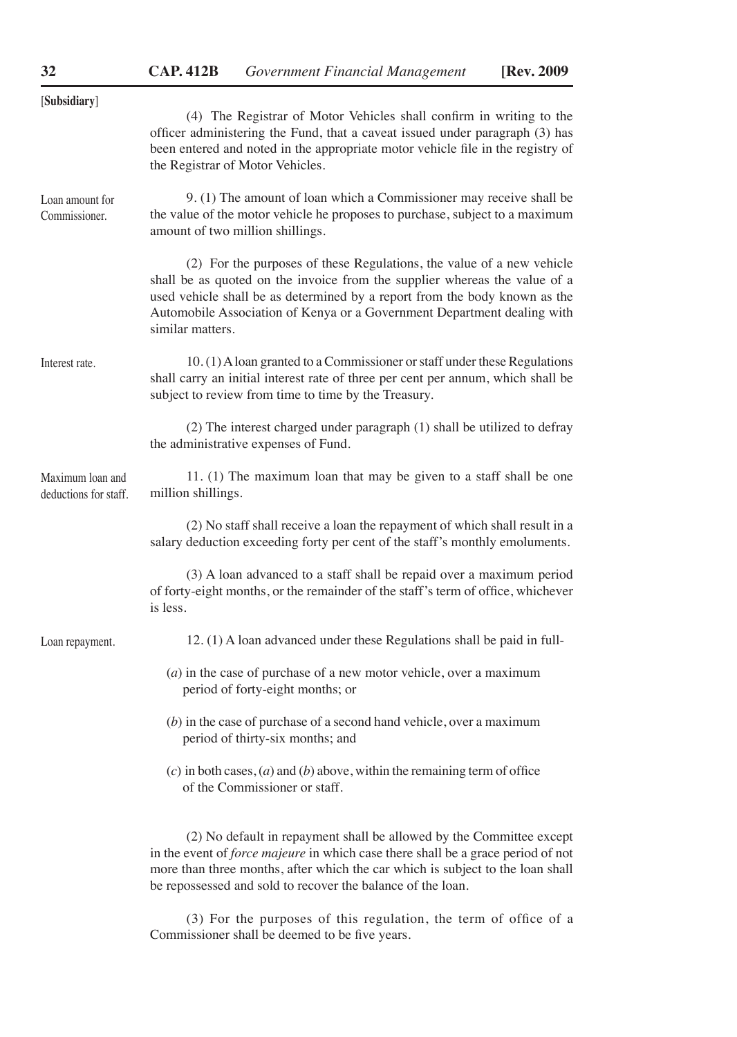[**Subsidiary**]

(4) The Registrar of Motor Vehicles shall confirm in writing to the officer administering the Fund, that a caveat issued under paragraph (3) has been entered and noted in the appropriate motor vehicle file in the registry of the Registrar of Motor Vehicles.

Loan amount for Commissioner.

9. (1) The amount of loan which a Commissioner may receive shall be the value of the motor vehicle he proposes to purchase, subject to a maximum amount of two million shillings.

(2) For the purposes of these Regulations, the value of a new vehicle shall be as quoted on the invoice from the supplier whereas the value of a used vehicle shall be as determined by a report from the body known as the Automobile Association of Kenya or a Government Department dealing with similar matters.

Interest rate.

10. (1) A loan granted to a Commissioner or staff under these Regulations shall carry an initial interest rate of three per cent per annum, which shall be subject to review from time to time by the Treasury.

(2) The interest charged under paragraph (1) shall be utilized to defray the administrative expenses of Fund.

Maximum loan and deductions for staff.

11. (1) The maximum loan that may be given to a staff shall be one million shillings.

(2) No staff shall receive a loan the repayment of which shall result in a salary deduction exceeding forty per cent of the staff's monthly emoluments.

(3) A loan advanced to a staff shall be repaid over a maximum period of forty-eight months, or the remainder of the staff's term of office, whichever is less.

Loan repayment.

12. (1) A loan advanced under these Regulations shall be paid in full-

(*a*) in the case of purchase of a new motor vehicle, over a maximum period of forty-eight months; or

(*b*) in the case of purchase of a second hand vehicle, over a maximum period of thirty-six months; and

(*c*) in both cases, (*a*) and (*b*) above, within the remaining term of office of the Commissioner or staff.

(2) No default in repayment shall be allowed by the Committee except in the event of *force majeure* in which case there shall be a grace period of not more than three months, after which the car which is subject to the loan shall be repossessed and sold to recover the balance of the loan.

(3) For the purposes of this regulation, the term of office of a Commissioner shall be deemed to be five years.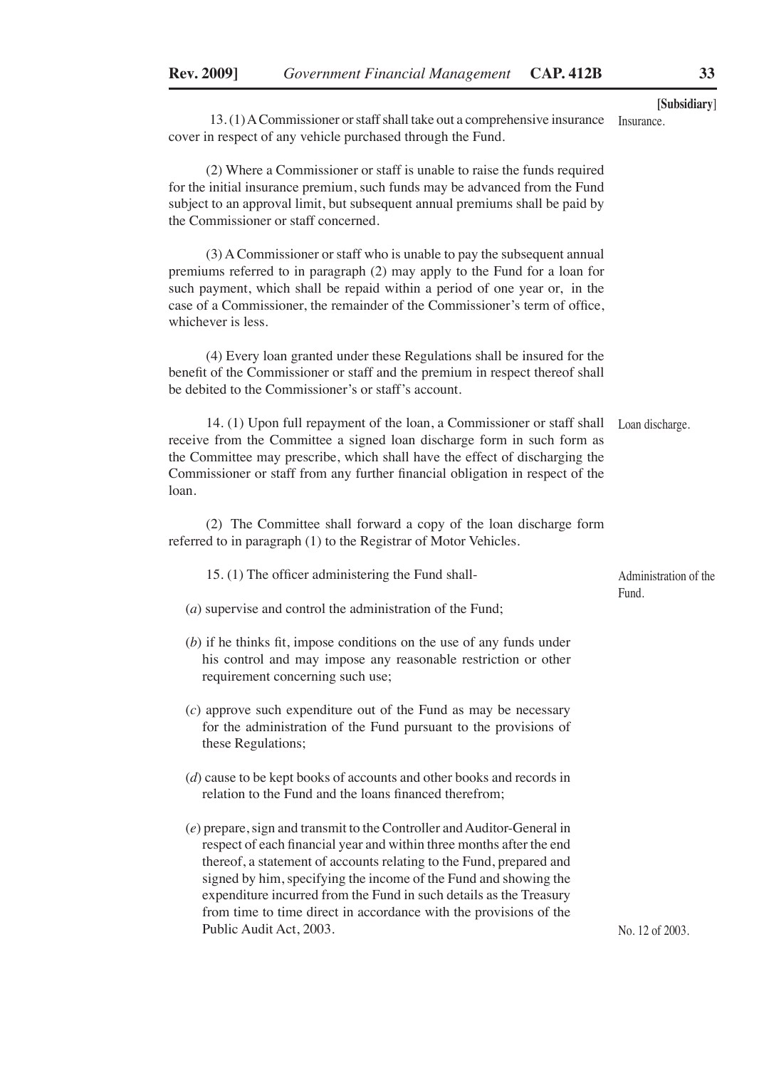[Subsidiary]

**Insurance.**

13. (1) A Commissioner or staff shall take out a comprehensive insurance cover in respect of any vehicle purchased through the Fund.

(2) Where a Commissioner or staff is unable to raise the funds required for the initial insurance premium, such funds may be advanced from the Fund subject to an approval limit, but subsequent annual premiums shall be paid by the Commissioner or staff concerned.

(3) A Commissioner or staff who is unable to pay the subsequent annual premiums referred to in paragraph (2) may apply to the Fund for a loan for such payment, which shall be repaid within a period of one year or, in the case of a Commissioner, the remainder of the Commissioner's term of office, whichever is less.

(4) Every loan granted under these Regulations shall be insured for the benefit of the Commissioner or staff and the premium in respect thereof shall be debited to the Commissioner's or staff's account.

**Loan discharge.**

14. (1) Upon full repayment of the loan, a Commissioner or staff shall receive from the Committee a signed loan discharge form in such form as the Committee may prescribe, which shall have the effect of discharging the Commissioner or staff from any further financial obligation in respect of the loan.

(2) The Committee shall forward a copy of the loan discharge form referred to in paragraph (1) to the Registrar of Motor Vehicles.

**Administration of the Fund.**

15. (1) The officer administering the Fund shall-

(*a*) supervise and control the administration of the Fund;

(*b*) if he thinks fit, impose conditions on the use of any funds under his control and may impose any reasonable restriction or other requirement concerning such use;

(*c*) approve such expenditure out of the Fund as may be necessary for the administration of the Fund pursuant to the provisions of these Regulations;

(*d*) cause to be kept books of accounts and other books and records in relation to the Fund and the loans financed therefrom;

(*e*) prepare, sign and transmit to the Controller and Auditor-General in respect of each financial year and within three months after the end thereof, a statement of accounts relating to the Fund, prepared and signed by him, specifying the income of the Fund and showing the expenditure incurred from the Fund in such details as the Treasury from time to time direct in accordance with the provisions of the Public Audit Act, 2003.

No. 12 of 2003.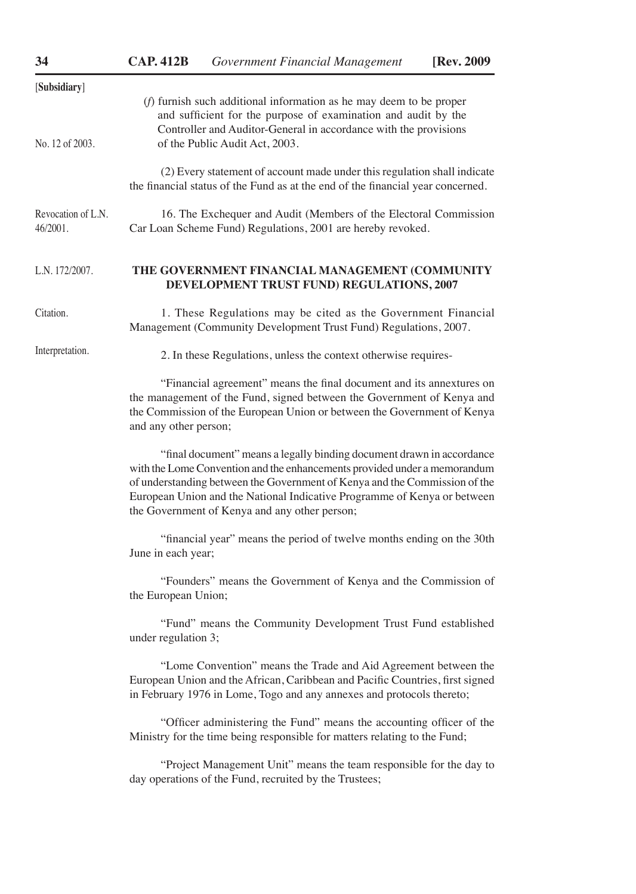[Subsidiary]

(*f*) furnish such additional information as he may deem to be proper and sufficient for the purpose of examination and audit by the Controller and Auditor-General in accordance with the provisions of the Public Audit Act, 2003.

No. 12 of 2003.

(2) Every statement of account made under this regulation shall indicate the financial status of the Fund as at the end of the financial year concerned.

Revocation of L.N. 46/2001.

16. The Exchequer and Audit (Members of the Electoral Commission Car Loan Scheme Fund) Regulations, 2001 are hereby revoked.

L.N. 172/2007.

## THE GOVERNMENT FINANCIAL MANAGEMENT (COMMUNITY DEVELOPMENT TRUST FUND) REGULATIONS, 2007

Citation.

1. These Regulations may be cited as the Government Financial Management (Community Development Trust Fund) Regulations, 2007.

Interpretation.

2. In these Regulations, unless the context otherwise requires-

"Financial agreement" means the final document and its annextures on the management of the Fund, signed between the Government of Kenya and the Commission of the European Union or between the Government of Kenya and any other person;

"final document" means a legally binding document drawn in accordance with the Lome Convention and the enhancements provided under a memorandum of understanding between the Government of Kenya and the Commission of the European Union and the National Indicative Programme of Kenya or between the Government of Kenya and any other person;

"financial year" means the period of twelve months ending on the 30th June in each year;

"Founders" means the Government of Kenya and the Commission of the European Union;

"Fund" means the Community Development Trust Fund established under regulation 3;

"Lome Convention" means the Trade and Aid Agreement between the European Union and the African, Caribbean and Pacific Countries, first signed in February 1976 in Lome, Togo and any annexes and protocols thereto;

"Officer administering the Fund" means the accounting officer of the Ministry for the time being responsible for matters relating to the Fund;

"Project Management Unit" means the team responsible for the day to day operations of the Fund, recruited by the Trustees;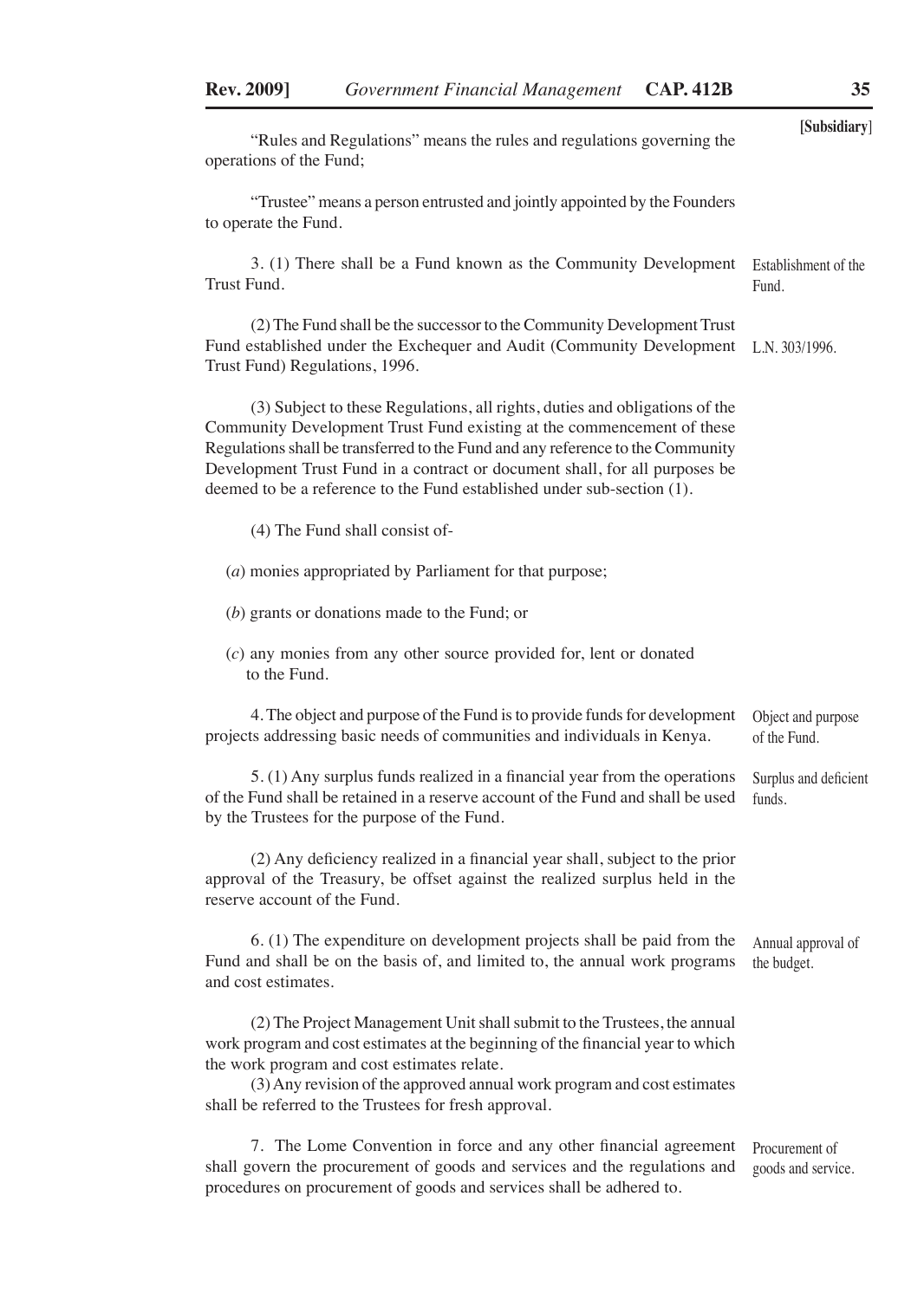"Rules and Regulations" means the rules and regulations governing the operations of the Fund;

"Trustee" means a person entrusted and jointly appointed by the Founders to operate the Fund.

Establishment of the Fund.

3. (1) There shall be a Fund known as the Community Development Trust Fund.

L.N. 303/1996.

(2) The Fund shall be the successor to the Community Development Trust Fund established under the Exchequer and Audit (Community Development Trust Fund) Regulations, 1996.

(3) Subject to these Regulations, all rights, duties and obligations of the Community Development Trust Fund existing at the commencement of these Regulations shall be transferred to the Fund and any reference to the Community Development Trust Fund in a contract or document shall, for all purposes be deemed to be a reference to the Fund established under sub-section (1).

(4) The Fund shall consist of-

(*a*) monies appropriated by Parliament for that purpose;

(*b*) grants or donations made to the Fund; or

(*c*) any monies from any other source provided for, lent or donated to the Fund.

Object and purpose of the Fund.

4. The object and purpose of the Fund is to provide funds for development projects addressing basic needs of communities and individuals in Kenya.

Surplus and deficient funds.

5. (1) Any surplus funds realized in a financial year from the operations of the Fund shall be retained in a reserve account of the Fund and shall be used by the Trustees for the purpose of the Fund.

(2) Any deficiency realized in a financial year shall, subject to the prior approval of the Treasury, be offset against the realized surplus held in the reserve account of the Fund.

Annual approval of the budget.

6. (1) The expenditure on development projects shall be paid from the Fund and shall be on the basis of, and limited to, the annual work programs and cost estimates.

(2) The Project Management Unit shall submit to the Trustees, the annual work program and cost estimates at the beginning of the financial year to which the work program and cost estimates relate.

(3) Any revision of the approved annual work program and cost estimates shall be referred to the Trustees for fresh approval.

Procurement of goods and service.

7. The Lome Convention in force and any other financial agreement shall govern the procurement of goods and services and the regulations and procedures on procurement of goods and services shall be adhered to.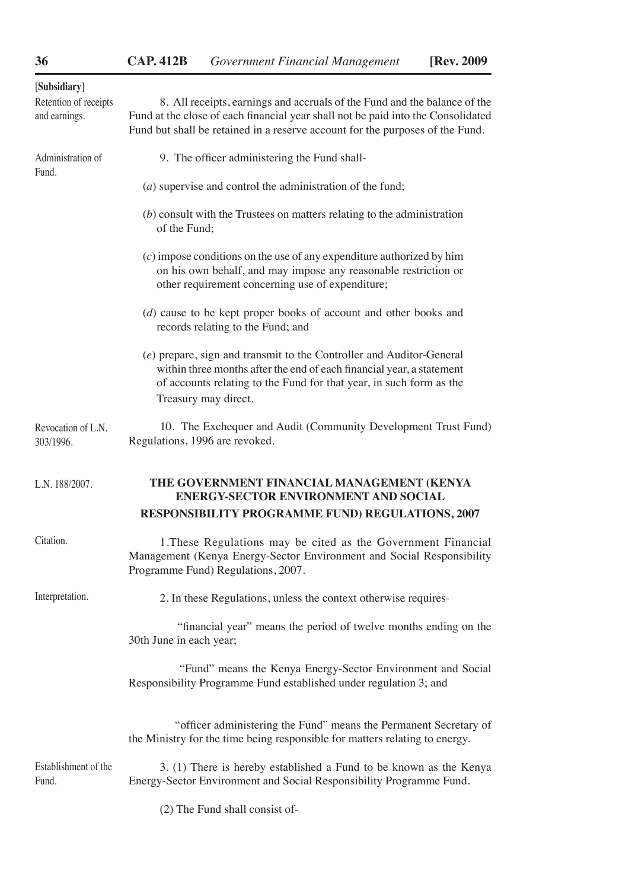[Subsidiary]

Retention of receipts and earnings.

8. All receipts, earnings and accruals of the Fund and the balance of the Fund at the close of each financial year shall not be paid into the Consolidated Fund but shall be retained in a reserve account for the purposes of the Fund.

Administration of Fund.

9. The officer administering the Fund shall-

(*a*) supervise and control the administration of the fund;

(*b*) consult with the Trustees on matters relating to the administration of the Fund;

(*c*) impose conditions on the use of any expenditure authorized by him on his own behalf, and may impose any reasonable restriction or other requirement concerning use of expenditure;

(*d*) cause to be kept proper books of account and other books and records relating to the Fund; and

(*e*) prepare, sign and transmit to the Controller and Auditor-General within three months after the end of each financial year, a statement of accounts relating to the Fund for that year, in such form as the Treasury may direct.

Revocation of L.N. 303/1996.

10. The Exchequer and Audit (Community Development Trust Fund) Regulations, 1996 are revoked.

L.N. 188/2007.

## THE GOVERNMENT FINANCIAL MANAGEMENT (KENYA ENERGY-SECTOR ENVIRONMENT AND SOCIAL RESPONSIBILITY PROGRAMME FUND) REGULATIONS, 2007

Citation.

1.These Regulations may be cited as the Government Financial Management (Kenya Energy-Sector Environment and Social Responsibility Programme Fund) Regulations, 2007.

Interpretation.

2. In these Regulations, unless the context otherwise requires-

"financial year" means the period of twelve months ending on the 30th June in each year;

"Fund" means the Kenya Energy-Sector Environment and Social Responsibility Programme Fund established under regulation 3; and

"officer administering the Fund" means the Permanent Secretary of the Ministry for the time being responsible for matters relating to energy.

Establishment of the Fund.

3. (1) There is hereby established a Fund to be known as the Kenya Energy-Sector Environment and Social Responsibility Programme Fund.

(2) The Fund shall consist of-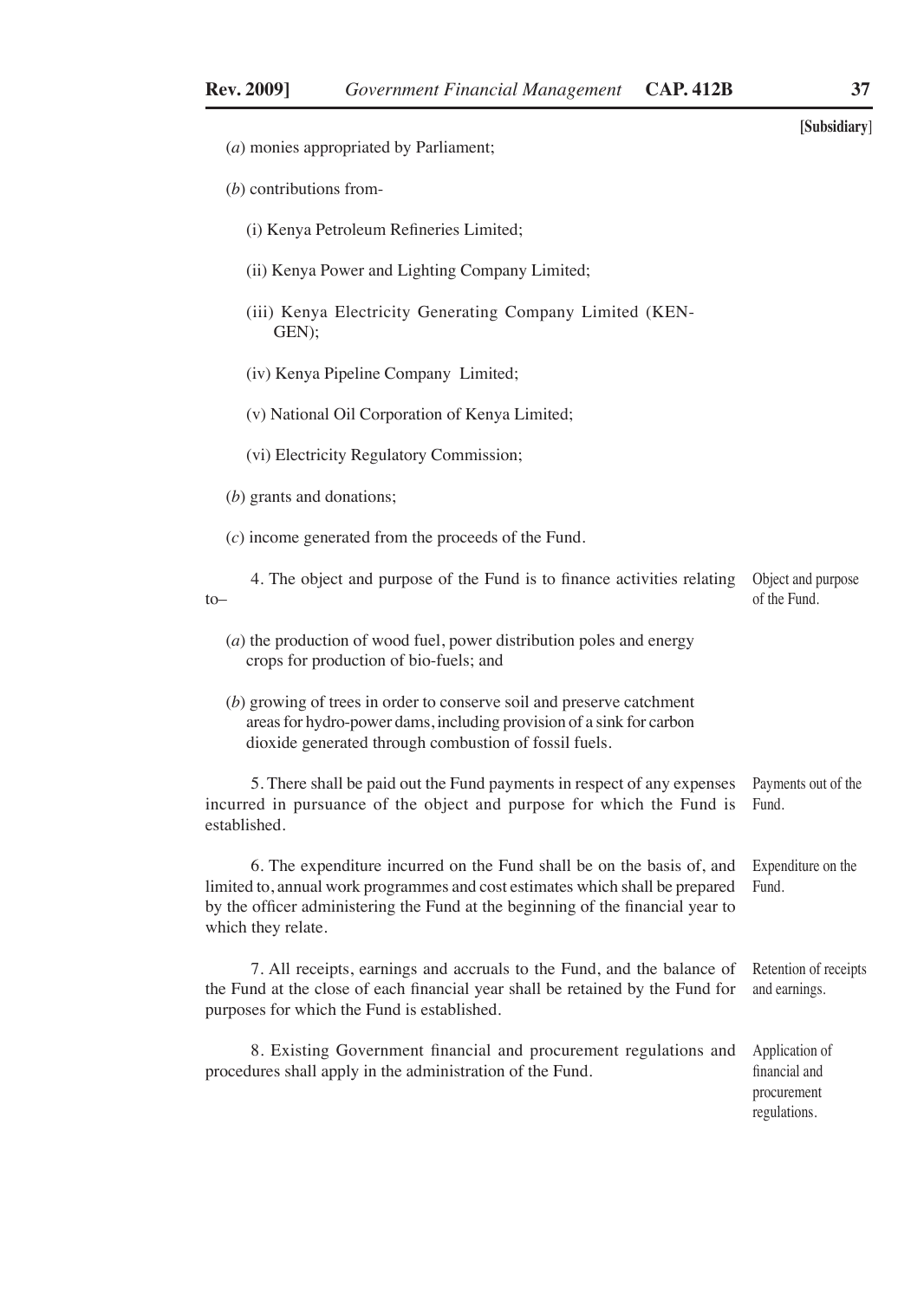[Subsidiary]

(*a*) monies appropriated by Parliament;

(*b*) contributions from-

(i) Kenya Petroleum Refineries Limited;

(ii) Kenya Power and Lighting Company Limited;

(iii) Kenya Electricity Generating Company Limited (KEN-GEN);

(iv) Kenya Pipeline Company Limited;

(v) National Oil Corporation of Kenya Limited;

(vi) Electricity Regulatory Commission;

(*b*) grants and donations;

(*c*) income generated from the proceeds of the Fund.

Object and purpose of the Fund.

4. The object and purpose of the Fund is to finance activities relating to–

(*a*) the production of wood fuel, power distribution poles and energy crops for production of bio-fuels; and

(*b*) growing of trees in order to conserve soil and preserve catchment areas for hydro-power dams, including provision of a sink for carbon dioxide generated through combustion of fossil fuels.

Payments out of the Fund.

5. There shall be paid out the Fund payments in respect of any expenses incurred in pursuance of the object and purpose for which the Fund is established.

Expenditure on the Fund.

6. The expenditure incurred on the Fund shall be on the basis of, and limited to, annual work programmes and cost estimates which shall be prepared by the officer administering the Fund at the beginning of the financial year to which they relate.

Retention of receipts and earnings.

7. All receipts, earnings and accruals to the Fund, and the balance of the Fund at the close of each financial year shall be retained by the Fund for purposes for which the Fund is established.

Application of financial and procurement regulations.

8. Existing Government financial and procurement regulations and procedures shall apply in the administration of the Fund.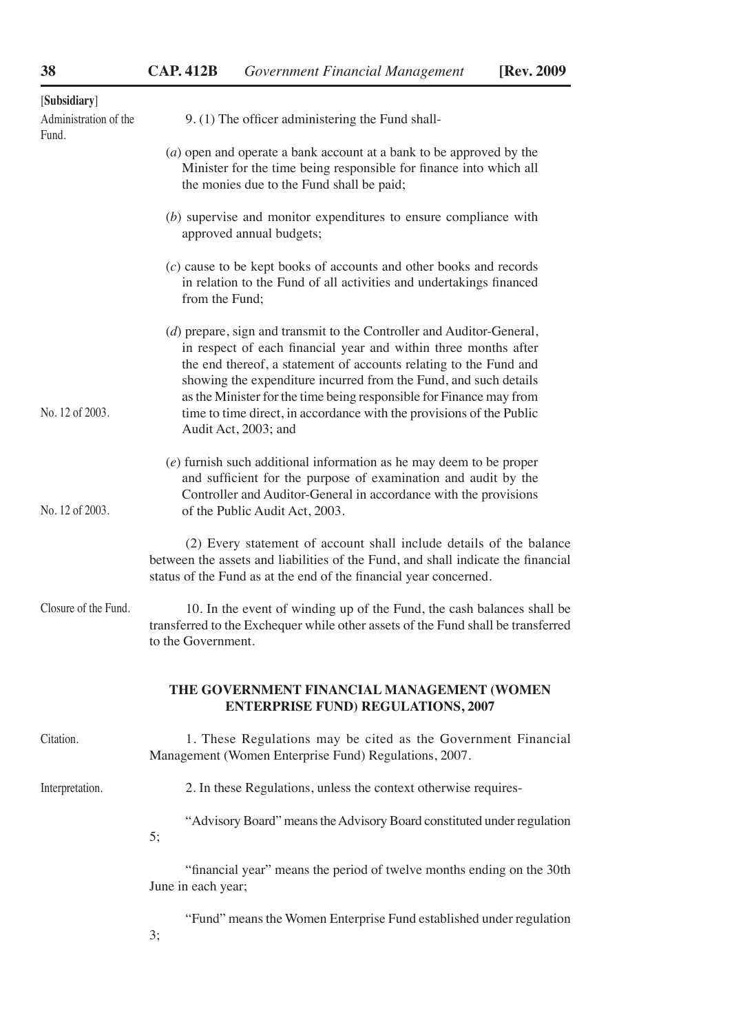[**Subsidiary**]

Administration of the Fund.

9. (1) The officer administering the Fund shall-

(*a*) open and operate a bank account at a bank to be approved by the Minister for the time being responsible for finance into which all the monies due to the Fund shall be paid;

(*b*) supervise and monitor expenditures to ensure compliance with approved annual budgets;

(*c*) cause to be kept books of accounts and other books and records in relation to the Fund of all activities and undertakings financed from the Fund;

(*d*) prepare, sign and transmit to the Controller and Auditor-General, in respect of each financial year and within three months after the end thereof, a statement of accounts relating to the Fund and showing the expenditure incurred from the Fund, and such details as the Minister for the time being responsible for Finance may from time to time direct, in accordance with the provisions of the Public Audit Act, 2003; and

No. 12 of 2003.

(*e*) furnish such additional information as he may deem to be proper and sufficient for the purpose of examination and audit by the Controller and Auditor-General in accordance with the provisions of the Public Audit Act, 2003.

No. 12 of 2003.

(2) Every statement of account shall include details of the balance between the assets and liabilities of the Fund, and shall indicate the financial status of the Fund as at the end of the financial year concerned.

Closure of the Fund.

10. In the event of winding up of the Fund, the cash balances shall be transferred to the Exchequer while other assets of the Fund shall be transferred to the Government.

## THE GOVERNMENT FINANCIAL MANAGEMENT (WOMEN ENTERPRISE FUND) REGULATIONS, 2007

Citation.

1. These Regulations may be cited as the Government Financial Management (Women Enterprise Fund) Regulations, 2007.

Interpretation.

2. In these Regulations, unless the context otherwise requires-

"Advisory Board" means the Advisory Board constituted under regulation 5;

"financial year" means the period of twelve months ending on the 30th June in each year;

"Fund" means the Women Enterprise Fund established under regulation 3;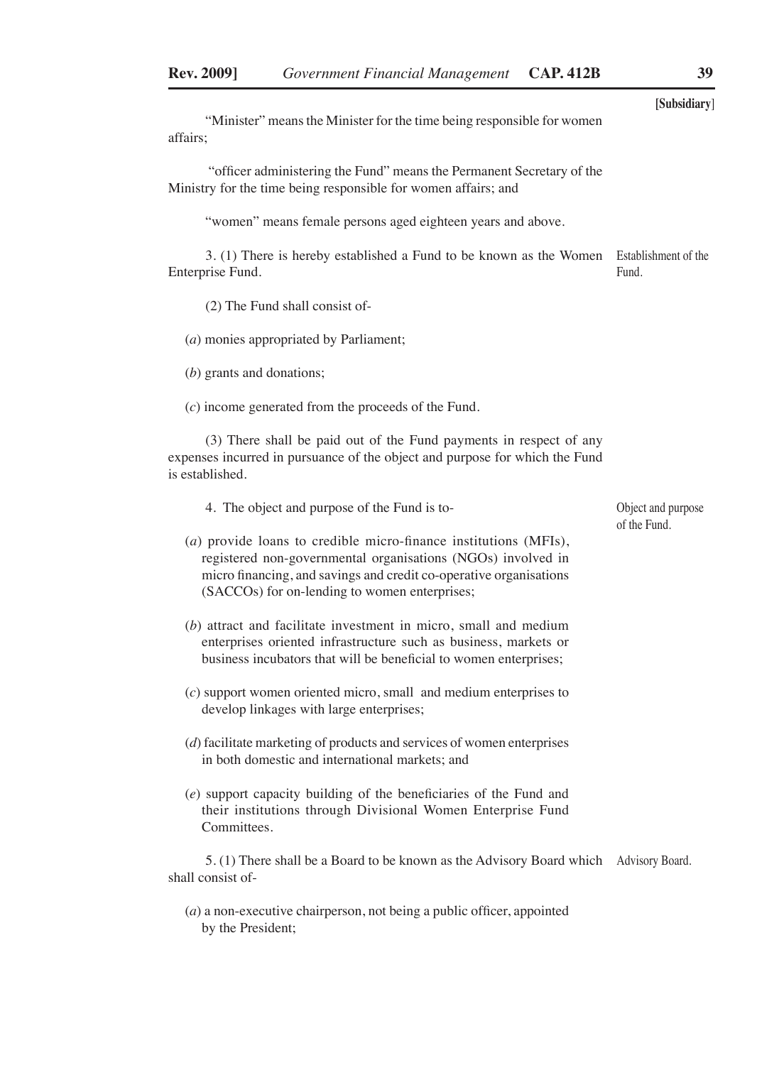"Minister" means the Minister for the time being responsible for women affairs;

"officer administering the Fund" means the Permanent Secretary of the Ministry for the time being responsible for women affairs; and

"women" means female persons aged eighteen years and above.

**Establishment of the Fund.**

3. (1) There is hereby established a Fund to be known as the Women Enterprise Fund.

(2) The Fund shall consist of-

(*a*) monies appropriated by Parliament;

(*b*) grants and donations;

(*c*) income generated from the proceeds of the Fund.

(3) There shall be paid out of the Fund payments in respect of any expenses incurred in pursuance of the object and purpose for which the Fund is established.

**Object and purpose of the Fund.**

4. The object and purpose of the Fund is to-

(*a*) provide loans to credible micro-finance institutions (MFIs), registered non-governmental organisations (NGOs) involved in micro financing, and savings and credit co-operative organisations (SACCOs) for on-lending to women enterprises;

(*b*) attract and facilitate investment in micro, small and medium enterprises oriented infrastructure such as business, markets or business incubators that will be beneficial to women enterprises;

(*c*) support women oriented micro, small and medium enterprises to develop linkages with large enterprises;

(*d*) facilitate marketing of products and services of women enterprises in both domestic and international markets; and

(*e*) support capacity building of the beneficiaries of the Fund and their institutions through Divisional Women Enterprise Fund Committees.

**Advisory Board.**

5. (1) There shall be a Board to be known as the Advisory Board which shall consist of-

(*a*) a non-executive chairperson, not being a public officer, appointed by the President;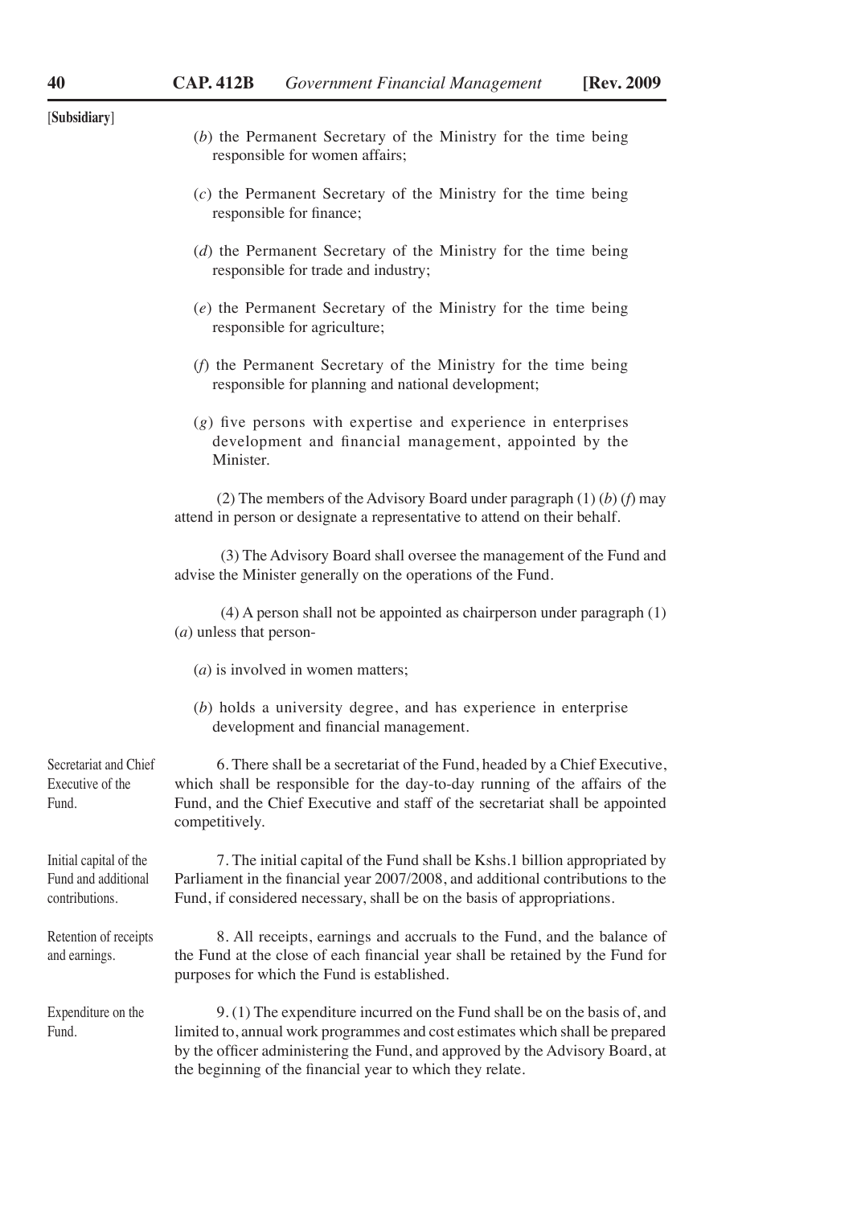[**Subsidiary**]

(*b*) the Permanent Secretary of the Ministry for the time being responsible for women affairs;

(*c*) the Permanent Secretary of the Ministry for the time being responsible for finance;

(*d*) the Permanent Secretary of the Ministry for the time being responsible for trade and industry;

(*e*) the Permanent Secretary of the Ministry for the time being responsible for agriculture;

(*f*) the Permanent Secretary of the Ministry for the time being responsible for planning and national development;

(*g*) five persons with expertise and experience in enterprises development and financial management, appointed by the Minister.

(2) The members of the Advisory Board under paragraph (1) (*b*) (*f*) may attend in person or designate a representative to attend on their behalf.

(3) The Advisory Board shall oversee the management of the Fund and advise the Minister generally on the operations of the Fund.

(4) A person shall not be appointed as chairperson under paragraph (1) (*a*) unless that person-

(*a*) is involved in women matters;

(*b*) holds a university degree, and has experience in enterprise development and financial management.

Secretariat and Chief Executive of the Fund.

6. There shall be a secretariat of the Fund, headed by a Chief Executive, which shall be responsible for the day-to-day running of the affairs of the Fund, and the Chief Executive and staff of the secretariat shall be appointed competitively.

Initial capital of the Fund and additional contributions.

7. The initial capital of the Fund shall be Kshs.1 billion appropriated by Parliament in the financial year 2007/2008, and additional contributions to the Fund, if considered necessary, shall be on the basis of appropriations.

Retention of receipts and earnings.

8. All receipts, earnings and accruals to the Fund, and the balance of the Fund at the close of each financial year shall be retained by the Fund for purposes for which the Fund is established.

Expenditure on the Fund.

9. (1) The expenditure incurred on the Fund shall be on the basis of, and limited to, annual work programmes and cost estimates which shall be prepared by the officer administering the Fund, and approved by the Advisory Board, at the beginning of the financial year to which they relate.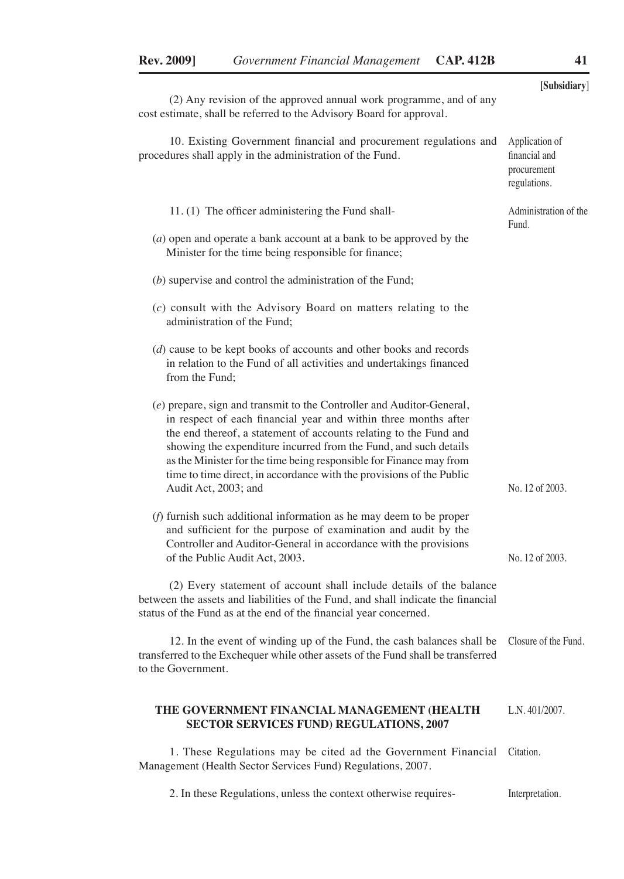[Subsidiary]

(2) Any revision of the approved annual work programme, and of any cost estimate, shall be referred to the Advisory Board for approval.

10. Existing Government financial and procurement regulations and procedures shall apply in the administration of the Fund. *Application of financial and procurement regulations.*

11. (1) The officer administering the Fund shall- *Administration of the Fund.*

(*a*) open and operate a bank account at a bank to be approved by the Minister for the time being responsible for finance;

(*b*) supervise and control the administration of the Fund;

(*c*) consult with the Advisory Board on matters relating to the administration of the Fund;

(*d*) cause to be kept books of accounts and other books and records in relation to the Fund of all activities and undertakings financed from the Fund;

(*e*) prepare, sign and transmit to the Controller and Auditor-General, in respect of each financial year and within three months after the end thereof, a statement of accounts relating to the Fund and showing the expenditure incurred from the Fund, and such details as the Minister for the time being responsible for Finance may from time to time direct, in accordance with the provisions of the Public Audit Act, 2003; and *No. 12 of 2003.*

(*f*) furnish such additional information as he may deem to be proper and sufficient for the purpose of examination and audit by the Controller and Auditor-General in accordance with the provisions of the Public Audit Act, 2003. *No. 12 of 2003.*

(2) Every statement of account shall include details of the balance between the assets and liabilities of the Fund, and shall indicate the financial status of the Fund as at the end of the financial year concerned.

12. In the event of winding up of the Fund, the cash balances shall be transferred to the Exchequer while other assets of the Fund shall be transferred to the Government. *Closure of the Fund.*

## THE GOVERNMENT FINANCIAL MANAGEMENT (HEALTH SECTOR SERVICES FUND) REGULATIONS, 2007

*L.N. 401/2007.*

1. These Regulations may be cited ad the Government Financial Management (Health Sector Services Fund) Regulations, 2007. *Citation.*

2. In these Regulations, unless the context otherwise requires- *Interpretation.*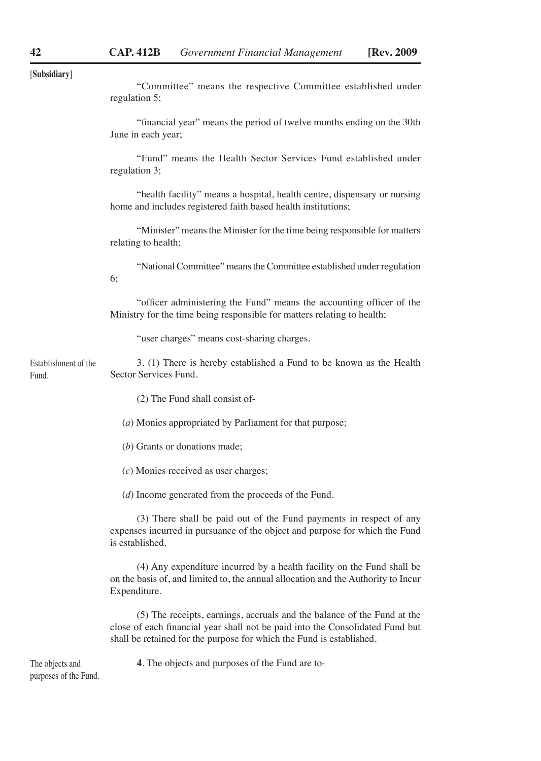[Subsidiary]

"Committee" means the respective Committee established under regulation 5;

"financial year" means the period of twelve months ending on the 30th June in each year;

"Fund" means the Health Sector Services Fund established under regulation 3;

"health facility" means a hospital, health centre, dispensary or nursing home and includes registered faith based health institutions;

"Minister" means the Minister for the time being responsible for matters relating to health;

"National Committee" means the Committee established under regulation 6;

"officer administering the Fund" means the accounting officer of the Ministry for the time being responsible for matters relating to health;

"user charges" means cost-sharing charges.

Establishment of the Fund.

3. (1) There is hereby established a Fund to be known as the Health Sector Services Fund.

(2) The Fund shall consist of-

(*a*) Monies appropriated by Parliament for that purpose;

(*b*) Grants or donations made;

(*c*) Monies received as user charges;

(*d*) Income generated from the proceeds of the Fund.

(3) There shall be paid out of the Fund payments in respect of any expenses incurred in pursuance of the object and purpose for which the Fund is established.

(4) Any expenditure incurred by a health facility on the Fund shall be on the basis of, and limited to, the annual allocation and the Authority to Incur Expenditure.

(5) The receipts, earnings, accruals and the balance of the Fund at the close of each financial year shall not be paid into the Consolidated Fund but shall be retained for the purpose for which the Fund is established.

The objects and purposes of the Fund.

**4**. The objects and purposes of the Fund are to-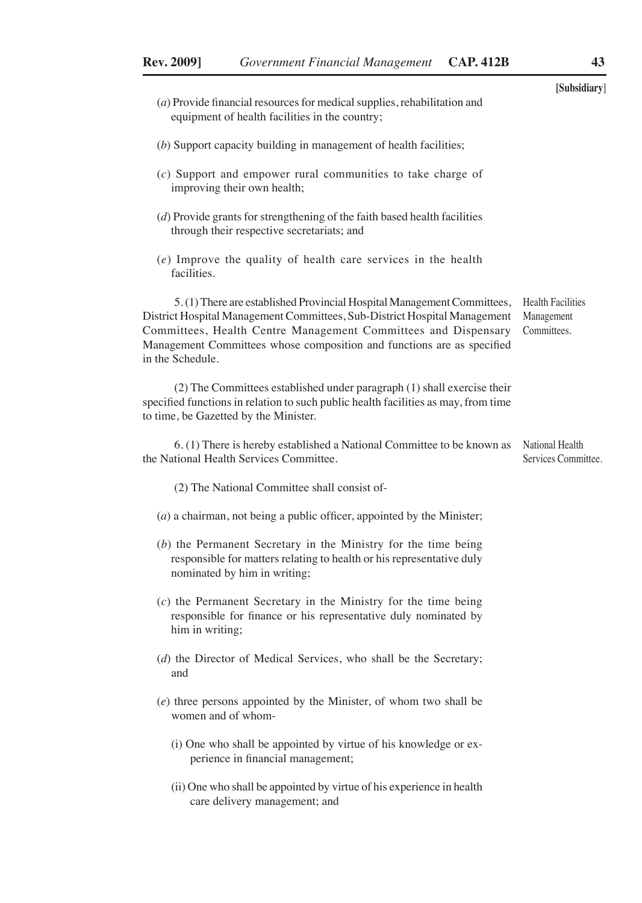[Subsidiary]

(*a*) Provide financial resources for medical supplies, rehabilitation and equipment of health facilities in the country;

(*b*) Support capacity building in management of health facilities;

(*c*) Support and empower rural communities to take charge of improving their own health;

(*d*) Provide grants for strengthening of the faith based health facilities through their respective secretariats; and

(*e*) Improve the quality of health care services in the health facilities.

Health Facilities Management Committees.

5. (1) There are established Provincial Hospital Management Committees, District Hospital Management Committees, Sub-District Hospital Management Committees, Health Centre Management Committees and Dispensary Management Committees whose composition and functions are as specified in the Schedule.

(2) The Committees established under paragraph (1) shall exercise their specified functions in relation to such public health facilities as may, from time to time, be Gazetted by the Minister.

National Health Services Committee.

6. (1) There is hereby established a National Committee to be known as the National Health Services Committee.

(2) The National Committee shall consist of-

(*a*) a chairman, not being a public officer, appointed by the Minister;

(*b*) the Permanent Secretary in the Ministry for the time being responsible for matters relating to health or his representative duly nominated by him in writing;

(*c*) the Permanent Secretary in the Ministry for the time being responsible for finance or his representative duly nominated by him in writing;

(*d*) the Director of Medical Services, who shall be the Secretary; and

(*e*) three persons appointed by the Minister, of whom two shall be women and of whom-

(i) One who shall be appointed by virtue of his knowledge or experience in financial management;

(ii) One who shall be appointed by virtue of his experience in health care delivery management; and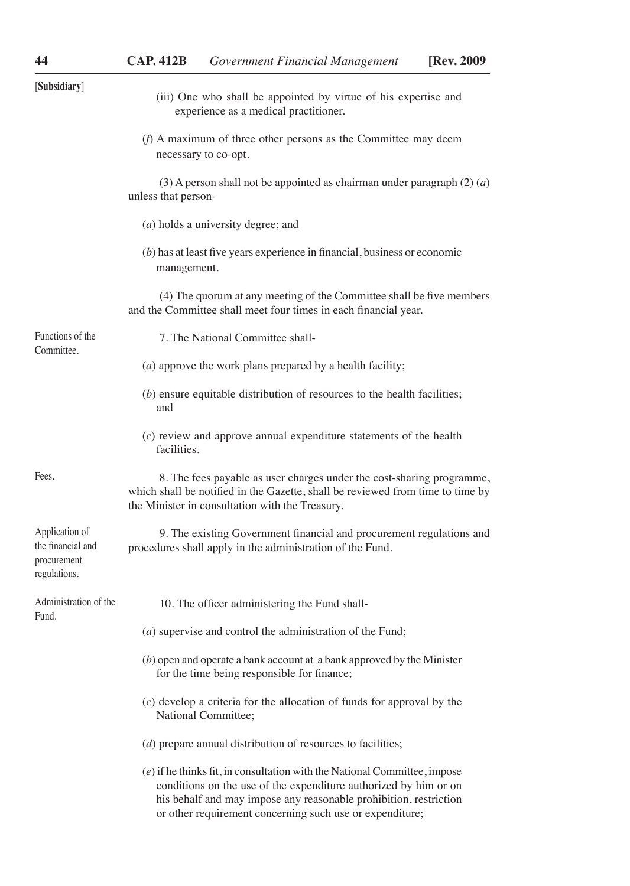[**Subsidiary**]

(iii) One who shall be appointed by virtue of his expertise and experience as a medical practitioner.

(*f*) A maximum of three other persons as the Committee may deem necessary to co-opt.

(3) A person shall not be appointed as chairman under paragraph (2) (*a*) unless that person-

(*a*) holds a university degree; and

(*b*) has at least five years experience in financial, business or economic management.

(4) The quorum at any meeting of the Committee shall be five members and the Committee shall meet four times in each financial year.

Functions of the Committee.

7. The National Committee shall-

(*a*) approve the work plans prepared by a health facility;

(*b*) ensure equitable distribution of resources to the health facilities; and

(*c*) review and approve annual expenditure statements of the health facilities.

Fees.

8. The fees payable as user charges under the cost-sharing programme, which shall be notified in the Gazette, shall be reviewed from time to time by the Minister in consultation with the Treasury.

Application of the financial and procurement regulations.

9. The existing Government financial and procurement regulations and procedures shall apply in the administration of the Fund.

Administration of the Fund.

10. The officer administering the Fund shall-

(*a*) supervise and control the administration of the Fund;

(*b*) open and operate a bank account at a bank approved by the Minister for the time being responsible for finance;

(*c*) develop a criteria for the allocation of funds for approval by the National Committee;

(*d*) prepare annual distribution of resources to facilities;

(*e*) if he thinks fit, in consultation with the National Committee, impose conditions on the use of the expenditure authorized by him or on his behalf and may impose any reasonable prohibition, restriction or other requirement concerning such use or expenditure;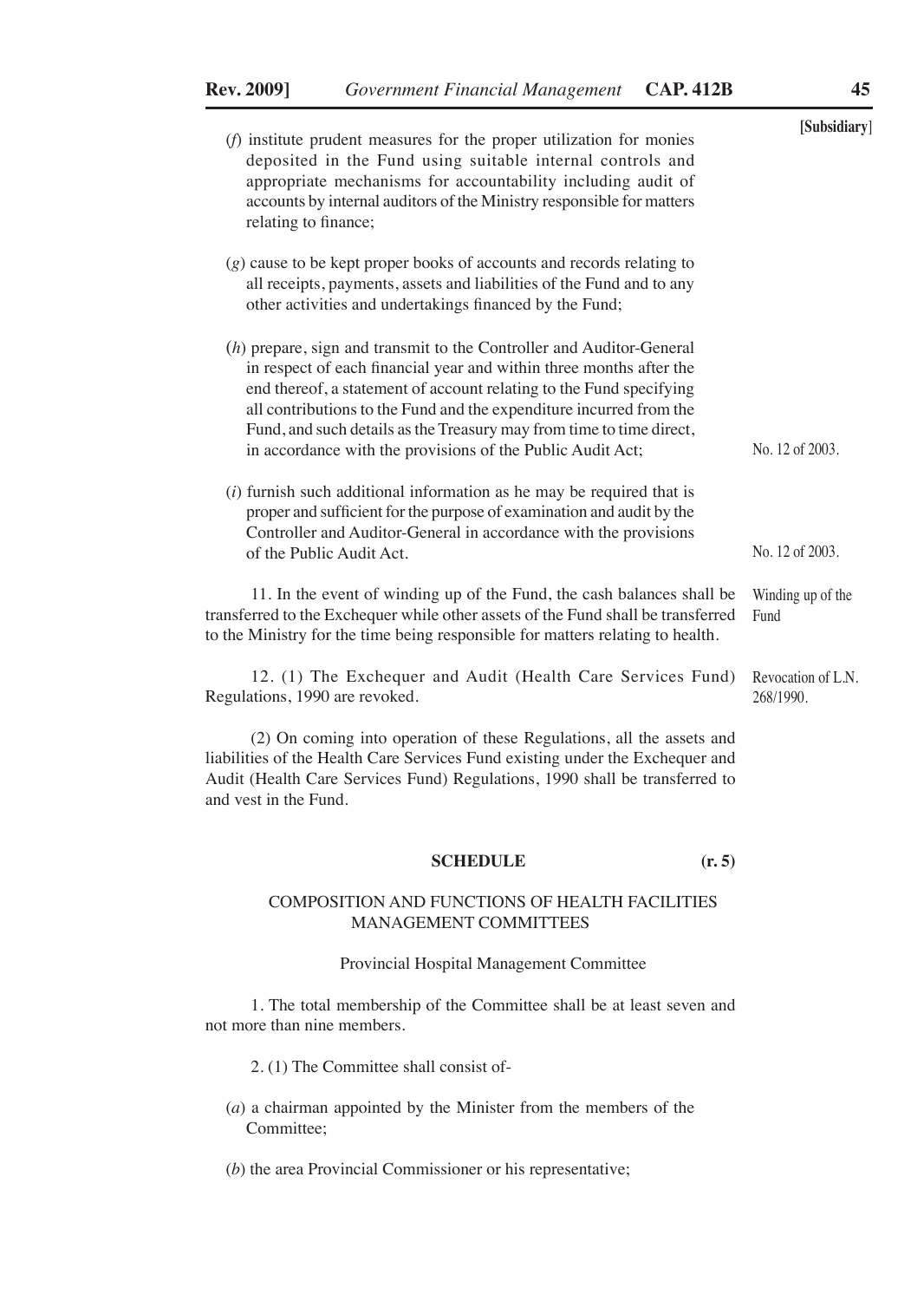[Subsidiary]

(*f*) institute prudent measures for the proper utilization for monies deposited in the Fund using suitable internal controls and appropriate mechanisms for accountability including audit of accounts by internal auditors of the Ministry responsible for matters relating to finance;

(*g*) cause to be kept proper books of accounts and records relating to all receipts, payments, assets and liabilities of the Fund and to any other activities and undertakings financed by the Fund;

(*h*) prepare, sign and transmit to the Controller and Auditor-General in respect of each financial year and within three months after the end thereof, a statement of account relating to the Fund specifying all contributions to the Fund and the expenditure incurred from the Fund, and such details as the Treasury may from time to time direct, in accordance with the provisions of the Public Audit Act; No. 12 of 2003.

(*i*) furnish such additional information as he may be required that is proper and sufficient for the purpose of examination and audit by the Controller and Auditor-General in accordance with the provisions of the Public Audit Act. No. 12 of 2003.

Winding up of the Fund

11. In the event of winding up of the Fund, the cash balances shall be transferred to the Exchequer while other assets of the Fund shall be transferred to the Ministry for the time being responsible for matters relating to health.

Revocation of L.N. 268/1990.

12. (1) The Exchequer and Audit (Health Care Services Fund) Regulations, 1990 are revoked.

(2) On coming into operation of these Regulations, all the assets and liabilities of the Health Care Services Fund existing under the Exchequer and Audit (Health Care Services Fund) Regulations, 1990 shall be transferred to and vest in the Fund.

## SCHEDULE (r. 5)

### COMPOSITION AND FUNCTIONS OF HEALTH FACILITIES MANAGEMENT COMMITTEES

#### Provincial Hospital Management Committee

1. The total membership of the Committee shall be at least seven and not more than nine members.

2. (1) The Committee shall consist of-

(*a*) a chairman appointed by the Minister from the members of the Committee;

(*b*) the area Provincial Commissioner or his representative;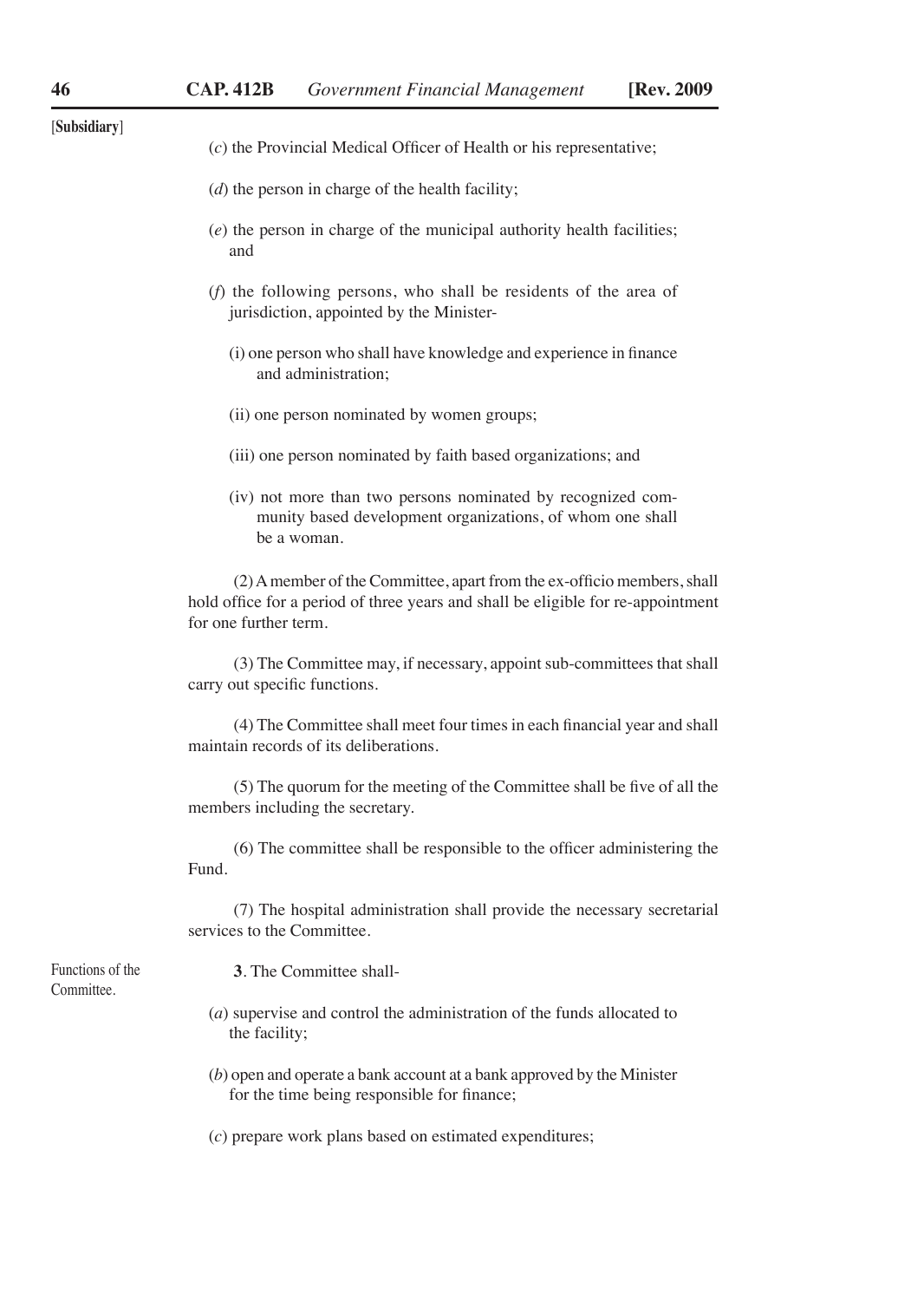[**Subsidiary**]

(*c*) the Provincial Medical Officer of Health or his representative;

(*d*) the person in charge of the health facility;

(*e*) the person in charge of the municipal authority health facilities; and

(*f*) the following persons, who shall be residents of the area of jurisdiction, appointed by the Minister-

(i) one person who shall have knowledge and experience in finance and administration;

(ii) one person nominated by women groups;

(iii) one person nominated by faith based organizations; and

(iv) not more than two persons nominated by recognized community based development organizations, of whom one shall be a woman.

(2) A member of the Committee, apart from the ex-officio members, shall hold office for a period of three years and shall be eligible for re-appointment for one further term.

(3) The Committee may, if necessary, appoint sub-committees that shall carry out specific functions.

(4) The Committee shall meet four times in each financial year and shall maintain records of its deliberations.

(5) The quorum for the meeting of the Committee shall be five of all the members including the secretary.

(6) The committee shall be responsible to the officer administering the Fund.

(7) The hospital administration shall provide the necessary secretarial services to the Committee.

Functions of the Committee.

**3**. The Committee shall-

(*a*) supervise and control the administration of the funds allocated to the facility;

(*b*) open and operate a bank account at a bank approved by the Minister for the time being responsible for finance;

(*c*) prepare work plans based on estimated expenditures;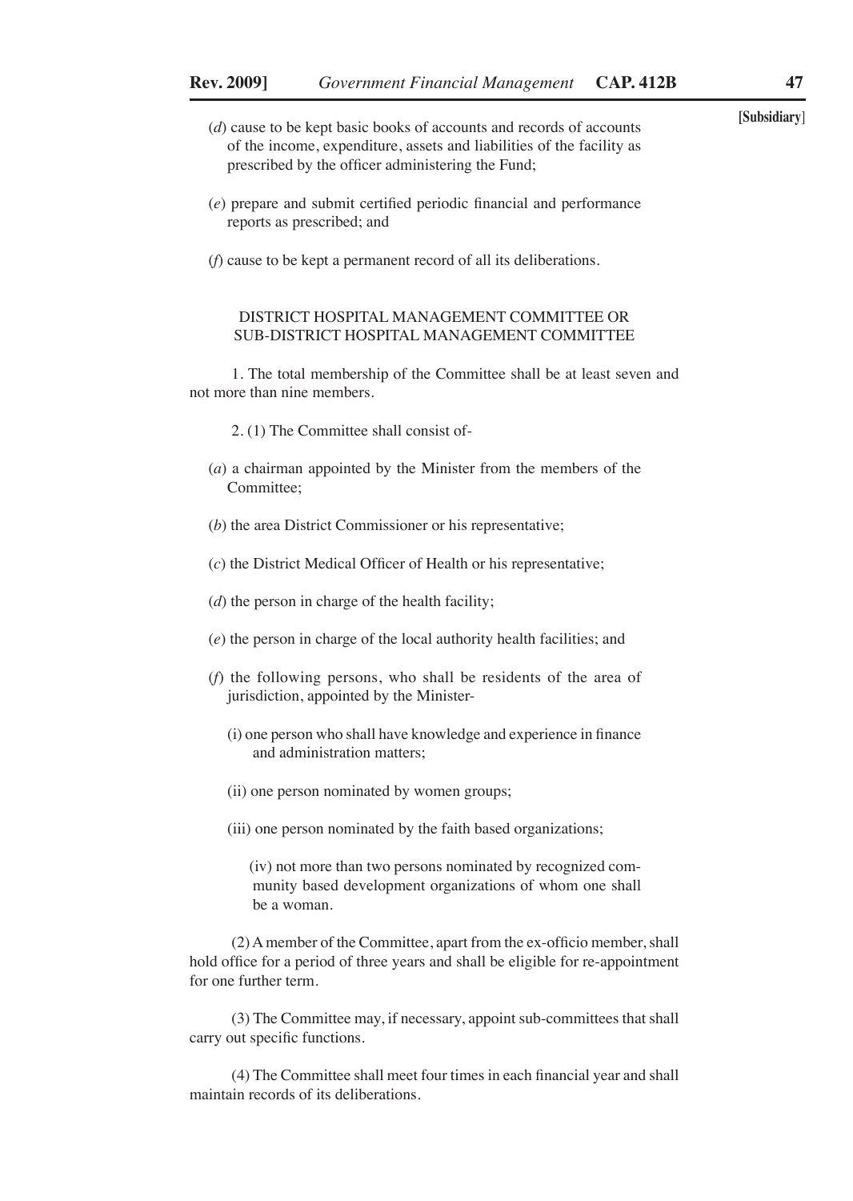(*d*) cause to be kept basic books of accounts and records of accounts of the income, expenditure, assets and liabilities of the facility as prescribed by the officer administering the Fund;

(*e*) prepare and submit certified periodic financial and performance reports as prescribed; and

(*f*) cause to be kept a permanent record of all its deliberations.

## DISTRICT HOSPITAL MANAGEMENT COMMITTEE OR SUB-DISTRICT HOSPITAL MANAGEMENT COMMITTEE

1. The total membership of the Committee shall be at least seven and not more than nine members.

2. (1) The Committee shall consist of-

(*a*) a chairman appointed by the Minister from the members of the Committee;

(*b*) the area District Commissioner or his representative;

(*c*) the District Medical Officer of Health or his representative;

(*d*) the person in charge of the health facility;

(*e*) the person in charge of the local authority health facilities; and

(*f*) the following persons, who shall be residents of the area of jurisdiction, appointed by the Minister-

(i) one person who shall have knowledge and experience in finance and administration matters;

(ii) one person nominated by women groups;

(iii) one person nominated by the faith based organizations;

(iv) not more than two persons nominated by recognized community based development organizations of whom one shall be a woman.

(2) A member of the Committee, apart from the ex-officio member, shall hold office for a period of three years and shall be eligible for re-appointment for one further term.

(3) The Committee may, if necessary, appoint sub-committees that shall carry out specific functions.

(4) The Committee shall meet four times in each financial year and shall maintain records of its deliberations.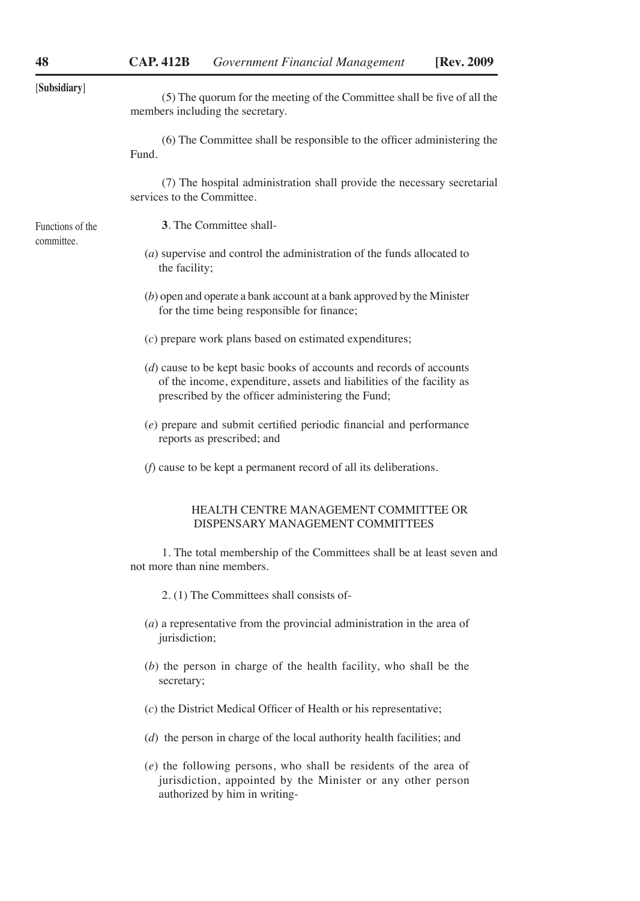[**Subsidiary**]

(5) The quorum for the meeting of the Committee shall be five of all the members including the secretary.

(6) The Committee shall be responsible to the officer administering the Fund.

(7) The hospital administration shall provide the necessary secretarial services to the Committee.

Functions of the committee.

**3**. The Committee shall-

(*a*) supervise and control the administration of the funds allocated to the facility;

(*b*) open and operate a bank account at a bank approved by the Minister for the time being responsible for finance;

(*c*) prepare work plans based on estimated expenditures;

(*d*) cause to be kept basic books of accounts and records of accounts of the income, expenditure, assets and liabilities of the facility as prescribed by the officer administering the Fund;

(*e*) prepare and submit certified periodic financial and performance reports as prescribed; and

(*f*) cause to be kept a permanent record of all its deliberations.

HEALTH CENTRE MANAGEMENT COMMITTEE OR DISPENSARY MANAGEMENT COMMITTEES

1. The total membership of the Committees shall be at least seven and not more than nine members.

2. (1) The Committees shall consists of-

(*a*) a representative from the provincial administration in the area of jurisdiction;

(*b*) the person in charge of the health facility, who shall be the secretary;

(*c*) the District Medical Officer of Health or his representative;

(*d*) the person in charge of the local authority health facilities; and

(*e*) the following persons, who shall be residents of the area of jurisdiction, appointed by the Minister or any other person authorized by him in writing-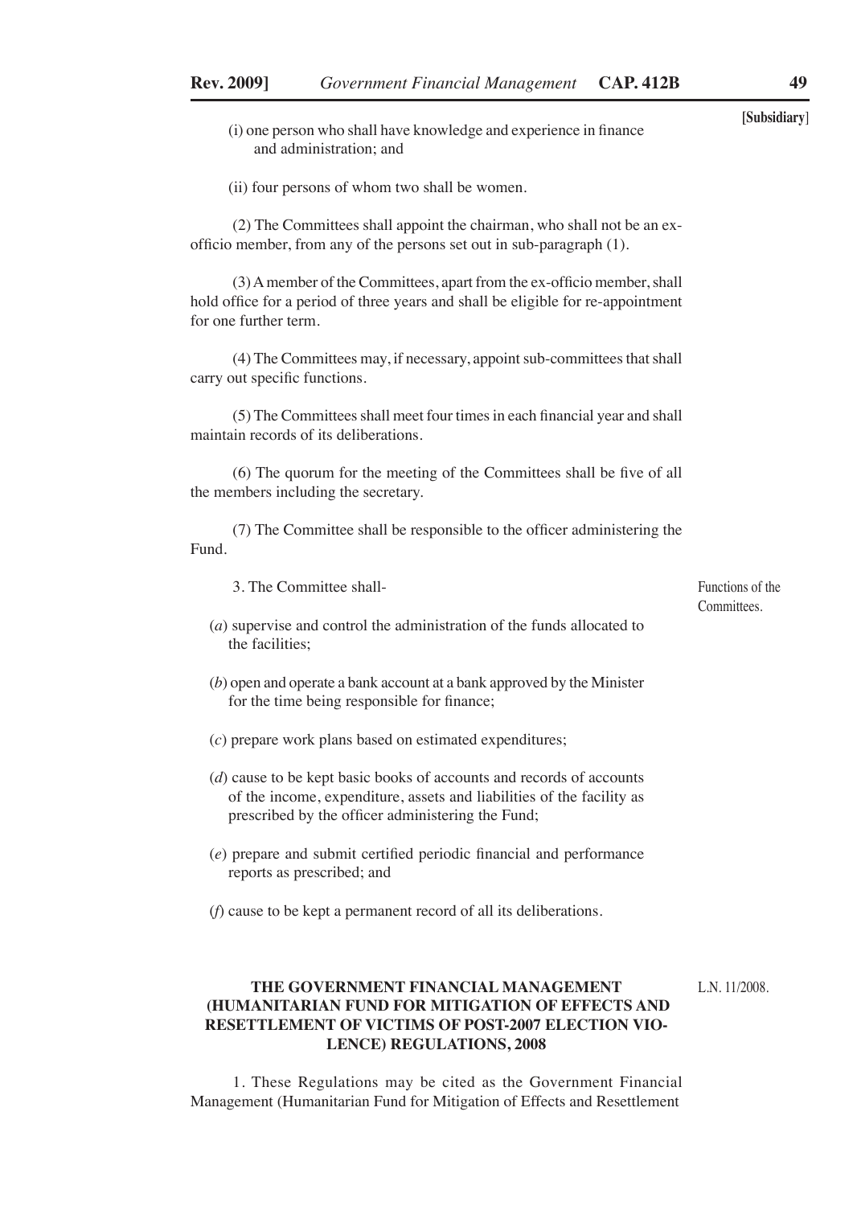(i) one person who shall have knowledge and experience in finance and administration; and

(ii) four persons of whom two shall be women.

(2) The Committees shall appoint the chairman, who shall not be an ex-officio member, from any of the persons set out in sub-paragraph (1).

(3) A member of the Committees, apart from the ex-officio member, shall hold office for a period of three years and shall be eligible for re-appointment for one further term.

(4) The Committees may, if necessary, appoint sub-committees that shall carry out specific functions.

(5) The Committees shall meet four times in each financial year and shall maintain records of its deliberations.

(6) The quorum for the meeting of the Committees shall be five of all the members including the secretary.

(7) The Committee shall be responsible to the officer administering the Fund.

Functions of the Committees.

3. The Committee shall-

(*a*) supervise and control the administration of the funds allocated to the facilities;

(*b*) open and operate a bank account at a bank approved by the Minister for the time being responsible for finance;

(*c*) prepare work plans based on estimated expenditures;

(*d*) cause to be kept basic books of accounts and records of accounts of the income, expenditure, assets and liabilities of the facility as prescribed by the officer administering the Fund;

(*e*) prepare and submit certified periodic financial and performance reports as prescribed; and

(*f*) cause to be kept a permanent record of all its deliberations.

## THE GOVERNMENT FINANCIAL MANAGEMENT (HUMANITARIAN FUND FOR MITIGATION OF EFFECTS AND RESETTLEMENT OF VICTIMS OF POST-2007 ELECTION VIOLENCE) REGULATIONS, 2008

L.N. 11/2008.

1. These Regulations may be cited as the Government Financial Management (Humanitarian Fund for Mitigation of Effects and Resettlement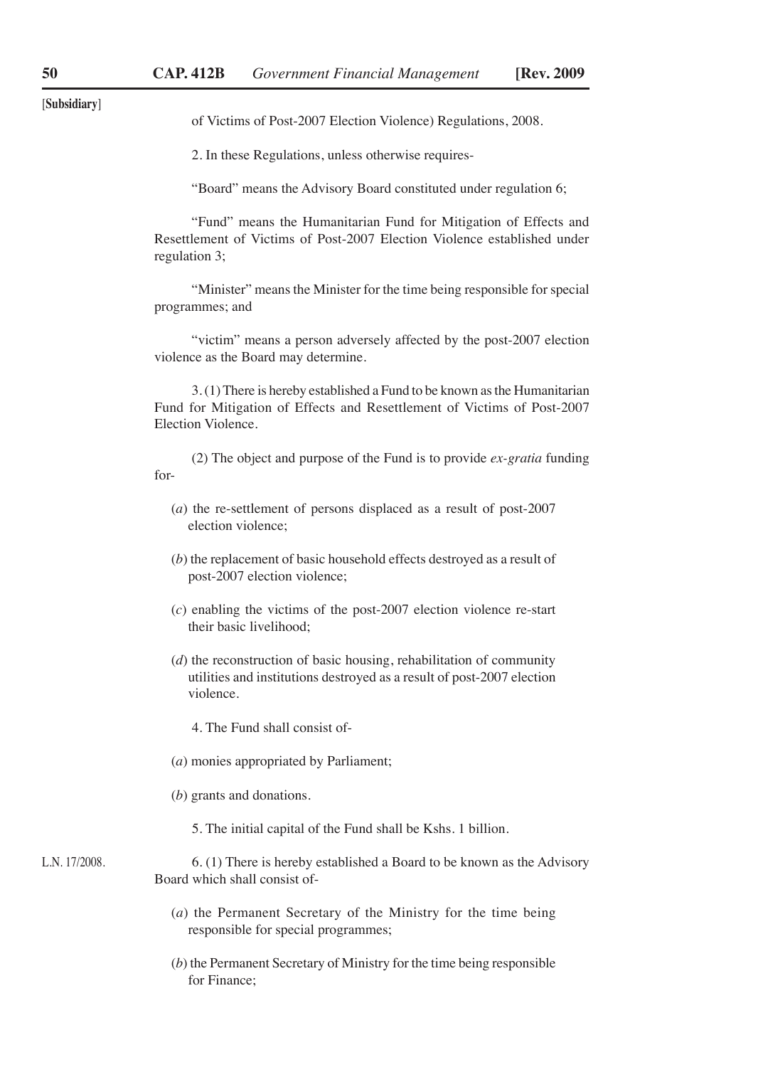of Victims of Post-2007 Election Violence) Regulations, 2008.

2. In these Regulations, unless otherwise requires-

"Board" means the Advisory Board constituted under regulation 6;

"Fund" means the Humanitarian Fund for Mitigation of Effects and Resettlement of Victims of Post-2007 Election Violence established under regulation 3;

"Minister" means the Minister for the time being responsible for special programmes; and

"victim" means a person adversely affected by the post-2007 election violence as the Board may determine.

3. (1) There is hereby established a Fund to be known as the Humanitarian Fund for Mitigation of Effects and Resettlement of Victims of Post-2007 Election Violence.

(2) The object and purpose of the Fund is to provide *ex-gratia* funding for-

(*a*) the re-settlement of persons displaced as a result of post-2007 election violence;

(*b*) the replacement of basic household effects destroyed as a result of post-2007 election violence;

(*c*) enabling the victims of the post-2007 election violence re-start their basic livelihood;

(*d*) the reconstruction of basic housing, rehabilitation of community utilities and institutions destroyed as a result of post-2007 election violence.

4. The Fund shall consist of-

(*a*) monies appropriated by Parliament;

(*b*) grants and donations.

5. The initial capital of the Fund shall be Kshs. 1 billion.

L.N. 17/2008.

6. (1) There is hereby established a Board to be known as the Advisory Board which shall consist of-

(*a*) the Permanent Secretary of the Ministry for the time being responsible for special programmes;

(*b*) the Permanent Secretary of Ministry for the time being responsible for Finance;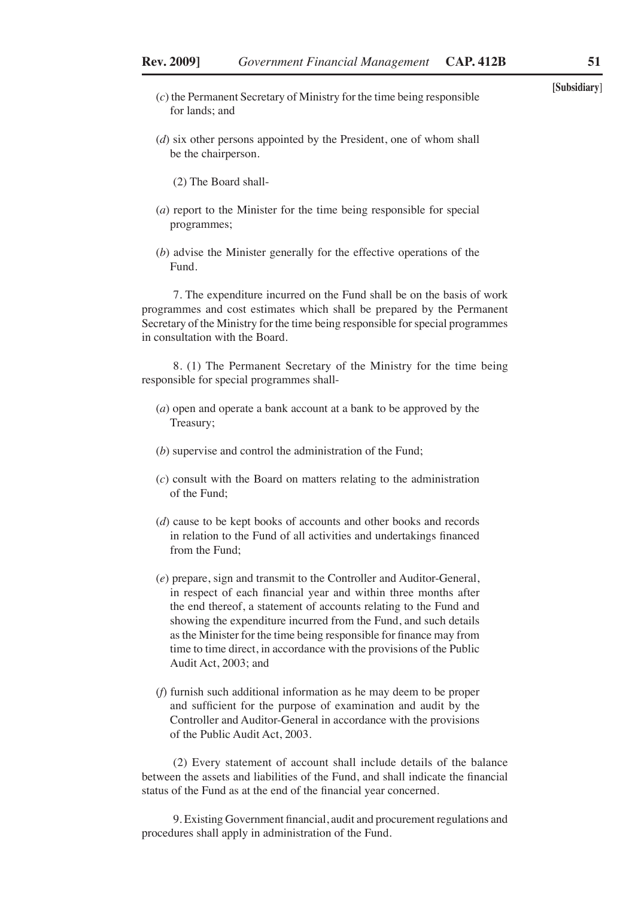(*c*) the Permanent Secretary of Ministry for the time being responsible for lands; and

(*d*) six other persons appointed by the President, one of whom shall be the chairperson.

(2) The Board shall-

(*a*) report to the Minister for the time being responsible for special programmes;

(*b*) advise the Minister generally for the effective operations of the Fund.

7. The expenditure incurred on the Fund shall be on the basis of work programmes and cost estimates which shall be prepared by the Permanent Secretary of the Ministry for the time being responsible for special programmes in consultation with the Board.

8. (1) The Permanent Secretary of the Ministry for the time being responsible for special programmes shall-

(*a*) open and operate a bank account at a bank to be approved by the Treasury;

(*b*) supervise and control the administration of the Fund;

(*c*) consult with the Board on matters relating to the administration of the Fund;

(*d*) cause to be kept books of accounts and other books and records in relation to the Fund of all activities and undertakings financed from the Fund;

(*e*) prepare, sign and transmit to the Controller and Auditor-General, in respect of each financial year and within three months after the end thereof, a statement of accounts relating to the Fund and showing the expenditure incurred from the Fund, and such details as the Minister for the time being responsible for finance may from time to time direct, in accordance with the provisions of the Public Audit Act, 2003; and

(*f*) furnish such additional information as he may deem to be proper and sufficient for the purpose of examination and audit by the Controller and Auditor-General in accordance with the provisions of the Public Audit Act, 2003.

(2) Every statement of account shall include details of the balance between the assets and liabilities of the Fund, and shall indicate the financial status of the Fund as at the end of the financial year concerned.

9. Existing Government financial, audit and procurement regulations and procedures shall apply in administration of the Fund.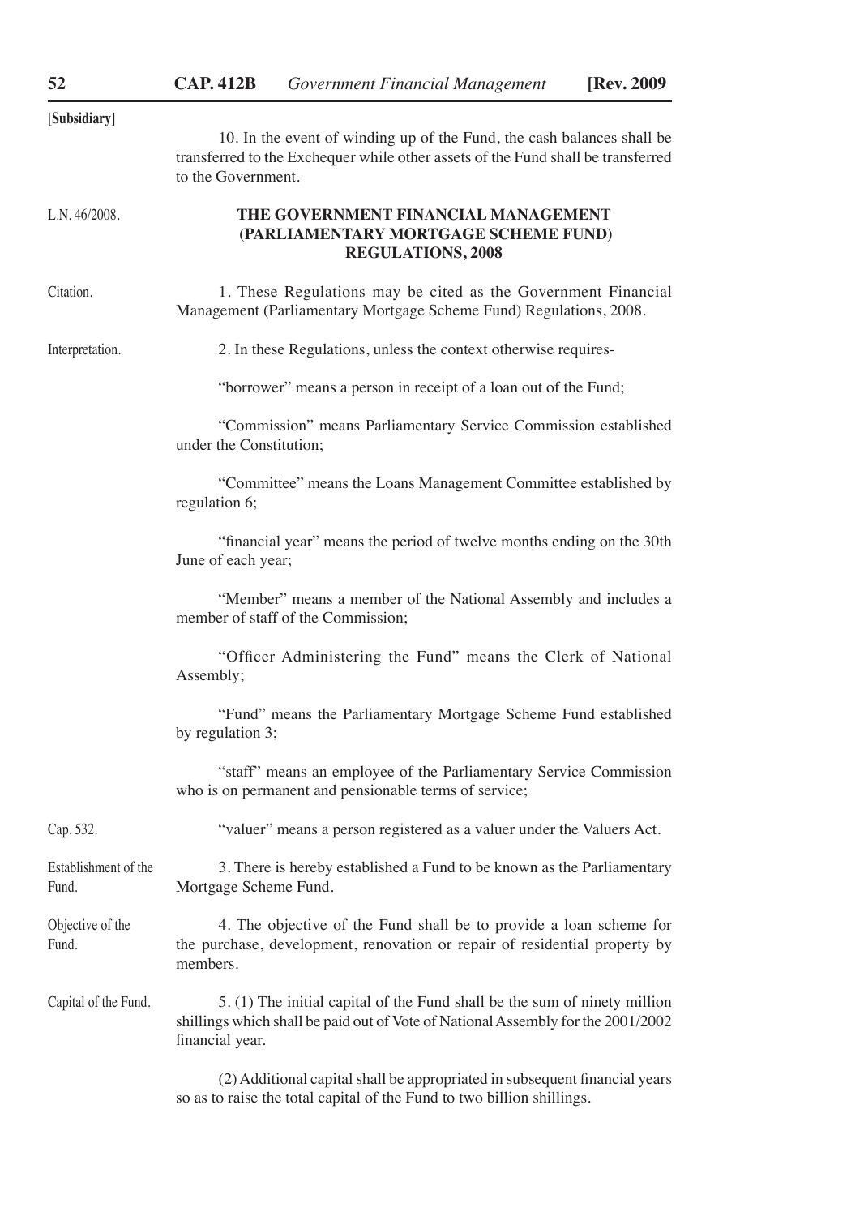[Subsidiary]

10. In the event of winding up of the Fund, the cash balances shall be transferred to the Exchequer while other assets of the Fund shall be transferred to the Government.

L.N. 46/2008.

## THE GOVERNMENT FINANCIAL MANAGEMENT (PARLIAMENTARY MORTGAGE SCHEME FUND) REGULATIONS, 2008

Citation.

1. These Regulations may be cited as the Government Financial Management (Parliamentary Mortgage Scheme Fund) Regulations, 2008.

Interpretation.

2. In these Regulations, unless the context otherwise requires-

"borrower" means a person in receipt of a loan out of the Fund;

"Commission" means Parliamentary Service Commission established under the Constitution;

"Committee" means the Loans Management Committee established by regulation 6;

"financial year" means the period of twelve months ending on the 30th June of each year;

"Member" means a member of the National Assembly and includes a member of staff of the Commission;

"Officer Administering the Fund" means the Clerk of National Assembly;

"Fund" means the Parliamentary Mortgage Scheme Fund established by regulation 3;

"staff" means an employee of the Parliamentary Service Commission who is on permanent and pensionable terms of service;

Cap. 532.

"valuer" means a person registered as a valuer under the Valuers Act.

Establishment of the Fund.

3. There is hereby established a Fund to be known as the Parliamentary Mortgage Scheme Fund.

Objective of the Fund.

4. The objective of the Fund shall be to provide a loan scheme for the purchase, development, renovation or repair of residential property by members.

Capital of the Fund.

5. (1) The initial capital of the Fund shall be the sum of ninety million shillings which shall be paid out of Vote of National Assembly for the 2001/2002 financial year.

(2) Additional capital shall be appropriated in subsequent financial years so as to raise the total capital of the Fund to two billion shillings.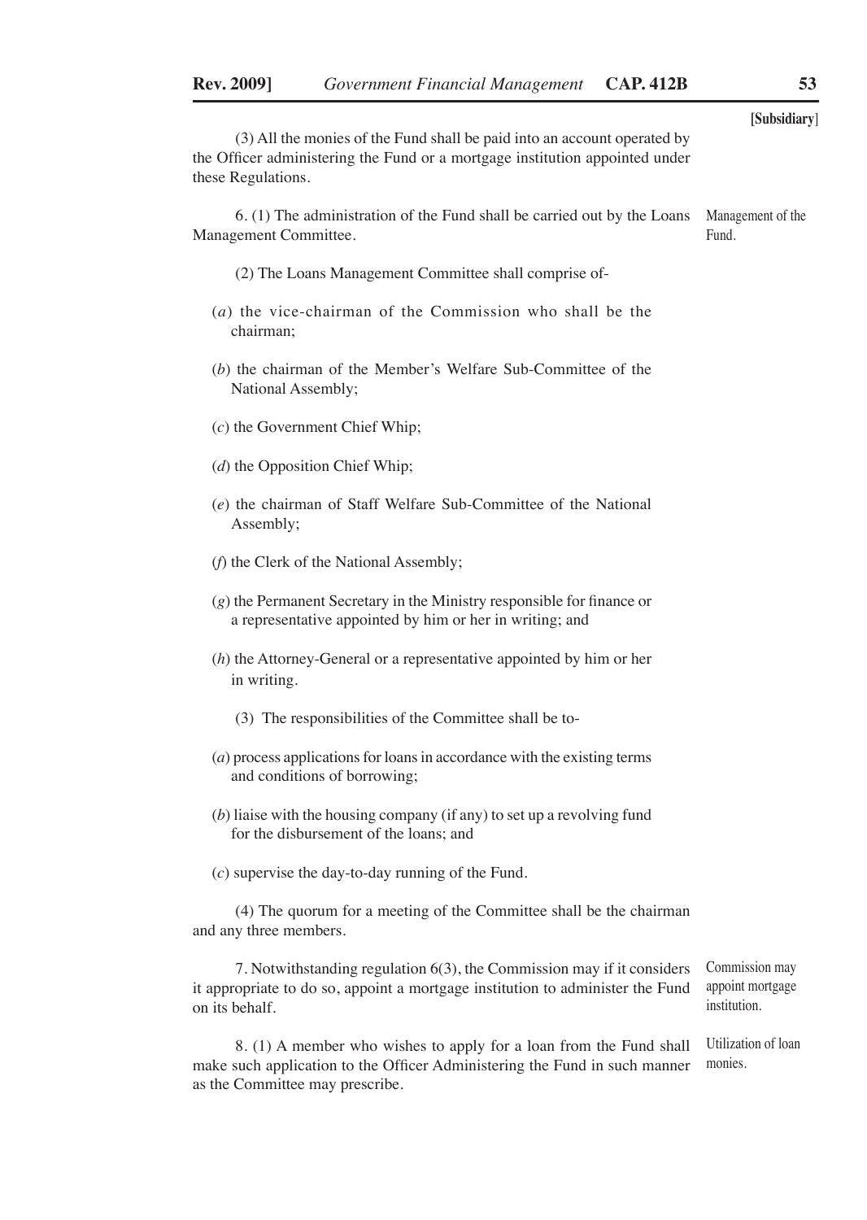(3) All the monies of the Fund shall be paid into an account operated by the Officer administering the Fund or a mortgage institution appointed under these Regulations.

6. (1) The administration of the Fund shall be carried out by the Loans Management Committee.

Management of the Fund.

(2) The Loans Management Committee shall comprise of-

(*a*) the vice-chairman of the Commission who shall be the chairman;

(*b*) the chairman of the Member's Welfare Sub-Committee of the National Assembly;

(*c*) the Government Chief Whip;

(*d*) the Opposition Chief Whip;

(*e*) the chairman of Staff Welfare Sub-Committee of the National Assembly;

(*f*) the Clerk of the National Assembly;

(*g*) the Permanent Secretary in the Ministry responsible for finance or a representative appointed by him or her in writing; and

(*h*) the Attorney-General or a representative appointed by him or her in writing.

(3) The responsibilities of the Committee shall be to-

(*a*) process applications for loans in accordance with the existing terms and conditions of borrowing;

(*b*) liaise with the housing company (if any) to set up a revolving fund for the disbursement of the loans; and

(*c*) supervise the day-to-day running of the Fund.

(4) The quorum for a meeting of the Committee shall be the chairman and any three members.

7. Notwithstanding regulation 6(3), the Commission may if it considers it appropriate to do so, appoint a mortgage institution to administer the Fund on its behalf.

Commission may appoint mortgage institution.

8. (1) A member who wishes to apply for a loan from the Fund shall make such application to the Officer Administering the Fund in such manner as the Committee may prescribe.

Utilization of loan monies.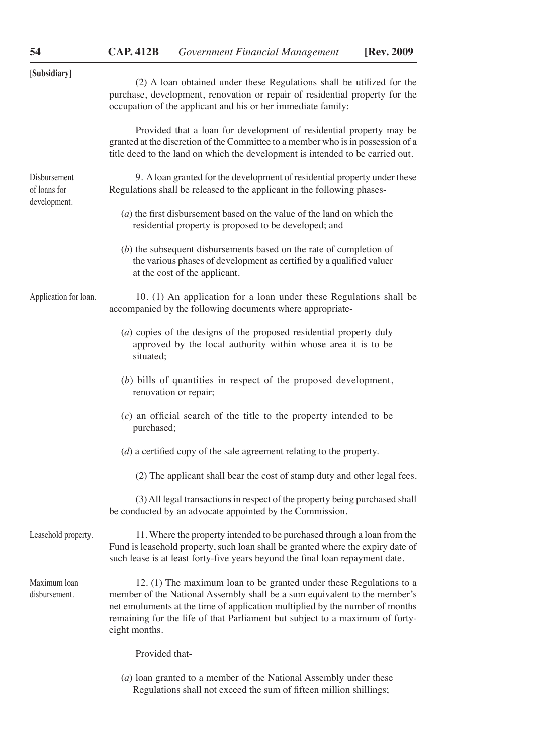[**Subsidiary**]

(2) A loan obtained under these Regulations shall be utilized for the purchase, development, renovation or repair of residential property for the occupation of the applicant and his or her immediate family:

Provided that a loan for development of residential property may be granted at the discretion of the Committee to a member who is in possession of a title deed to the land on which the development is intended to be carried out.

Disbursement of loans for development.

9. A loan granted for the development of residential property under these Regulations shall be released to the applicant in the following phases-

(*a*) the first disbursement based on the value of the land on which the residential property is proposed to be developed; and

(*b*) the subsequent disbursements based on the rate of completion of the various phases of development as certified by a qualified valuer at the cost of the applicant.

Application for loan.

10. (1) An application for a loan under these Regulations shall be accompanied by the following documents where appropriate-

(*a*) copies of the designs of the proposed residential property duly approved by the local authority within whose area it is to be situated;

(*b*) bills of quantities in respect of the proposed development, renovation or repair;

(*c*) an official search of the title to the property intended to be purchased;

(*d*) a certified copy of the sale agreement relating to the property.

(2) The applicant shall bear the cost of stamp duty and other legal fees.

(3) All legal transactions in respect of the property being purchased shall be conducted by an advocate appointed by the Commission.

Leasehold property.

11. Where the property intended to be purchased through a loan from the Fund is leasehold property, such loan shall be granted where the expiry date of such lease is at least forty-five years beyond the final loan repayment date.

Maximum loan disbursement.

12. (1) The maximum loan to be granted under these Regulations to a member of the National Assembly shall be a sum equivalent to the member's net emoluments at the time of application multiplied by the number of months remaining for the life of that Parliament but subject to a maximum of forty-eight months.

Provided that-

(*a*) loan granted to a member of the National Assembly under these Regulations shall not exceed the sum of fifteen million shillings;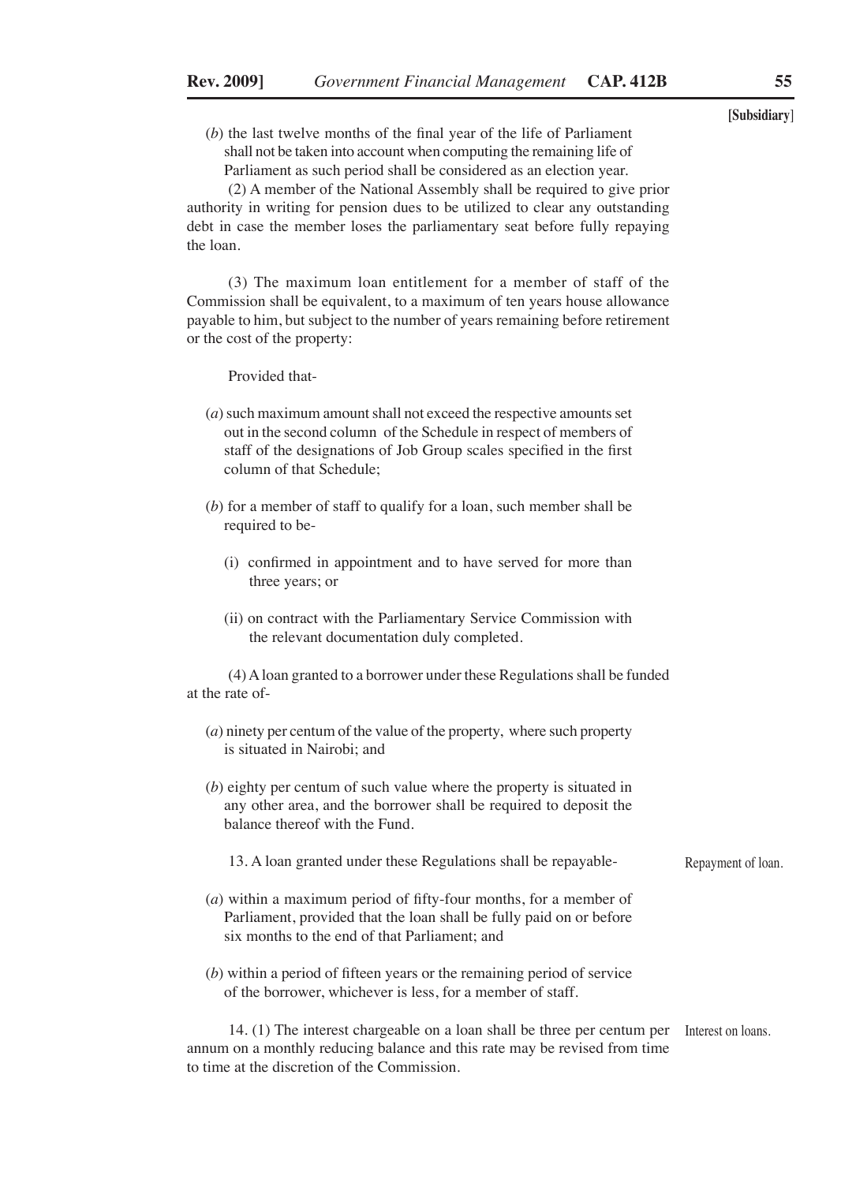(*b*) the last twelve months of the final year of the life of Parliament shall not be taken into account when computing the remaining life of Parliament as such period shall be considered as an election year.

(2) A member of the National Assembly shall be required to give prior authority in writing for pension dues to be utilized to clear any outstanding debt in case the member loses the parliamentary seat before fully repaying the loan.

(3) The maximum loan entitlement for a member of staff of the Commission shall be equivalent, to a maximum of ten years house allowance payable to him, but subject to the number of years remaining before retirement or the cost of the property:

Provided that-

(*a*) such maximum amount shall not exceed the respective amounts set out in the second column of the Schedule in respect of members of staff of the designations of Job Group scales specified in the first column of that Schedule;

(*b*) for a member of staff to qualify for a loan, such member shall be required to be-

(i) confirmed in appointment and to have served for more than three years; or

(ii) on contract with the Parliamentary Service Commission with the relevant documentation duly completed.

(4) A loan granted to a borrower under these Regulations shall be funded at the rate of-

(*a*) ninety per centum of the value of the property, where such property is situated in Nairobi; and

(*b*) eighty per centum of such value where the property is situated in any other area, and the borrower shall be required to deposit the balance thereof with the Fund.

Repayment of loan.

13. A loan granted under these Regulations shall be repayable-

(*a*) within a maximum period of fifty-four months, for a member of Parliament, provided that the loan shall be fully paid on or before six months to the end of that Parliament; and

(*b*) within a period of fifteen years or the remaining period of service of the borrower, whichever is less, for a member of staff.

Interest on loans.

14. (1) The interest chargeable on a loan shall be three per centum per annum on a monthly reducing balance and this rate may be revised from time to time at the discretion of the Commission.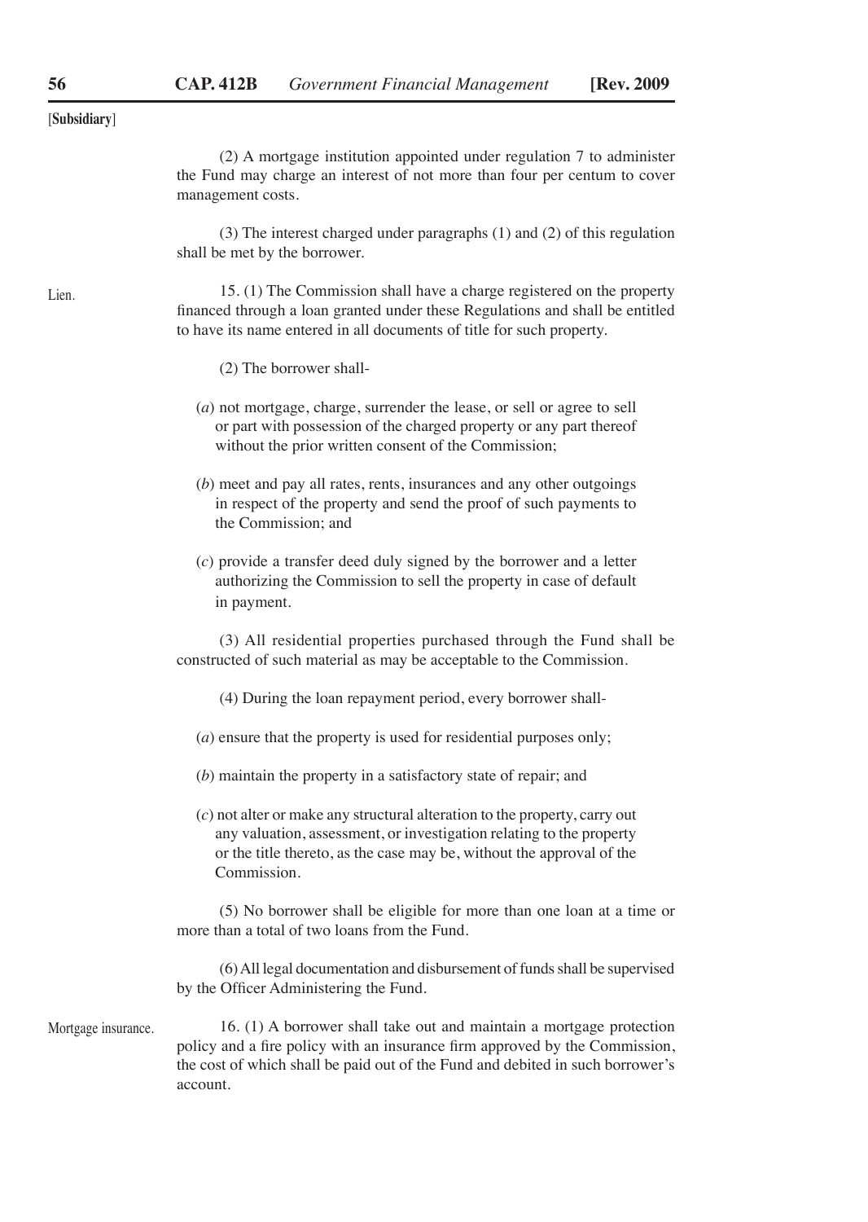[Subsidiary]

(2) A mortgage institution appointed under regulation 7 to administer the Fund may charge an interest of not more than four per centum to cover management costs.

(3) The interest charged under paragraphs (1) and (2) of this regulation shall be met by the borrower.

Lien.

15. (1) The Commission shall have a charge registered on the property financed through a loan granted under these Regulations and shall be entitled to have its name entered in all documents of title for such property.

(2) The borrower shall-

(*a*) not mortgage, charge, surrender the lease, or sell or agree to sell or part with possession of the charged property or any part thereof without the prior written consent of the Commission;

(*b*) meet and pay all rates, rents, insurances and any other outgoings in respect of the property and send the proof of such payments to the Commission; and

(*c*) provide a transfer deed duly signed by the borrower and a letter authorizing the Commission to sell the property in case of default in payment.

(3) All residential properties purchased through the Fund shall be constructed of such material as may be acceptable to the Commission.

(4) During the loan repayment period, every borrower shall-

(*a*) ensure that the property is used for residential purposes only;

(*b*) maintain the property in a satisfactory state of repair; and

(*c*) not alter or make any structural alteration to the property, carry out any valuation, assessment, or investigation relating to the property or the title thereto, as the case may be, without the approval of the Commission.

(5) No borrower shall be eligible for more than one loan at a time or more than a total of two loans from the Fund.

(6) All legal documentation and disbursement of funds shall be supervised by the Officer Administering the Fund.

Mortgage insurance.

16. (1) A borrower shall take out and maintain a mortgage protection policy and a fire policy with an insurance firm approved by the Commission, the cost of which shall be paid out of the Fund and debited in such borrower's account.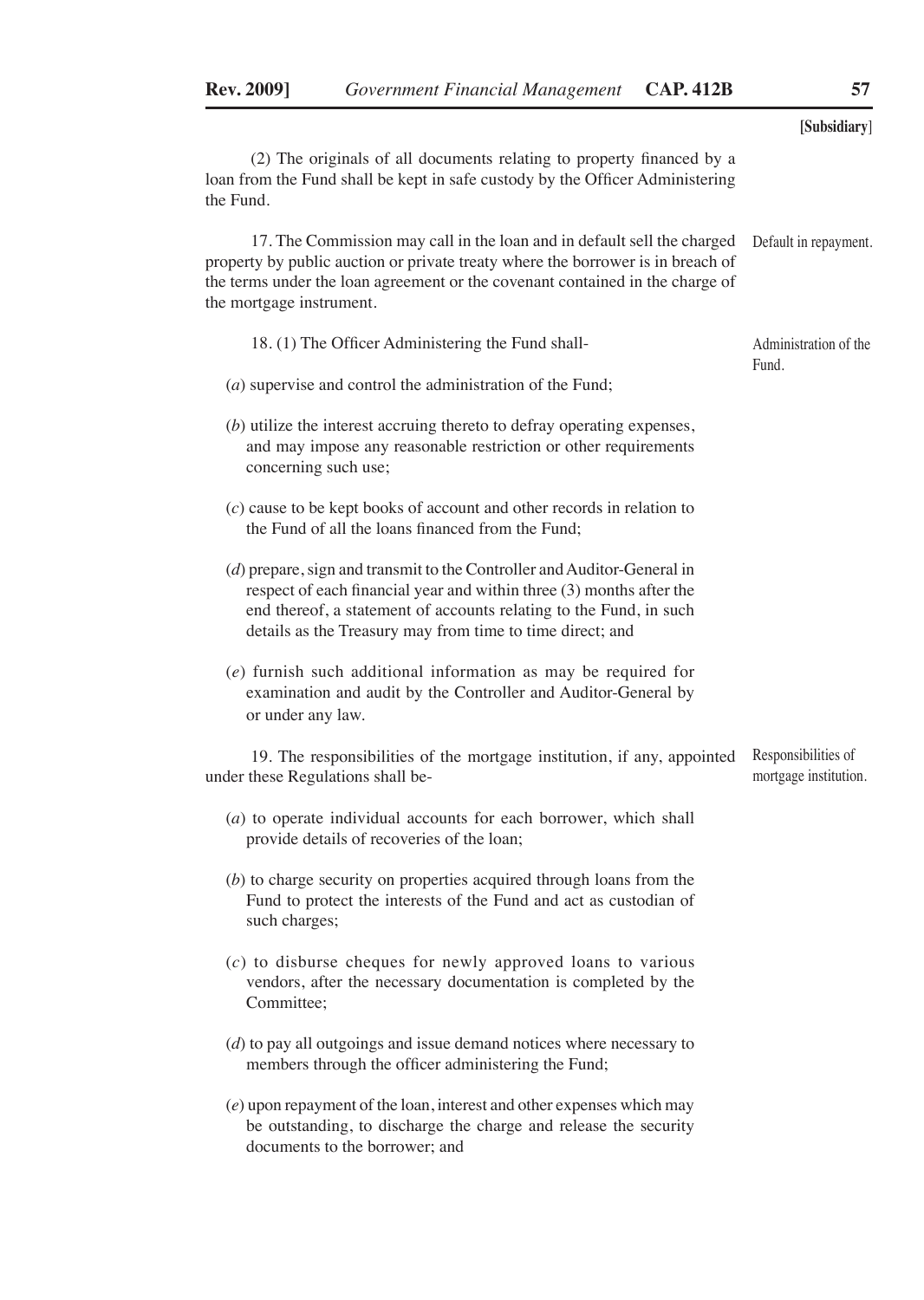[Subsidiary]

(2) The originals of all documents relating to property financed by a loan from the Fund shall be kept in safe custody by the Officer Administering the Fund.

Default in repayment.

17. The Commission may call in the loan and in default sell the charged property by public auction or private treaty where the borrower is in breach of the terms under the loan agreement or the covenant contained in the charge of the mortgage instrument.

Administration of the Fund.

18. (1) The Officer Administering the Fund shall-

(*a*) supervise and control the administration of the Fund;

(*b*) utilize the interest accruing thereto to defray operating expenses, and may impose any reasonable restriction or other requirements concerning such use;

(*c*) cause to be kept books of account and other records in relation to the Fund of all the loans financed from the Fund;

(*d*) prepare, sign and transmit to the Controller and Auditor-General in respect of each financial year and within three (3) months after the end thereof, a statement of accounts relating to the Fund, in such details as the Treasury may from time to time direct; and

(*e*) furnish such additional information as may be required for examination and audit by the Controller and Auditor-General by or under any law.

Responsibilities of mortgage institution.

19. The responsibilities of the mortgage institution, if any, appointed under these Regulations shall be-

(*a*) to operate individual accounts for each borrower, which shall provide details of recoveries of the loan;

(*b*) to charge security on properties acquired through loans from the Fund to protect the interests of the Fund and act as custodian of such charges;

(*c*) to disburse cheques for newly approved loans to various vendors, after the necessary documentation is completed by the Committee;

(*d*) to pay all outgoings and issue demand notices where necessary to members through the officer administering the Fund;

(*e*) upon repayment of the loan, interest and other expenses which may be outstanding, to discharge the charge and release the security documents to the borrower; and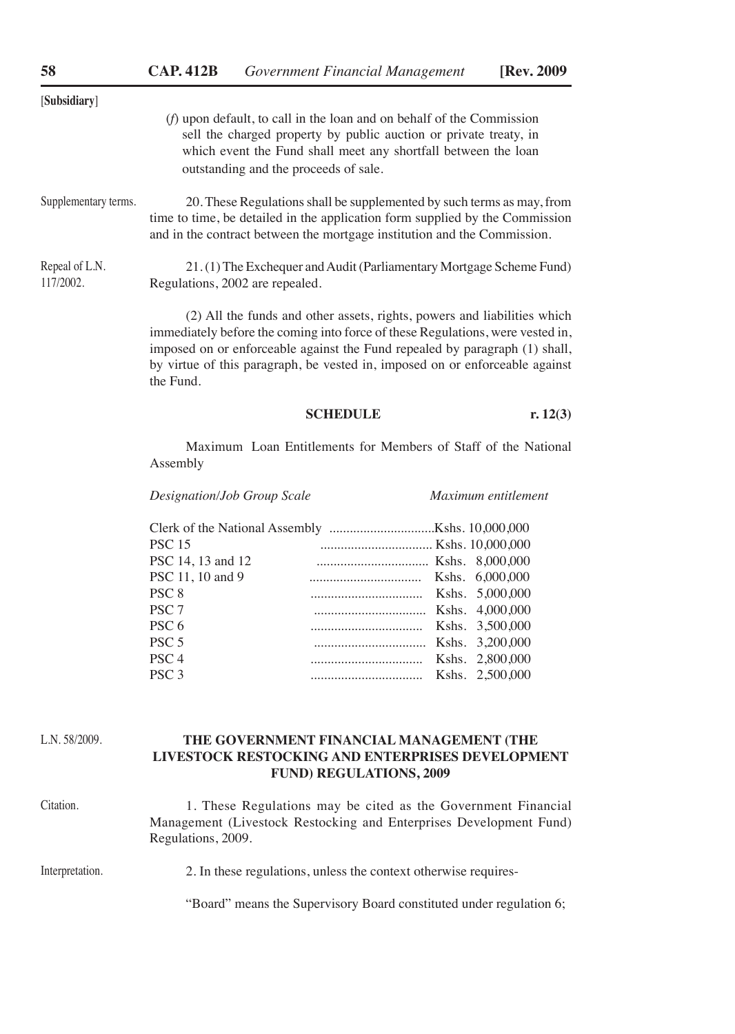[Subsidiary]

(f) upon default, to call in the loan and on behalf of the Commission sell the charged property by public auction or private treaty, in which event the Fund shall meet any shortfall between the loan outstanding and the proceeds of sale.

Supplementary terms.

20. These Regulations shall be supplemented by such terms as may, from time to time, be detailed in the application form supplied by the Commission and in the contract between the mortgage institution and the Commission.

Repeal of L.N. 117/2002.

21. (1) The Exchequer and Audit (Parliamentary Mortgage Scheme Fund) Regulations, 2002 are repealed.

(2) All the funds and other assets, rights, powers and liabilities which immediately before the coming into force of these Regulations, were vested in, imposed on or enforceable against the Fund repealed by paragraph (1) shall, by virtue of this paragraph, be vested in, imposed on or enforceable against the Fund.

**SCHEDULE** **r. 12(3)**

Maximum Loan Entitlements for Members of Staff of the National Assembly

| *Designation/Job Group Scale* | *Maximum entitlement* |
|---|---|
| Clerk of the National Assembly | Kshs. 10,000,000 |
| PSC 15 | Kshs. 10,000,000 |
| PSC 14, 13 and 12 | Kshs. 8,000,000 |
| PSC 11, 10 and 9 | Kshs. 6,000,000 |
| PSC 8 | Kshs. 5,000,000 |
| PSC 7 | Kshs. 4,000,000 |
| PSC 6 | Kshs. 3,500,000 |
| PSC 5 | Kshs. 3,200,000 |
| PSC 4 | Kshs. 2,800,000 |
| PSC 3 | Kshs. 2,500,000 |

L.N. 58/2009.

## THE GOVERNMENT FINANCIAL MANAGEMENT (THE LIVESTOCK RESTOCKING AND ENTERPRISES DEVELOPMENT FUND) REGULATIONS, 2009

Citation.

1. These Regulations may be cited as the Government Financial Management (Livestock Restocking and Enterprises Development Fund) Regulations, 2009.

Interpretation.

2. In these regulations, unless the context otherwise requires-

"Board" means the Supervisory Board constituted under regulation 6;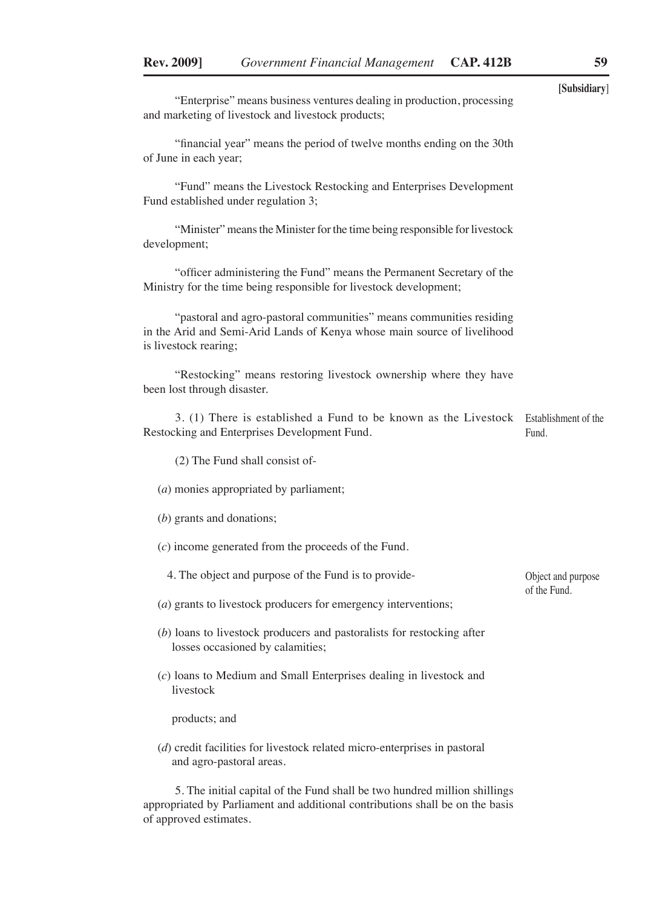“Enterprise” means business ventures dealing in production, processing and marketing of livestock and livestock products;

“financial year” means the period of twelve months ending on the 30th of June in each year;

“Fund” means the Livestock Restocking and Enterprises Development Fund established under regulation 3;

“Minister” means the Minister for the time being responsible for livestock development;

“officer administering the Fund” means the Permanent Secretary of the Ministry for the time being responsible for livestock development;

“pastoral and agro-pastoral communities” means communities residing in the Arid and Semi-Arid Lands of Kenya whose main source of livelihood is livestock rearing;

“Restocking” means restoring livestock ownership where they have been lost through disaster.

*Establishment of the Fund.*

3. (1) There is established a Fund to be known as the Livestock Restocking and Enterprises Development Fund.

(2) The Fund shall consist of-

(*a*) monies appropriated by parliament;

(*b*) grants and donations;

(*c*) income generated from the proceeds of the Fund.

*Object and purpose of the Fund.*

4. The object and purpose of the Fund is to provide-

(*a*) grants to livestock producers for emergency interventions;

(*b*) loans to livestock producers and pastoralists for restocking after losses occasioned by calamities;

(*c*) loans to Medium and Small Enterprises dealing in livestock and livestock

products; and

(*d*) credit facilities for livestock related micro-enterprises in pastoral and agro-pastoral areas.

5. The initial capital of the Fund shall be two hundred million shillings appropriated by Parliament and additional contributions shall be on the basis of approved estimates.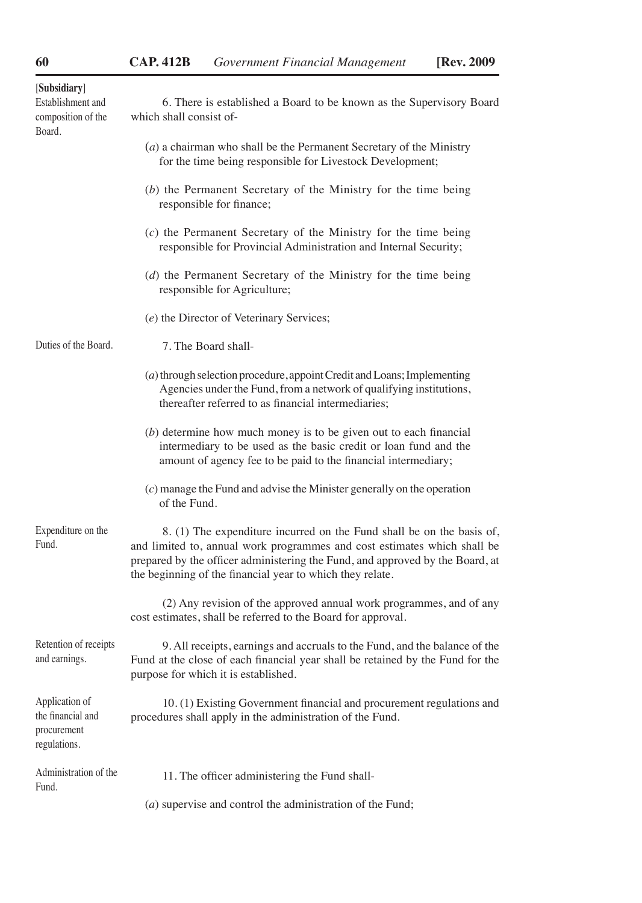[**Subsidiary**]

**Establishment and composition of the Board.**

6. There is established a Board to be known as the Supervisory Board which shall consist of-

(*a*) a chairman who shall be the Permanent Secretary of the Ministry for the time being responsible for Livestock Development;

(*b*) the Permanent Secretary of the Ministry for the time being responsible for finance;

(*c*) the Permanent Secretary of the Ministry for the time being responsible for Provincial Administration and Internal Security;

(*d*) the Permanent Secretary of the Ministry for the time being responsible for Agriculture;

(*e*) the Director of Veterinary Services;

**Duties of the Board.**

7. The Board shall-

(*a*) through selection procedure, appoint Credit and Loans; Implementing Agencies under the Fund, from a network of qualifying institutions, thereafter referred to as financial intermediaries;

(*b*) determine how much money is to be given out to each financial intermediary to be used as the basic credit or loan fund and the amount of agency fee to be paid to the financial intermediary;

(*c*) manage the Fund and advise the Minister generally on the operation of the Fund.

**Expenditure on the Fund.**

8. (1) The expenditure incurred on the Fund shall be on the basis of, and limited to, annual work programmes and cost estimates which shall be prepared by the officer administering the Fund, and approved by the Board, at the beginning of the financial year to which they relate.

(2) Any revision of the approved annual work programmes, and of any cost estimates, shall be referred to the Board for approval.

**Retention of receipts and earnings.**

9. All receipts, earnings and accruals to the Fund, and the balance of the Fund at the close of each financial year shall be retained by the Fund for the purpose for which it is established.

**Application of the financial and procurement regulations.**

10. (1) Existing Government financial and procurement regulations and procedures shall apply in the administration of the Fund.

**Administration of the Fund.**

11. The officer administering the Fund shall-

(*a*) supervise and control the administration of the Fund;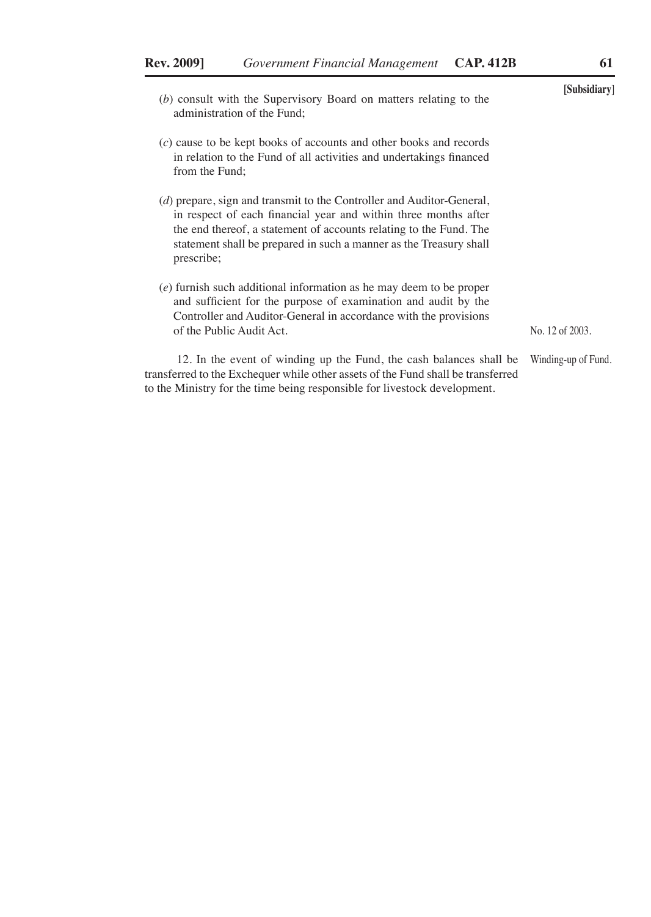(*b*) consult with the Supervisory Board on matters relating to the administration of the Fund;

(*c*) cause to be kept books of accounts and other books and records in relation to the Fund of all activities and undertakings financed from the Fund;

(*d*) prepare, sign and transmit to the Controller and Auditor-General, in respect of each financial year and within three months after the end thereof, a statement of accounts relating to the Fund. The statement shall be prepared in such a manner as the Treasury shall prescribe;

(*e*) furnish such additional information as he may deem to be proper and sufficient for the purpose of examination and audit by the Controller and Auditor-General in accordance with the provisions of the Public Audit Act. No. 12 of 2003.

Winding-up of Fund.

12. In the event of winding up the Fund, the cash balances shall be transferred to the Exchequer while other assets of the Fund shall be transferred to the Ministry for the time being responsible for livestock development.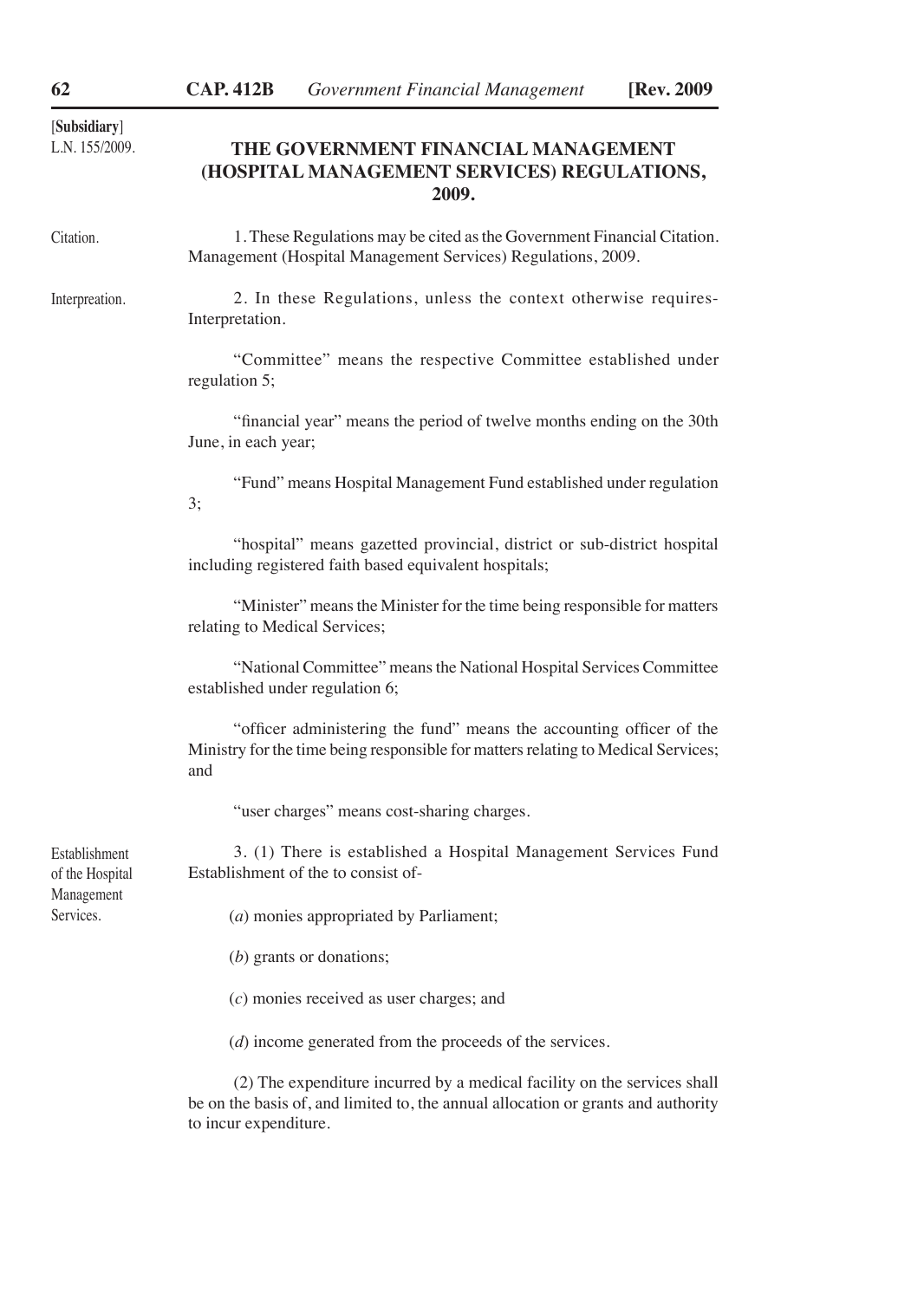[**Subsidiary**]
L.N. 155/2009.

## THE GOVERNMENT FINANCIAL MANAGEMENT (HOSPITAL MANAGEMENT SERVICES) REGULATIONS, 2009.

Citation.

1. These Regulations may be cited as the Government Financial Citation. Management (Hospital Management Services) Regulations, 2009.

Interpreation.

2. In these Regulations, unless the context otherwise requires- Interpretation.

"Committee" means the respective Committee established under regulation 5;

"financial year" means the period of twelve months ending on the 30th June, in each year;

"Fund" means Hospital Management Fund established under regulation 3;

"hospital" means gazetted provincial, district or sub-district hospital including registered faith based equivalent hospitals;

"Minister" means the Minister for the time being responsible for matters relating to Medical Services;

"National Committee" means the National Hospital Services Committee established under regulation 6;

"officer administering the fund" means the accounting officer of the Ministry for the time being responsible for matters relating to Medical Services; and

"user charges" means cost-sharing charges.

Establishment of the Hospital Management Services.

3. (1) There is established a Hospital Management Services Fund Establishment of the to consist of-

(*a*) monies appropriated by Parliament;

(*b*) grants or donations;

(*c*) monies received as user charges; and

(*d*) income generated from the proceeds of the services.

(2) The expenditure incurred by a medical facility on the services shall be on the basis of, and limited to, the annual allocation or grants and authority to incur expenditure.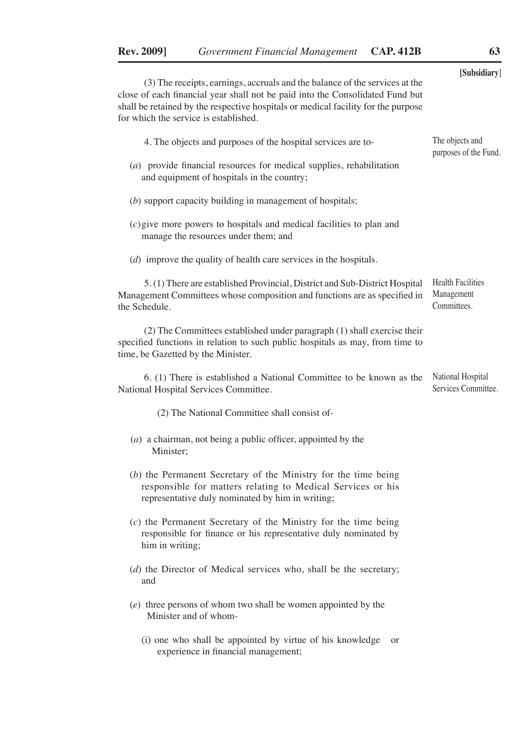[Subsidiary]

(3) The receipts, earnings, accruals and the balance of the services at the close of each financial year shall not be paid into the Consolidated Fund but shall be retained by the respective hospitals or medical facility for the purpose for which the service is established.

*The objects and purposes of the Fund.*

4. The objects and purposes of the hospital services are to-

(*a*) provide financial resources for medical supplies, rehabilitation and equipment of hospitals in the country;

(*b*) support capacity building in management of hospitals;

(*c*) give more powers to hospitals and medical facilities to plan and manage the resources under them; and

(*d*) improve the quality of health care services in the hospitals.

*Health Facilities Management Committees.*

5. (1) There are established Provincial, District and Sub-District Hospital Management Committees whose composition and functions are as specified in the Schedule.

(2) The Committees established under paragraph (1) shall exercise their specified functions in relation to such public hospitals as may, from time to time, be Gazetted by the Minister.

*National Hospital Services Committee.*

6. (1) There is established a National Committee to be known as the National Hospital Services Committee.

(2) The National Committee shall consist of-

(*a*) a chairman, not being a public officer, appointed by the Minister;

(*b*) the Permanent Secretary of the Ministry for the time being responsible for matters relating to Medical Services or his representative duly nominated by him in writing;

(*c*) the Permanent Secretary of the Ministry for the time being responsible for finance or his representative duly nominated by him in writing;

(*d*) the Director of Medical services who, shall be the secretary; and

(*e*) three persons of whom two shall be women appointed by the Minister and of whom-

(i) one who shall be appointed by virtue of his knowledge or experience in financial management;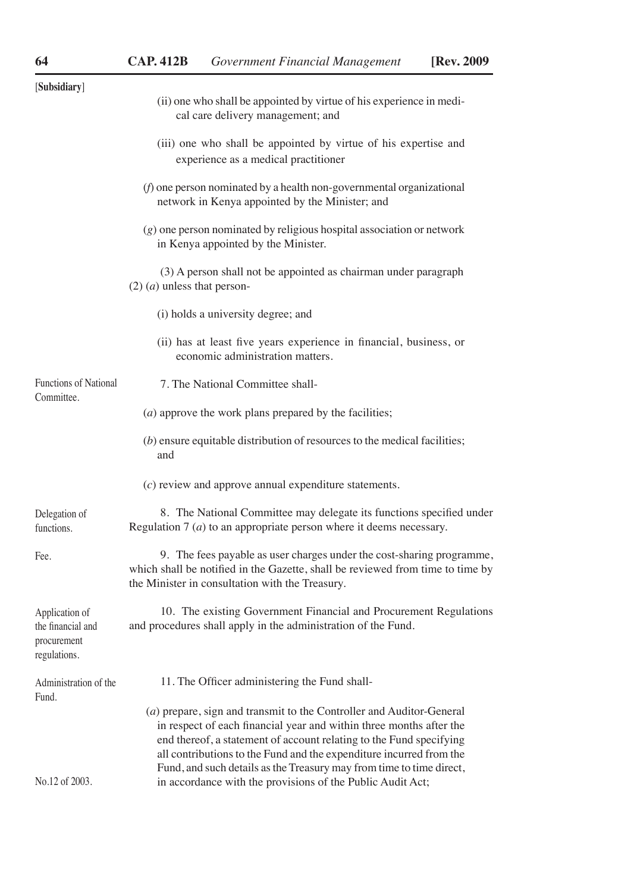[**Subsidiary**]

(ii) one who shall be appointed by virtue of his experience in medical care delivery management; and

(iii) one who shall be appointed by virtue of his expertise and experience as a medical practitioner

(*f*) one person nominated by a health non-governmental organizational network in Kenya appointed by the Minister; and

(*g*) one person nominated by religious hospital association or network in Kenya appointed by the Minister.

(3) A person shall not be appointed as chairman under paragraph (2) (*a*) unless that person-

(i) holds a university degree; and

(ii) has at least five years experience in financial, business, or economic administration matters.

Functions of National Committee.

7. The National Committee shall-

(*a*) approve the work plans prepared by the facilities;

(*b*) ensure equitable distribution of resources to the medical facilities; and

(*c*) review and approve annual expenditure statements.

Delegation of functions.

8. The National Committee may delegate its functions specified under Regulation 7 (*a*) to an appropriate person where it deems necessary.

Fee.

9. The fees payable as user charges under the cost-sharing programme, which shall be notified in the Gazette, shall be reviewed from time to time by the Minister in consultation with the Treasury.

Application of the financial and procurement regulations.

10. The existing Government Financial and Procurement Regulations and procedures shall apply in the administration of the Fund.

Administration of the Fund.

11. The Officer administering the Fund shall-

(*a*) prepare, sign and transmit to the Controller and Auditor-General in respect of each financial year and within three months after the end thereof, a statement of account relating to the Fund specifying all contributions to the Fund and the expenditure incurred from the Fund, and such details as the Treasury may from time to time direct, in accordance with the provisions of the Public Audit Act;

No.12 of 2003.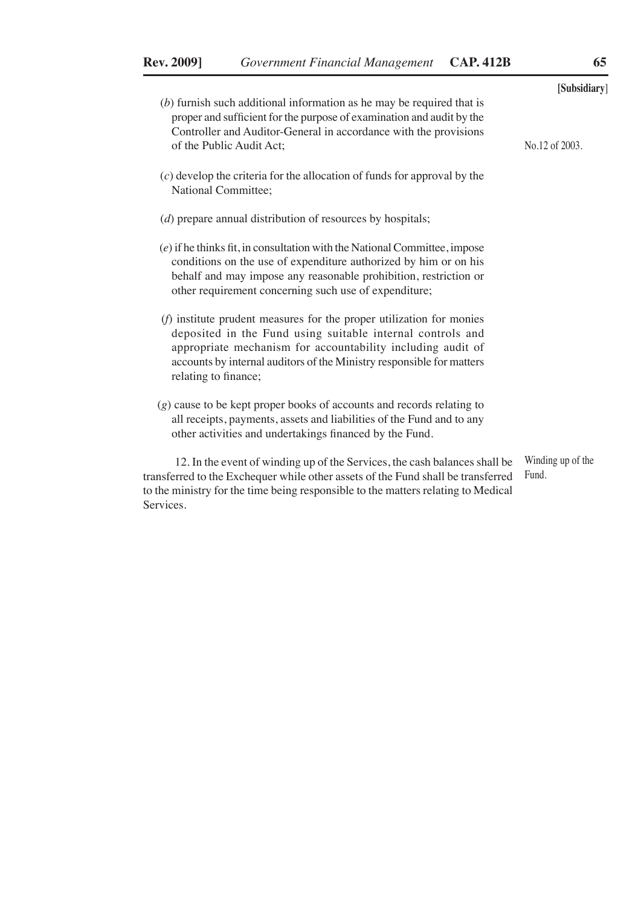[Subsidiary]

(*b*) furnish such additional information as he may be required that is proper and sufficient for the purpose of examination and audit by the Controller and Auditor-General in accordance with the provisions of the Public Audit Act;

No.12 of 2003.

(*c*) develop the criteria for the allocation of funds for approval by the National Committee;

(*d*) prepare annual distribution of resources by hospitals;

(*e*) if he thinks fit, in consultation with the National Committee, impose conditions on the use of expenditure authorized by him or on his behalf and may impose any reasonable prohibition, restriction or other requirement concerning such use of expenditure;

(*f*) institute prudent measures for the proper utilization for monies deposited in the Fund using suitable internal controls and appropriate mechanism for accountability including audit of accounts by internal auditors of the Ministry responsible for matters relating to finance;

(*g*) cause to be kept proper books of accounts and records relating to all receipts, payments, assets and liabilities of the Fund and to any other activities and undertakings financed by the Fund.

Winding up of the Fund.

12. In the event of winding up of the Services, the cash balances shall be transferred to the Exchequer while other assets of the Fund shall be transferred to the ministry for the time being responsible to the matters relating to Medical Services.